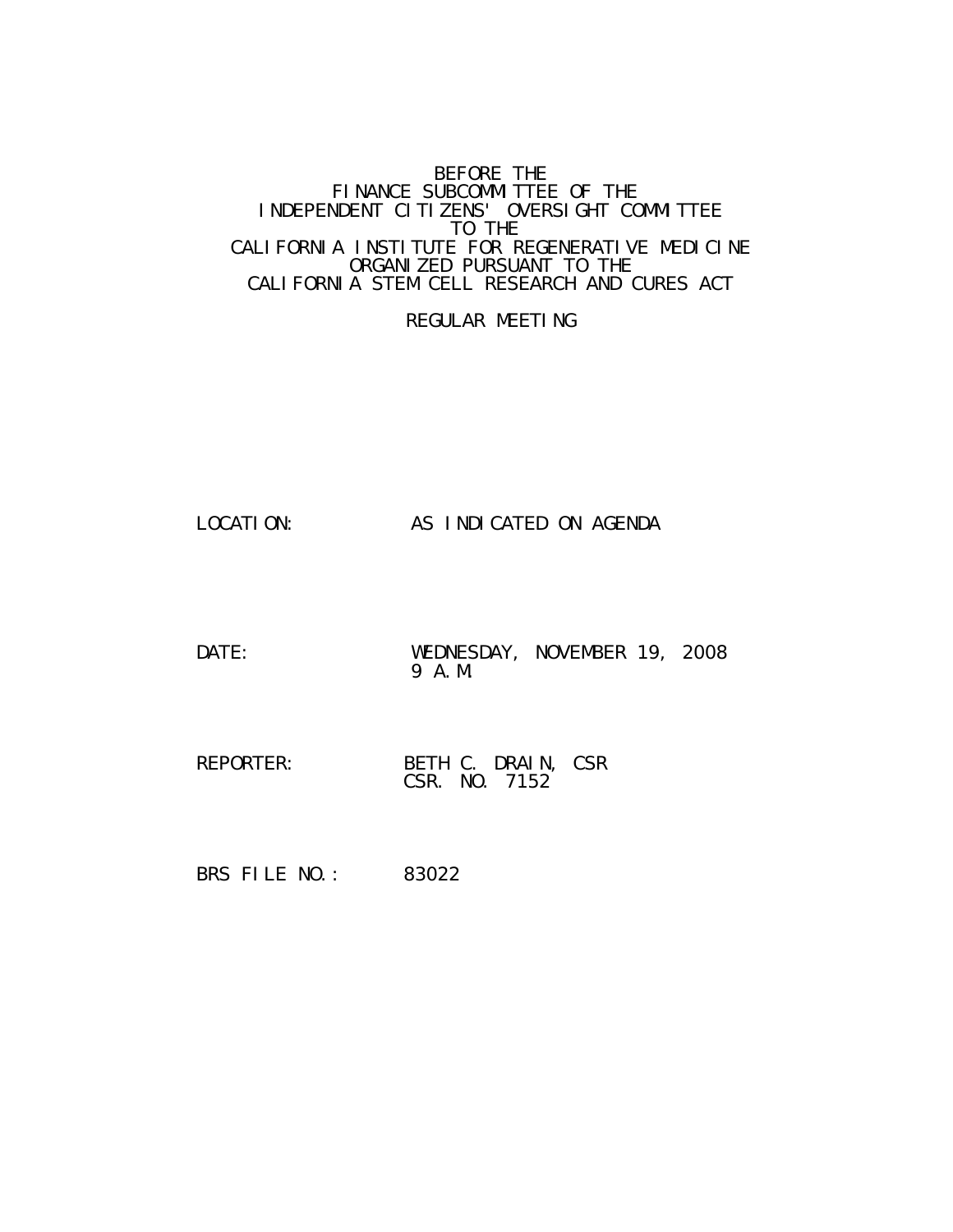BEFORE THE
FINANCE SUBCOMMITTEE OF THE
INDEPENDENT CITIZENS' OVERSIGHT COMMITTEE
TO THE
CALIFORNIA INSTITUTE FOR REGENERATIVE MEDICINE
ORGANIZED PURSUANT TO THE
CALIFORNIA STEM CELL RESEARCH AND CURES ACT

REGULAR MEETING

LOCATION: AS INDICATED ON AGENDA

DATE: WEDNESDAY, NOVEMBER 19, 2008
9 A.M.

REPORTER: BETH C. DRAIN, CSR
CSR. NO. 7152

BRS FILE NO.: 83022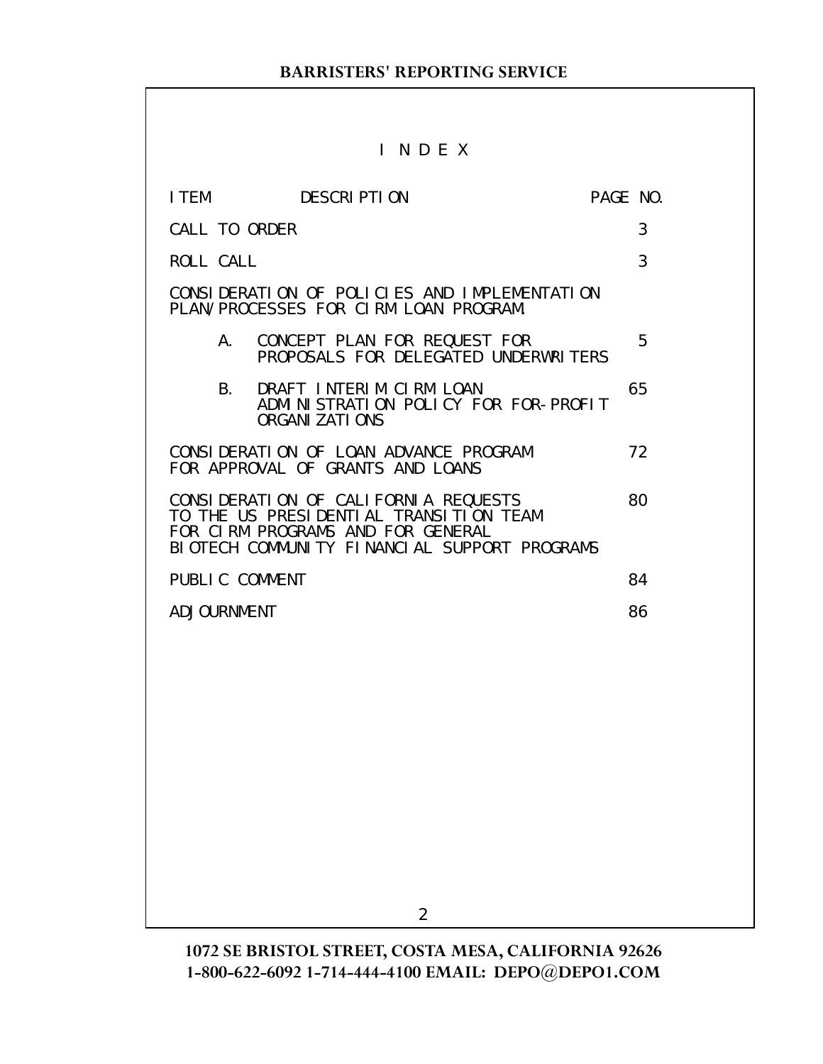# I N D E X

| ITEM | DESCRIPTION | PAGE NO. |
|---|---|---|
| CALL TO ORDER | | 3 |
| ROLL CALL | | 3 |
| CONSIDERATION OF POLICIES AND IMPLEMENTATION PLAN/PROCESSES FOR CIRM LOAN PROGRAM | | |
| A. | CONCEPT PLAN FOR REQUEST FOR PROPOSALS FOR DELEGATED UNDERWRITERS | 5 |
| B. | DRAFT INTERIM CIRM LOAN ADMINISTRATION POLICY FOR FOR-PROFIT ORGANIZATIONS | 65 |
| CONSIDERATION OF LOAN ADVANCE PROGRAM FOR APPROVAL OF GRANTS AND LOANS | | 72 |
| CONSIDERATION OF CALIFORNIA REQUESTS TO THE US PRESIDENTIAL TRANSITION TEAM FOR CIRM PROGRAMS AND FOR GENERAL BIOTECH COMMUNITY FINANCIAL SUPPORT PROGRAMS | | 80 |
| PUBLIC COMMENT | | 84 |
| ADJOURNMENT | | 86 |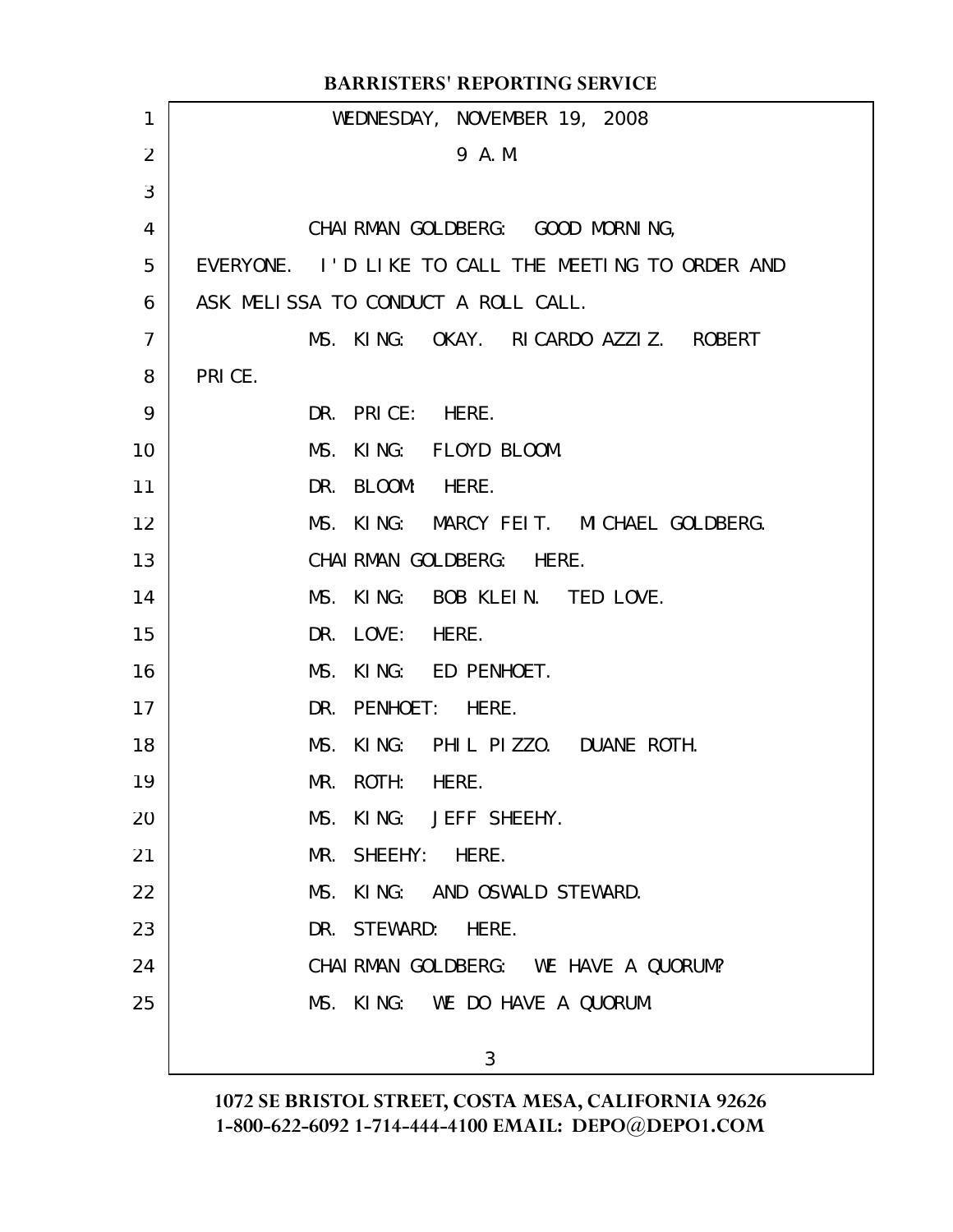WEDNESDAY, NOVEMBER 19, 2008

9 A.M.

CHAIRMAN GOLDBERG: GOOD MORNING, EVERYONE. I'D LIKE TO CALL THE MEETING TO ORDER AND ASK MELISSA TO CONDUCT A ROLL CALL.

MS. KING: OKAY. RICARDO AZZIZ. ROBERT PRICE.

DR. PRICE: HERE.

MS. KING: FLOYD BLOOM.

DR. BLOOM: HERE.

MS. KING: MARCY FEIT. MICHAEL GOLDBERG.

CHAIRMAN GOLDBERG: HERE.

MS. KING: BOB KLEIN. TED LOVE.

DR. LOVE: HERE.

MS. KING: ED PENHOET.

DR. PENHOET: HERE.

MS. KING: PHIL PIZZO. DUANE ROTH.

MR. ROTH: HERE.

MS. KING: JEFF SHEEHY.

MR. SHEEHY: HERE.

MS. KING: AND OSWALD STEWARD.

DR. STEWARD: HERE.

CHAIRMAN GOLDBERG: WE HAVE A QUORUM?

MS. KING: WE DO HAVE A QUORUM.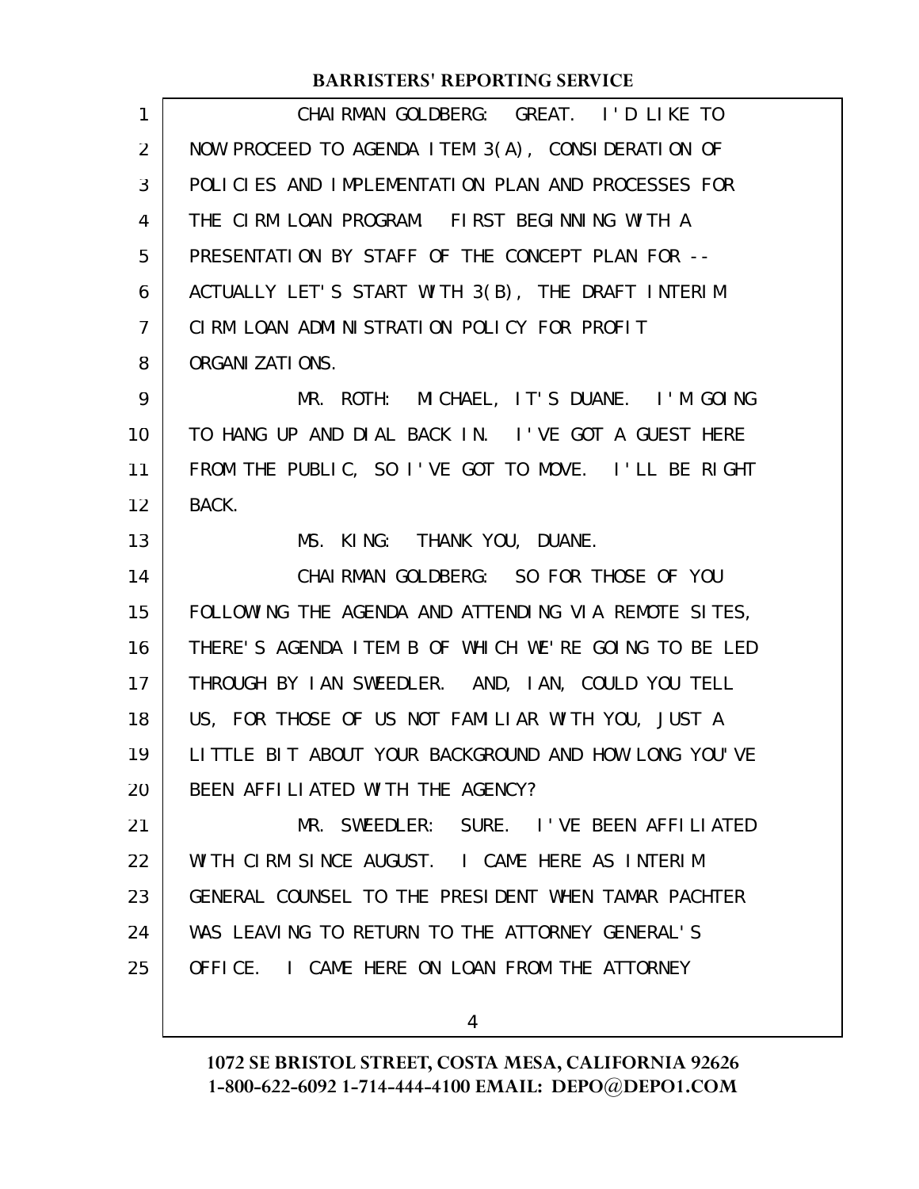CHAIRMAN GOLDBERG: GREAT. I'D LIKE TO NOW PROCEED TO AGENDA ITEM 3(A), CONSIDERATION OF POLICIES AND IMPLEMENTATION PLAN AND PROCESSES FOR THE CIRM LOAN PROGRAM. FIRST BEGINNING WITH A PRESENTATION BY STAFF OF THE CONCEPT PLAN FOR -- ACTUALLY LET'S START WITH 3(B), THE DRAFT INTERIM CIRM LOAN ADMINISTRATION POLICY FOR PROFIT ORGANIZATIONS.

MR. ROTH: MICHAEL, IT'S DUANE. I'M GOING TO HANG UP AND DIAL BACK IN. I'VE GOT A GUEST HERE FROM THE PUBLIC, SO I'VE GOT TO MOVE. I'LL BE RIGHT BACK.

MS. KING: THANK YOU, DUANE.

CHAIRMAN GOLDBERG: SO FOR THOSE OF YOU FOLLOWING THE AGENDA AND ATTENDING VIA REMOTE SITES, THERE'S AGENDA ITEM B OF WHICH WE'RE GOING TO BE LED THROUGH BY IAN SWEEDLER. AND, IAN, COULD YOU TELL US, FOR THOSE OF US NOT FAMILIAR WITH YOU, JUST A LITTLE BIT ABOUT YOUR BACKGROUND AND HOW LONG YOU'VE BEEN AFFILIATED WITH THE AGENCY?

MR. SWEEDLER: SURE. I'VE BEEN AFFILIATED WITH CIRM SINCE AUGUST. I CAME HERE AS INTERIM GENERAL COUNSEL TO THE PRESIDENT WHEN TAMAR PACHTER WAS LEAVING TO RETURN TO THE ATTORNEY GENERAL'S OFFICE. I CAME HERE ON LOAN FROM THE ATTORNEY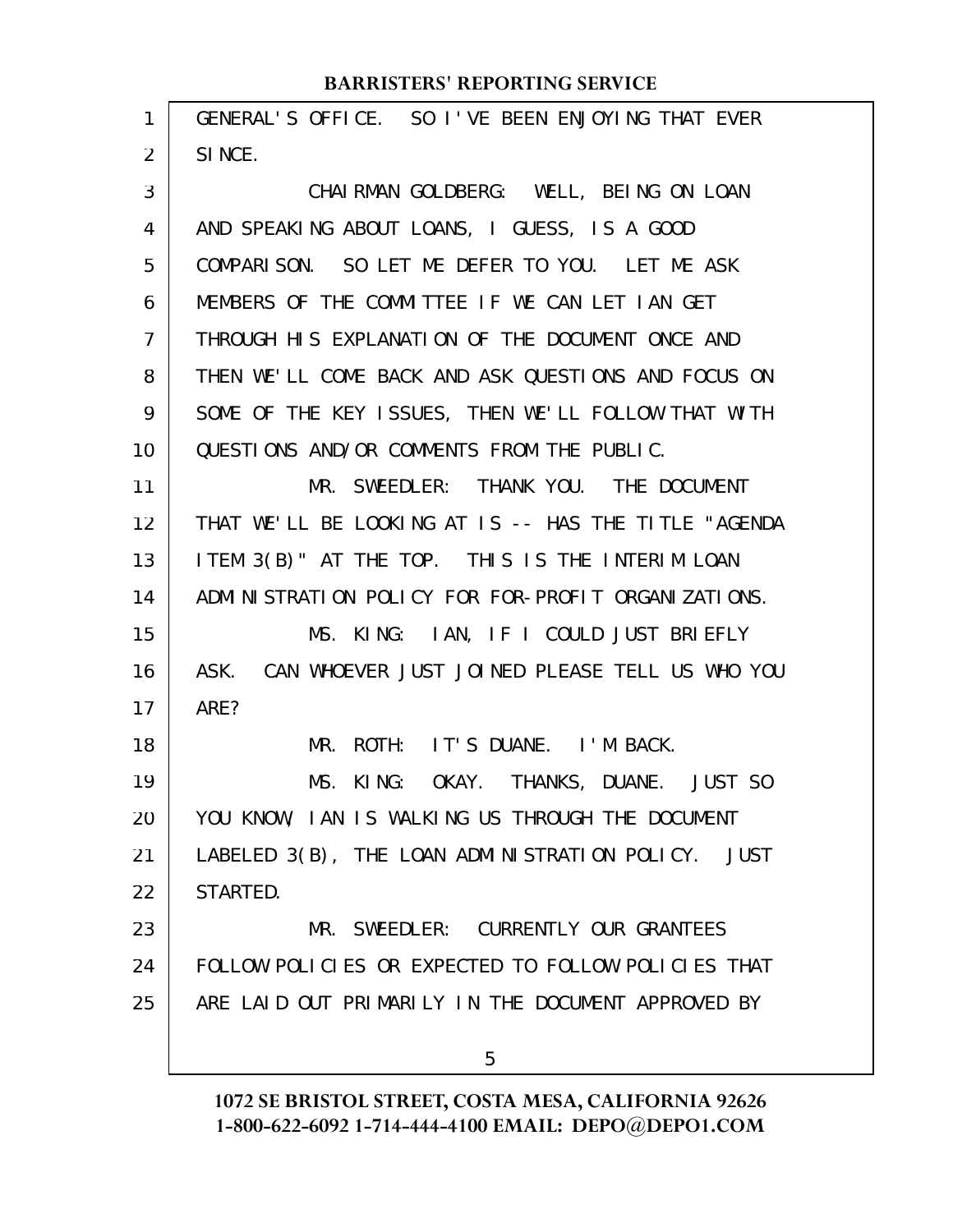GENERAL'S OFFICE. SO I'VE BEEN ENJOYING THAT EVER SINCE.

CHAIRMAN GOLDBERG: WELL, BEING ON LOAN AND SPEAKING ABOUT LOANS, I GUESS, IS A GOOD COMPARISON. SO LET ME DEFER TO YOU. LET ME ASK MEMBERS OF THE COMMITTEE IF WE CAN LET IAN GET THROUGH HIS EXPLANATION OF THE DOCUMENT ONCE AND THEN WE'LL COME BACK AND ASK QUESTIONS AND FOCUS ON SOME OF THE KEY ISSUES, THEN WE'LL FOLLOW THAT WITH QUESTIONS AND/OR COMMENTS FROM THE PUBLIC.

MR. SWEEDLER: THANK YOU. THE DOCUMENT THAT WE'LL BE LOOKING AT IS -- HAS THE TITLE "AGENDA ITEM 3(B)" AT THE TOP. THIS IS THE INTERIM LOAN ADMINISTRATION POLICY FOR FOR-PROFIT ORGANIZATIONS.

MS. KING: IAN, IF I COULD JUST BRIEFLY ASK. CAN WHOEVER JUST JOINED PLEASE TELL US WHO YOU ARE?

MR. ROTH: IT'S DUANE. I'M BACK.

MS. KING: OKAY. THANKS, DUANE. JUST SO YOU KNOW, IAN IS WALKING US THROUGH THE DOCUMENT LABELED 3(B), THE LOAN ADMINISTRATION POLICY. JUST STARTED.

MR. SWEEDLER: CURRENTLY OUR GRANTEES FOLLOW POLICIES OR EXPECTED TO FOLLOW POLICIES THAT ARE LAID OUT PRIMARILY IN THE DOCUMENT APPROVED BY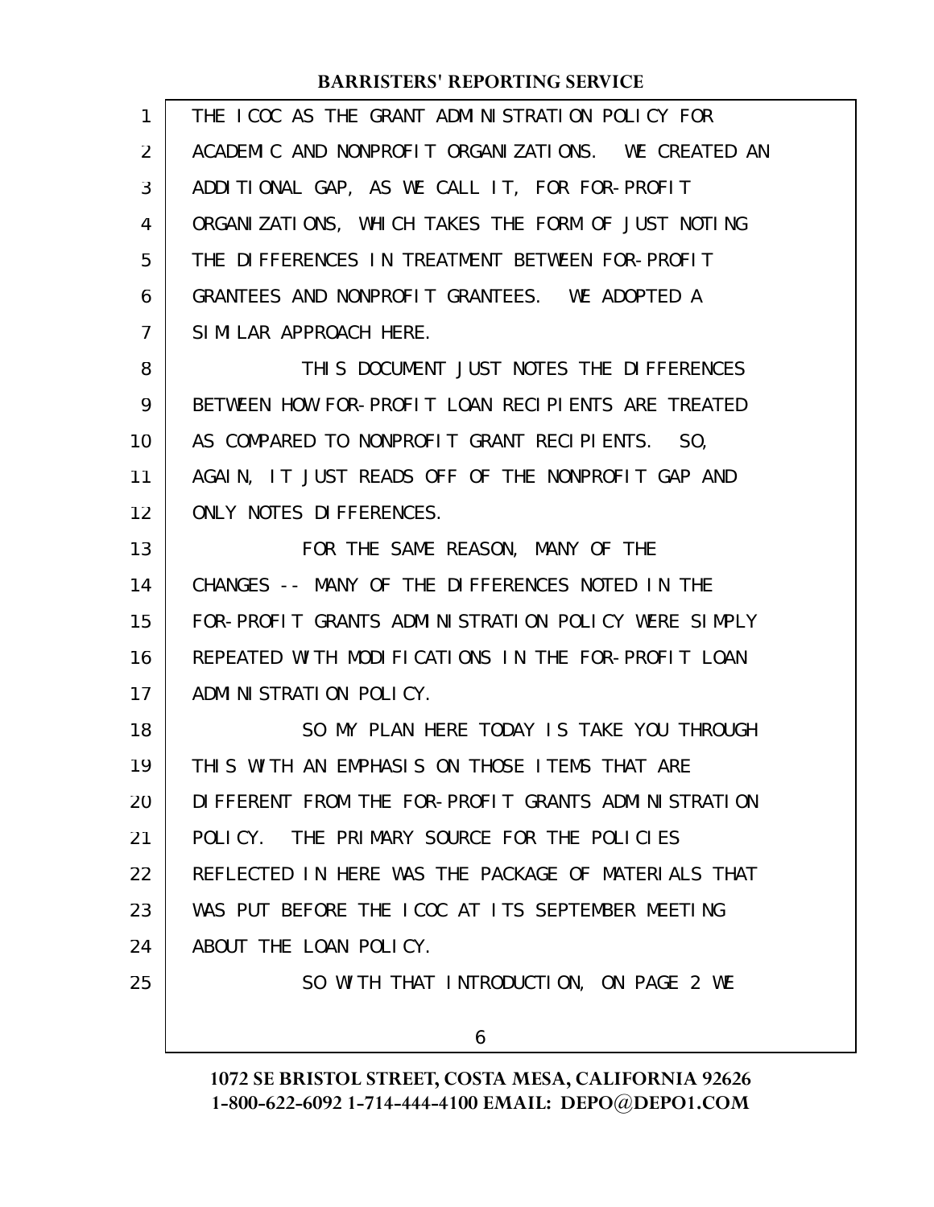THE ICOC AS THE GRANT ADMINISTRATION POLICY FOR ACADEMIC AND NONPROFIT ORGANIZATIONS. WE CREATED AN ADDITIONAL GAP, AS WE CALL IT, FOR FOR-PROFIT ORGANIZATIONS, WHICH TAKES THE FORM OF JUST NOTING THE DIFFERENCES IN TREATMENT BETWEEN FOR-PROFIT GRANTEES AND NONPROFIT GRANTEES. WE ADOPTED A SIMILAR APPROACH HERE.

THIS DOCUMENT JUST NOTES THE DIFFERENCES BETWEEN HOW FOR-PROFIT LOAN RECIPIENTS ARE TREATED AS COMPARED TO NONPROFIT GRANT RECIPIENTS. SO, AGAIN, IT JUST READS OFF OF THE NONPROFIT GAP AND ONLY NOTES DIFFERENCES.

FOR THE SAME REASON, MANY OF THE CHANGES -- MANY OF THE DIFFERENCES NOTED IN THE FOR-PROFIT GRANTS ADMINISTRATION POLICY WERE SIMPLY REPEATED WITH MODIFICATIONS IN THE FOR-PROFIT LOAN ADMINISTRATION POLICY.

SO MY PLAN HERE TODAY IS TAKE YOU THROUGH THIS WITH AN EMPHASIS ON THOSE ITEMS THAT ARE DIFFERENT FROM THE FOR-PROFIT GRANTS ADMINISTRATION POLICY. THE PRIMARY SOURCE FOR THE POLICIES REFLECTED IN HERE WAS THE PACKAGE OF MATERIALS THAT WAS PUT BEFORE THE ICOC AT ITS SEPTEMBER MEETING ABOUT THE LOAN POLICY.

SO WITH THAT INTRODUCTION, ON PAGE 2 WE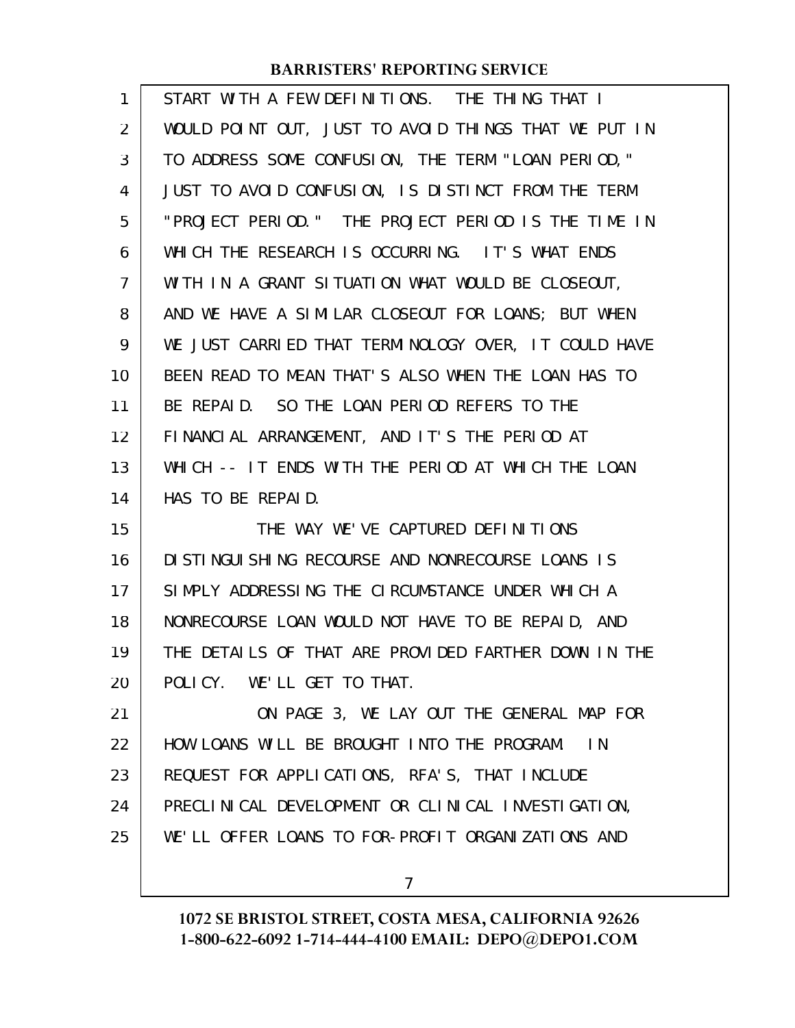START WITH A FEW DEFINITIONS. THE THING THAT I WOULD POINT OUT, JUST TO AVOID THINGS THAT WE PUT IN TO ADDRESS SOME CONFUSION, THE TERM "LOAN PERIOD," JUST TO AVOID CONFUSION, IS DISTINCT FROM THE TERM "PROJECT PERIOD." THE PROJECT PERIOD IS THE TIME IN WHICH THE RESEARCH IS OCCURRING. IT'S WHAT ENDS WITH IN A GRANT SITUATION WHAT WOULD BE CLOSEOUT, AND WE HAVE A SIMILAR CLOSEOUT FOR LOANS; BUT WHEN WE JUST CARRIED THAT TERMINOLOGY OVER, IT COULD HAVE BEEN READ TO MEAN THAT'S ALSO WHEN THE LOAN HAS TO BE REPAID. SO THE LOAN PERIOD REFERS TO THE FINANCIAL ARRANGEMENT, AND IT'S THE PERIOD AT WHICH -- IT ENDS WITH THE PERIOD AT WHICH THE LOAN HAS TO BE REPAID.

THE WAY WE'VE CAPTURED DEFINITIONS DISTINGUISHING RECOURSE AND NONRECOURSE LOANS IS SIMPLY ADDRESSING THE CIRCUMSTANCE UNDER WHICH A NONRECOURSE LOAN WOULD NOT HAVE TO BE REPAID, AND THE DETAILS OF THAT ARE PROVIDED FARTHER DOWN IN THE POLICY. WE'LL GET TO THAT.

ON PAGE 3, WE LAY OUT THE GENERAL MAP FOR HOW LOANS WILL BE BROUGHT INTO THE PROGRAM. IN REQUEST FOR APPLICATIONS, RFA'S, THAT INCLUDE PRECLINICAL DEVELOPMENT OR CLINICAL INVESTIGATION, WE'LL OFFER LOANS TO FOR-PROFIT ORGANIZATIONS AND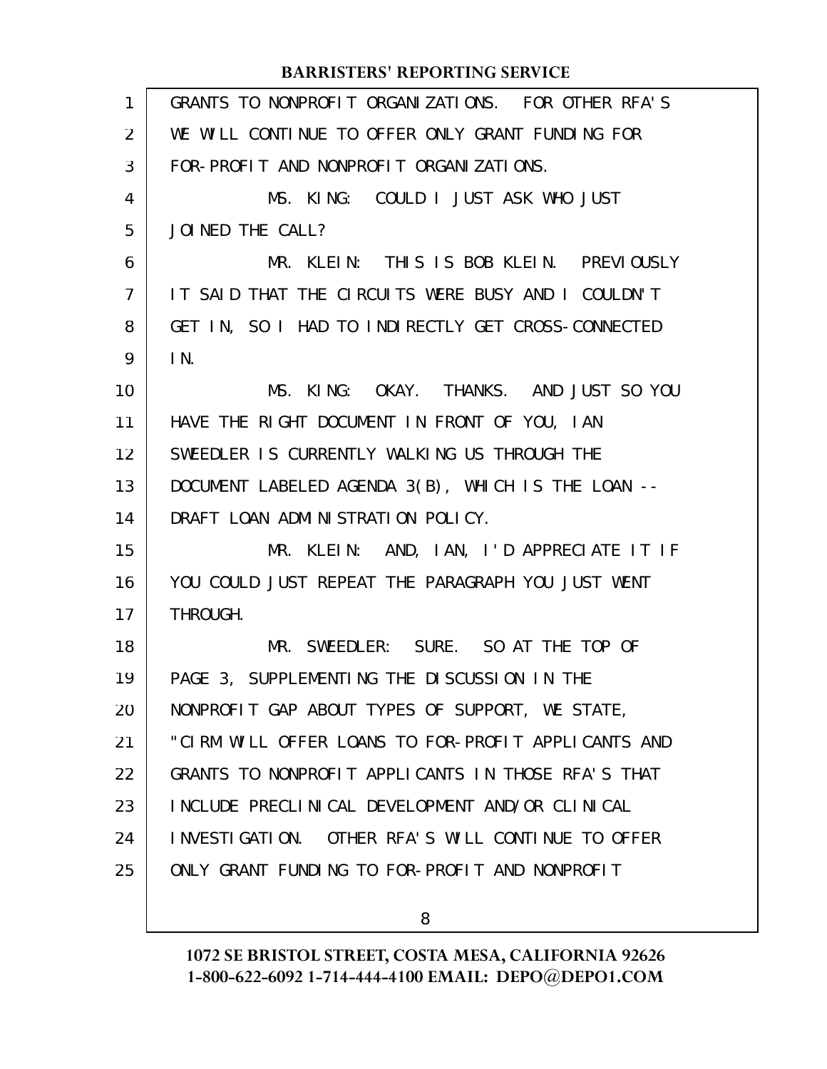GRANTS TO NONPROFIT ORGANIZATIONS. FOR OTHER RFA'S WE WILL CONTINUE TO OFFER ONLY GRANT FUNDING FOR FOR-PROFIT AND NONPROFIT ORGANIZATIONS.

MS. KING: COULD I JUST ASK WHO JUST JOINED THE CALL?

MR. KLEIN: THIS IS BOB KLEIN. PREVIOUSLY IT SAID THAT THE CIRCUITS WERE BUSY AND I COULDN'T GET IN, SO I HAD TO INDIRECTLY GET CROSS-CONNECTED IN.

MS. KING: OKAY. THANKS. AND JUST SO YOU HAVE THE RIGHT DOCUMENT IN FRONT OF YOU, IAN SWEEDLER IS CURRENTLY WALKING US THROUGH THE DOCUMENT LABELED AGENDA 3(B), WHICH IS THE LOAN -- DRAFT LOAN ADMINISTRATION POLICY.

MR. KLEIN: AND, IAN, I'D APPRECIATE IT IF YOU COULD JUST REPEAT THE PARAGRAPH YOU JUST WENT THROUGH.

MR. SWEEDLER: SURE. SO AT THE TOP OF PAGE 3, SUPPLEMENTING THE DISCUSSION IN THE NONPROFIT GAP ABOUT TYPES OF SUPPORT, WE STATE, "CIRM WILL OFFER LOANS TO FOR-PROFIT APPLICANTS AND GRANTS TO NONPROFIT APPLICANTS IN THOSE RFA'S THAT INCLUDE PRECLINICAL DEVELOPMENT AND/OR CLINICAL INVESTIGATION. OTHER RFA'S WILL CONTINUE TO OFFER ONLY GRANT FUNDING TO FOR-PROFIT AND NONPROFIT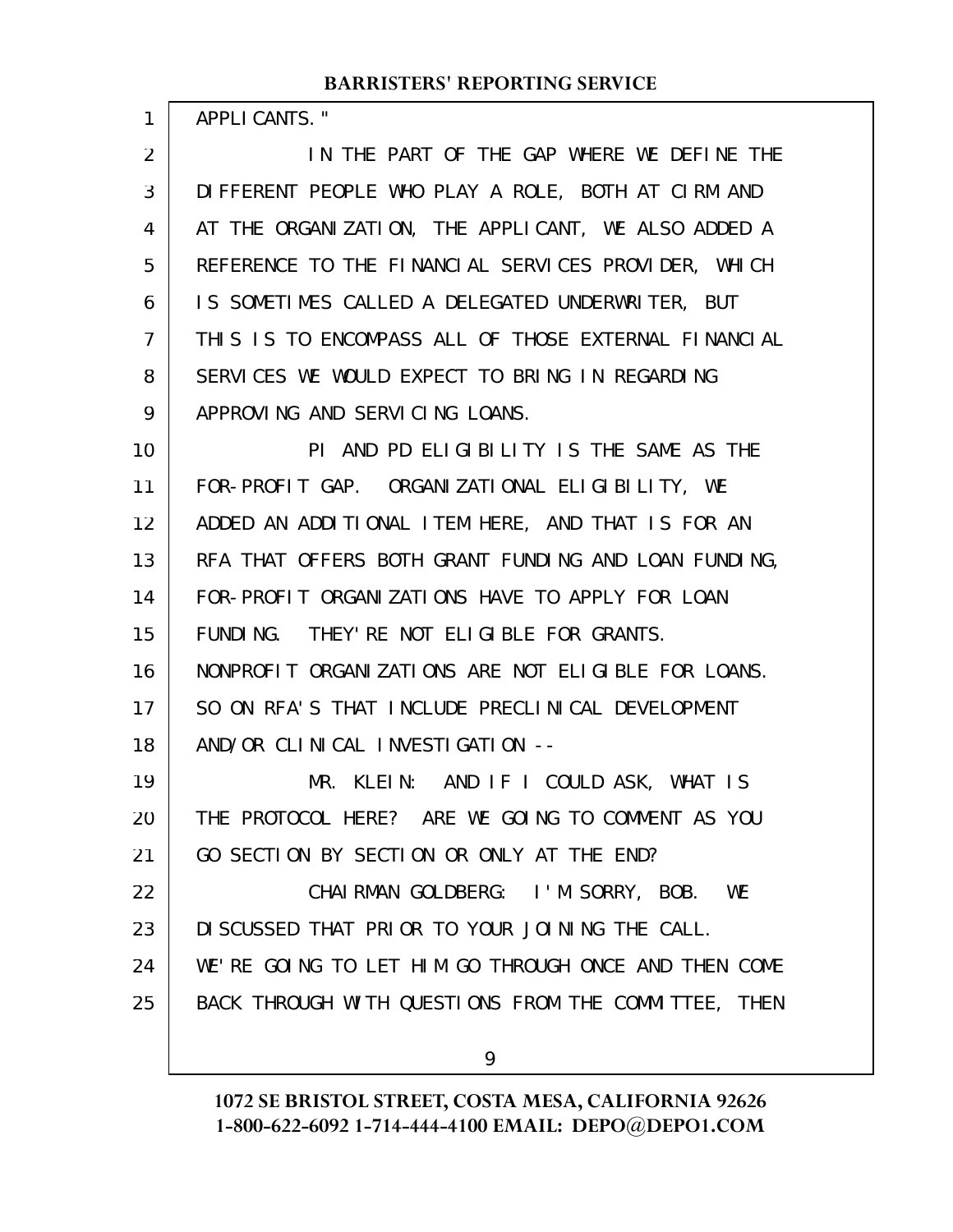APPLICANTS."

IN THE PART OF THE GAP WHERE WE DEFINE THE DIFFERENT PEOPLE WHO PLAY A ROLE, BOTH AT CIRM AND AT THE ORGANIZATION, THE APPLICANT, WE ALSO ADDED A REFERENCE TO THE FINANCIAL SERVICES PROVIDER, WHICH IS SOMETIMES CALLED A DELEGATED UNDERWRITER, BUT THIS IS TO ENCOMPASS ALL OF THOSE EXTERNAL FINANCIAL SERVICES WE WOULD EXPECT TO BRING IN REGARDING APPROVING AND SERVICING LOANS.

PI AND PD ELIGIBILITY IS THE SAME AS THE FOR-PROFIT GAP. ORGANIZATIONAL ELIGIBILITY, WE ADDED AN ADDITIONAL ITEM HERE, AND THAT IS FOR AN RFA THAT OFFERS BOTH GRANT FUNDING AND LOAN FUNDING, FOR-PROFIT ORGANIZATIONS HAVE TO APPLY FOR LOAN FUNDING. THEY'RE NOT ELIGIBLE FOR GRANTS. NONPROFIT ORGANIZATIONS ARE NOT ELIGIBLE FOR LOANS. SO ON RFA'S THAT INCLUDE PRECLINICAL DEVELOPMENT AND/OR CLINICAL INVESTIGATION --

MR. KLEIN: AND IF I COULD ASK, WHAT IS THE PROTOCOL HERE? ARE WE GOING TO COMMENT AS YOU GO SECTION BY SECTION OR ONLY AT THE END?

CHAIRMAN GOLDBERG: I'M SORRY, BOB. WE DISCUSSED THAT PRIOR TO YOUR JOINING THE CALL. WE'RE GOING TO LET HIM GO THROUGH ONCE AND THEN COME BACK THROUGH WITH QUESTIONS FROM THE COMMITTEE, THEN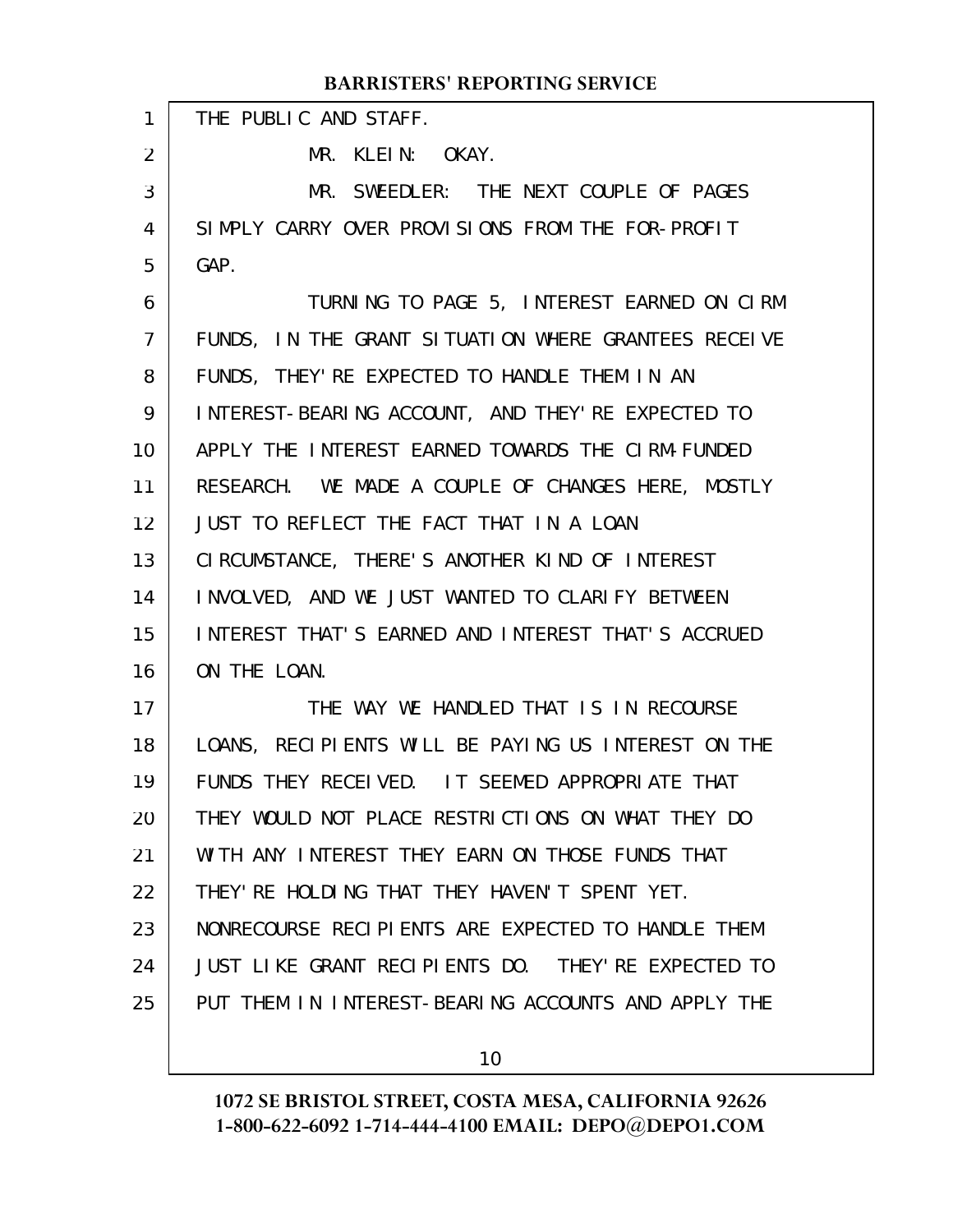THE PUBLIC AND STAFF.

MR. KLEIN: OKAY.

MR. SWEEDLER: THE NEXT COUPLE OF PAGES SIMPLY CARRY OVER PROVISIONS FROM THE FOR-PROFIT GAP.

TURNING TO PAGE 5, INTEREST EARNED ON CIRM FUNDS, IN THE GRANT SITUATION WHERE GRANTEES RECEIVE FUNDS, THEY'RE EXPECTED TO HANDLE THEM IN AN INTEREST-BEARING ACCOUNT, AND THEY'RE EXPECTED TO APPLY THE INTEREST EARNED TOWARDS THE CIRM-FUNDED RESEARCH. WE MADE A COUPLE OF CHANGES HERE, MOSTLY JUST TO REFLECT THE FACT THAT IN A LOAN CIRCUMSTANCE, THERE'S ANOTHER KIND OF INTEREST INVOLVED, AND WE JUST WANTED TO CLARIFY BETWEEN INTEREST THAT'S EARNED AND INTEREST THAT'S ACCRUED ON THE LOAN.

THE WAY WE HANDLED THAT IS IN RECOURSE LOANS, RECIPIENTS WILL BE PAYING US INTEREST ON THE FUNDS THEY RECEIVED. IT SEEMED APPROPRIATE THAT THEY WOULD NOT PLACE RESTRICTIONS ON WHAT THEY DO WITH ANY INTEREST THEY EARN ON THOSE FUNDS THAT THEY'RE HOLDING THAT THEY HAVEN'T SPENT YET. NONRECOURSE RECIPIENTS ARE EXPECTED TO HANDLE THEM JUST LIKE GRANT RECIPIENTS DO. THEY'RE EXPECTED TO PUT THEM IN INTEREST-BEARING ACCOUNTS AND APPLY THE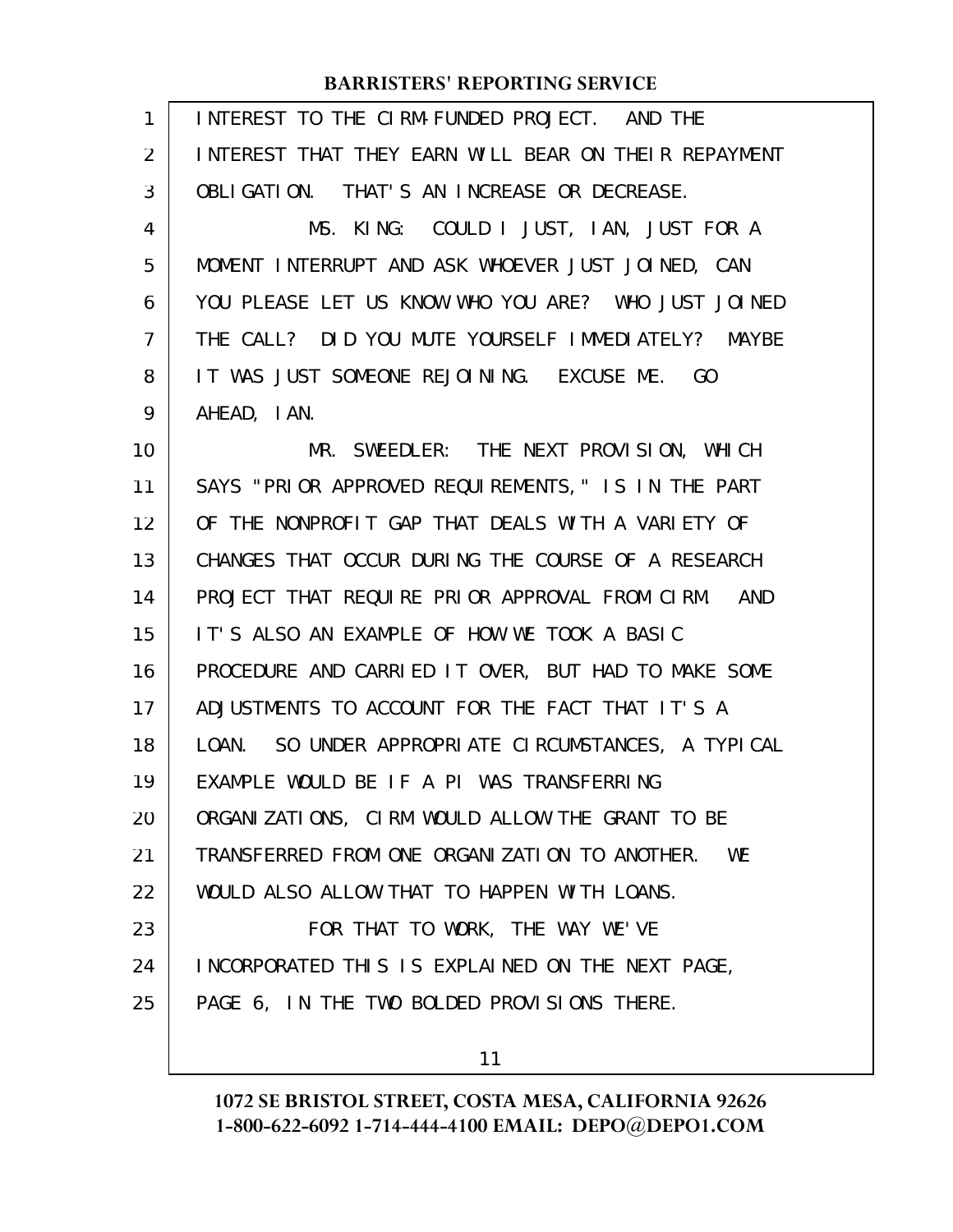INTEREST TO THE CIRM-FUNDED PROJECT. AND THE INTEREST THAT THEY EARN WILL BEAR ON THEIR REPAYMENT OBLIGATION. THAT'S AN INCREASE OR DECREASE.

MS. KING: COULD I JUST, IAN, JUST FOR A MOMENT INTERRUPT AND ASK WHOEVER JUST JOINED, CAN YOU PLEASE LET US KNOW WHO YOU ARE? WHO JUST JOINED THE CALL? DID YOU MUTE YOURSELF IMMEDIATELY? MAYBE IT WAS JUST SOMEONE REJOINING. EXCUSE ME. GO AHEAD, IAN.

MR. SWEEDLER: THE NEXT PROVISION, WHICH SAYS "PRIOR APPROVED REQUIREMENTS," IS IN THE PART OF THE NONPROFIT GAP THAT DEALS WITH A VARIETY OF CHANGES THAT OCCUR DURING THE COURSE OF A RESEARCH PROJECT THAT REQUIRE PRIOR APPROVAL FROM CIRM. AND IT'S ALSO AN EXAMPLE OF HOW WE TOOK A BASIC PROCEDURE AND CARRIED IT OVER, BUT HAD TO MAKE SOME ADJUSTMENTS TO ACCOUNT FOR THE FACT THAT IT'S A LOAN. SO UNDER APPROPRIATE CIRCUMSTANCES, A TYPICAL EXAMPLE WOULD BE IF A PI WAS TRANSFERRING ORGANIZATIONS, CIRM WOULD ALLOW THE GRANT TO BE TRANSFERRED FROM ONE ORGANIZATION TO ANOTHER. WE WOULD ALSO ALLOW THAT TO HAPPEN WITH LOANS.

FOR THAT TO WORK, THE WAY WE'VE INCORPORATED THIS IS EXPLAINED ON THE NEXT PAGE, PAGE 6, IN THE TWO BOLDED PROVISIONS THERE.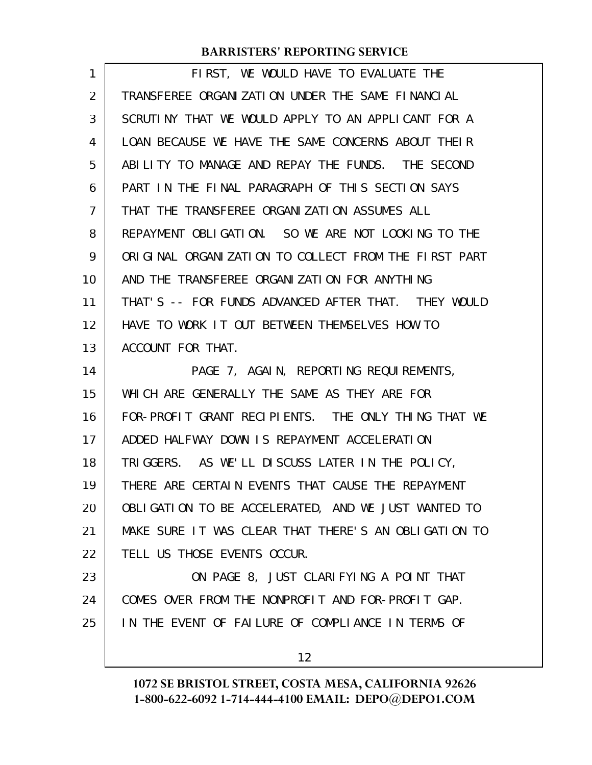FIRST, WE WOULD HAVE TO EVALUATE THE TRANSFEREE ORGANIZATION UNDER THE SAME FINANCIAL SCRUTINY THAT WE WOULD APPLY TO AN APPLICANT FOR A LOAN BECAUSE WE HAVE THE SAME CONCERNS ABOUT THEIR ABILITY TO MANAGE AND REPAY THE FUNDS. THE SECOND PART IN THE FINAL PARAGRAPH OF THIS SECTION SAYS THAT THE TRANSFEREE ORGANIZATION ASSUMES ALL REPAYMENT OBLIGATION. SO WE ARE NOT LOOKING TO THE ORIGINAL ORGANIZATION TO COLLECT FROM THE FIRST PART AND THE TRANSFEREE ORGANIZATION FOR ANYTHING THAT'S -- FOR FUNDS ADVANCED AFTER THAT. THEY WOULD HAVE TO WORK IT OUT BETWEEN THEMSELVES HOW TO ACCOUNT FOR THAT.

PAGE 7, AGAIN, REPORTING REQUIREMENTS, WHICH ARE GENERALLY THE SAME AS THEY ARE FOR FOR-PROFIT GRANT RECIPIENTS. THE ONLY THING THAT WE ADDED HALFWAY DOWN IS REPAYMENT ACCELERATION TRIGGERS. AS WE'LL DISCUSS LATER IN THE POLICY, THERE ARE CERTAIN EVENTS THAT CAUSE THE REPAYMENT OBLIGATION TO BE ACCELERATED, AND WE JUST WANTED TO MAKE SURE IT WAS CLEAR THAT THERE'S AN OBLIGATION TO TELL US THOSE EVENTS OCCUR.

ON PAGE 8, JUST CLARIFYING A POINT THAT COMES OVER FROM THE NONPROFIT AND FOR-PROFIT GAP. IN THE EVENT OF FAILURE OF COMPLIANCE IN TERMS OF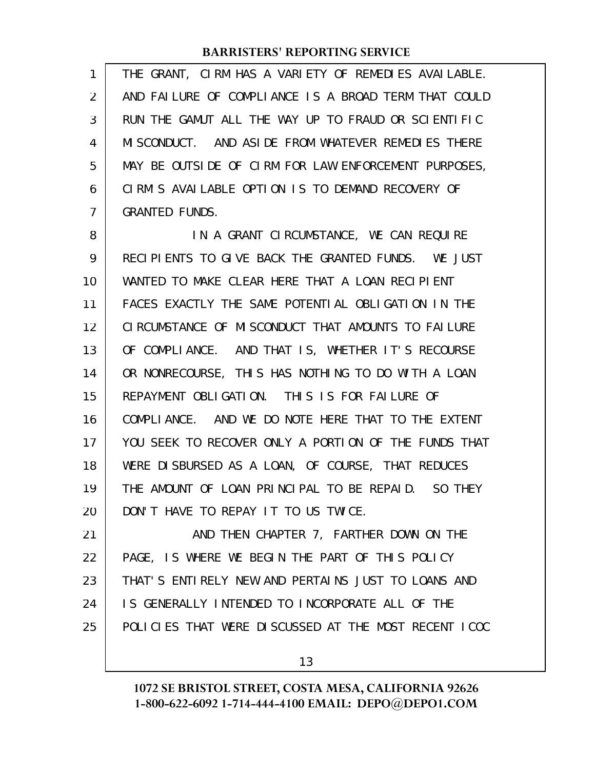THE GRANT, CIRM HAS A VARIETY OF REMEDIES AVAILABLE. AND FAILURE OF COMPLIANCE IS A BROAD TERM THAT COULD RUN THE GAMUT ALL THE WAY UP TO FRAUD OR SCIENTIFIC MISCONDUCT. AND ASIDE FROM WHATEVER REMEDIES THERE MAY BE OUTSIDE OF CIRM FOR LAW ENFORCEMENT PURPOSES, CIRM'S AVAILABLE OPTION IS TO DEMAND RECOVERY OF GRANTED FUNDS.

IN A GRANT CIRCUMSTANCE, WE CAN REQUIRE RECIPIENTS TO GIVE BACK THE GRANTED FUNDS. WE JUST WANTED TO MAKE CLEAR HERE THAT A LOAN RECIPIENT FACES EXACTLY THE SAME POTENTIAL OBLIGATION IN THE CIRCUMSTANCE OF MISCONDUCT THAT AMOUNTS TO FAILURE OF COMPLIANCE. AND THAT IS, WHETHER IT'S RECOURSE OR NONRECOURSE, THIS HAS NOTHING TO DO WITH A LOAN REPAYMENT OBLIGATION. THIS IS FOR FAILURE OF COMPLIANCE. AND WE DO NOTE HERE THAT TO THE EXTENT YOU SEEK TO RECOVER ONLY A PORTION OF THE FUNDS THAT WERE DISBURSED AS A LOAN, OF COURSE, THAT REDUCES THE AMOUNT OF LOAN PRINCIPAL TO BE REPAID. SO THEY DON'T HAVE TO REPAY IT TO US TWICE.

AND THEN CHAPTER 7, FARTHER DOWN ON THE PAGE, IS WHERE WE BEGIN THE PART OF THIS POLICY THAT'S ENTIRELY NEW AND PERTAINS JUST TO LOANS AND IS GENERALLY INTENDED TO INCORPORATE ALL OF THE POLICIES THAT WERE DISCUSSED AT THE MOST RECENT ICOC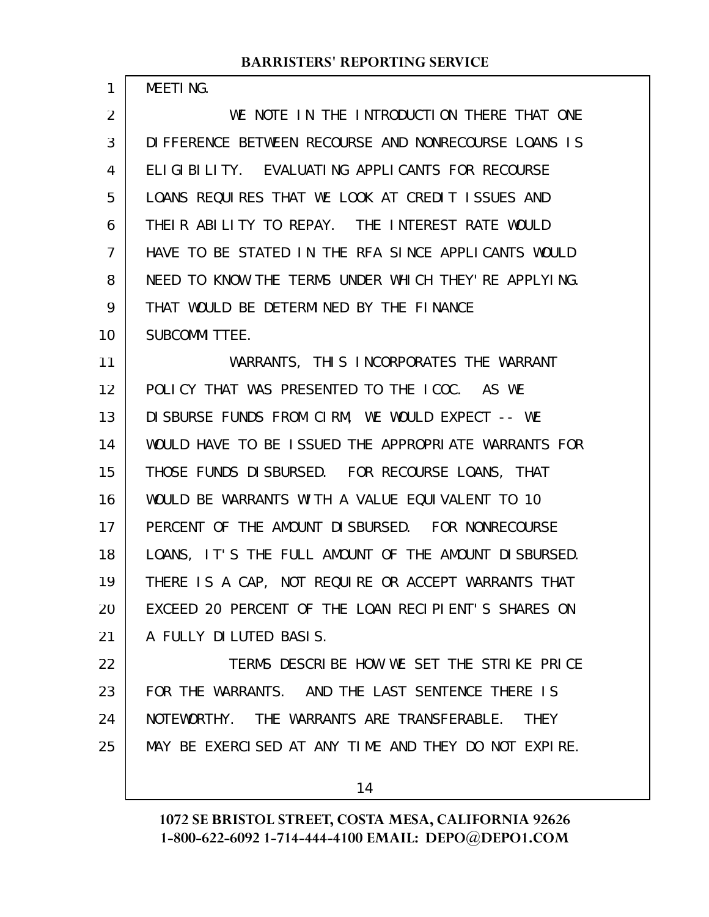MEETING.

WE NOTE IN THE INTRODUCTION THERE THAT ONE DIFFERENCE BETWEEN RECOURSE AND NONRECOURSE LOANS IS ELIGIBILITY. EVALUATING APPLICANTS FOR RECOURSE LOANS REQUIRES THAT WE LOOK AT CREDIT ISSUES AND THEIR ABILITY TO REPAY. THE INTEREST RATE WOULD HAVE TO BE STATED IN THE RFA SINCE APPLICANTS WOULD NEED TO KNOW THE TERMS UNDER WHICH THEY'RE APPLYING. THAT WOULD BE DETERMINED BY THE FINANCE SUBCOMMITTEE.

WARRANTS, THIS INCORPORATES THE WARRANT POLICY THAT WAS PRESENTED TO THE ICOC. AS WE DISBURSE FUNDS FROM CIRM, WE WOULD EXPECT -- WE WOULD HAVE TO BE ISSUED THE APPROPRIATE WARRANTS FOR THOSE FUNDS DISBURSED. FOR RECOURSE LOANS, THAT WOULD BE WARRANTS WITH A VALUE EQUIVALENT TO 10 PERCENT OF THE AMOUNT DISBURSED. FOR NONRECOURSE LOANS, IT'S THE FULL AMOUNT OF THE AMOUNT DISBURSED. THERE IS A CAP, NOT REQUIRE OR ACCEPT WARRANTS THAT EXCEED 20 PERCENT OF THE LOAN RECIPIENT'S SHARES ON A FULLY DILUTED BASIS.

TERMS DESCRIBE HOW WE SET THE STRIKE PRICE FOR THE WARRANTS. AND THE LAST SENTENCE THERE IS NOTEWORTHY. THE WARRANTS ARE TRANSFERABLE. THEY MAY BE EXERCISED AT ANY TIME AND THEY DO NOT EXPIRE.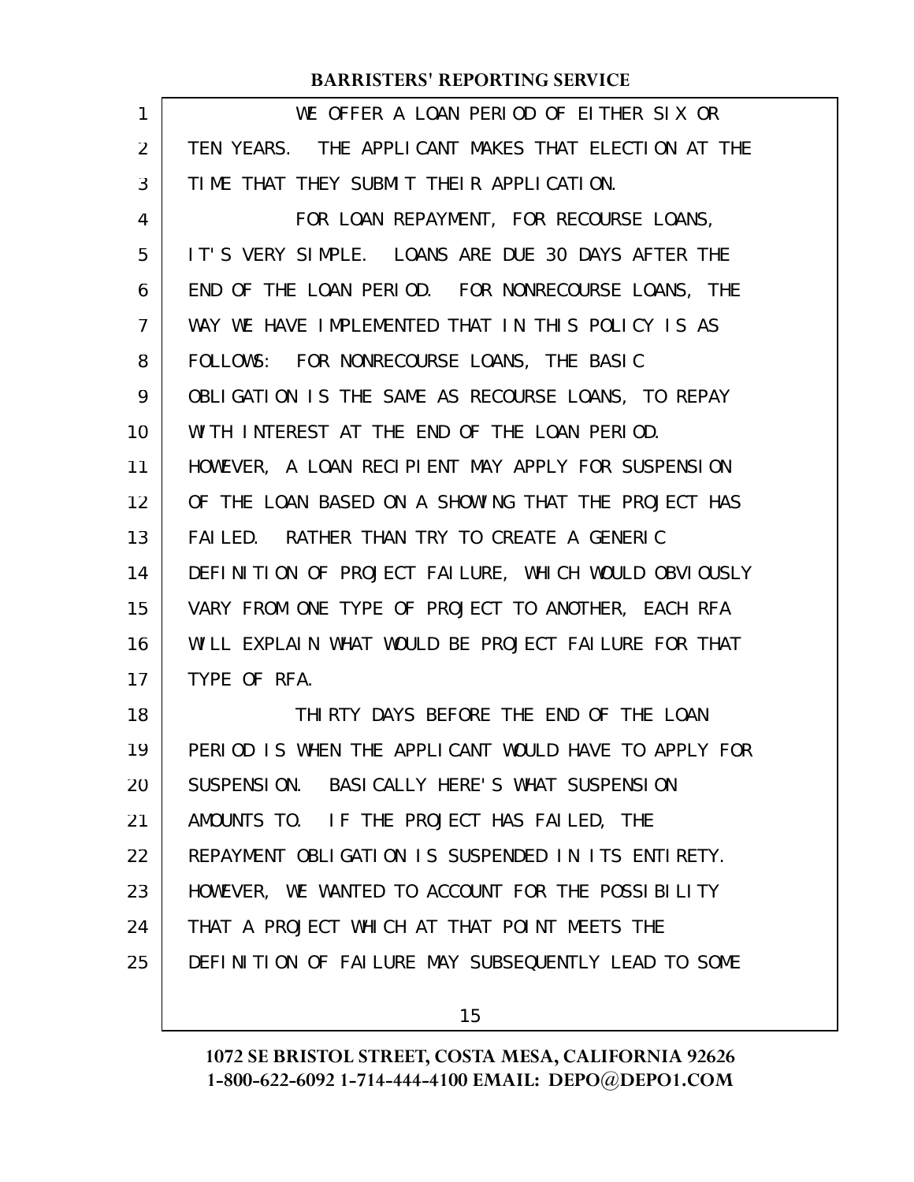WE OFFER A LOAN PERIOD OF EITHER SIX OR TEN YEARS. THE APPLICANT MAKES THAT ELECTION AT THE TIME THAT THEY SUBMIT THEIR APPLICATION.

FOR LOAN REPAYMENT, FOR RECOURSE LOANS, IT'S VERY SIMPLE. LOANS ARE DUE 30 DAYS AFTER THE END OF THE LOAN PERIOD. FOR NONRECOURSE LOANS, THE WAY WE HAVE IMPLEMENTED THAT IN THIS POLICY IS AS FOLLOWS: FOR NONRECOURSE LOANS, THE BASIC OBLIGATION IS THE SAME AS RECOURSE LOANS, TO REPAY WITH INTEREST AT THE END OF THE LOAN PERIOD. HOWEVER, A LOAN RECIPIENT MAY APPLY FOR SUSPENSION OF THE LOAN BASED ON A SHOWING THAT THE PROJECT HAS FAILED. RATHER THAN TRY TO CREATE A GENERIC DEFINITION OF PROJECT FAILURE, WHICH WOULD OBVIOUSLY VARY FROM ONE TYPE OF PROJECT TO ANOTHER, EACH RFA WILL EXPLAIN WHAT WOULD BE PROJECT FAILURE FOR THAT TYPE OF RFA.

THIRTY DAYS BEFORE THE END OF THE LOAN PERIOD IS WHEN THE APPLICANT WOULD HAVE TO APPLY FOR SUSPENSION. BASICALLY HERE'S WHAT SUSPENSION AMOUNTS TO. IF THE PROJECT HAS FAILED, THE REPAYMENT OBLIGATION IS SUSPENDED IN ITS ENTIRETY. HOWEVER, WE WANTED TO ACCOUNT FOR THE POSSIBILITY THAT A PROJECT WHICH AT THAT POINT MEETS THE DEFINITION OF FAILURE MAY SUBSEQUENTLY LEAD TO SOME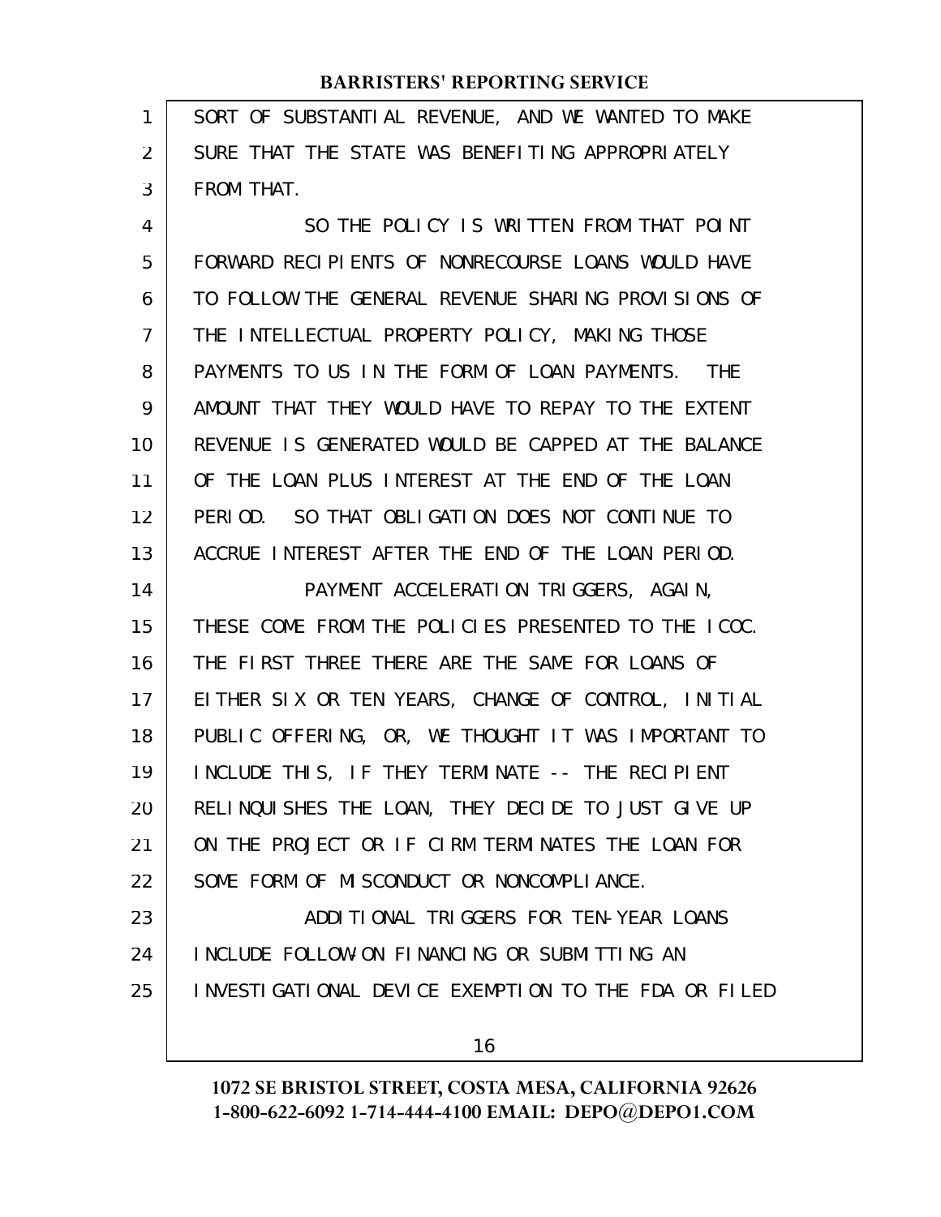SORT OF SUBSTANTIAL REVENUE, AND WE WANTED TO MAKE SURE THAT THE STATE WAS BENEFITING APPROPRIATELY FROM THAT.

SO THE POLICY IS WRITTEN FROM THAT POINT FORWARD RECIPIENTS OF NONRECOURSE LOANS WOULD HAVE TO FOLLOW THE GENERAL REVENUE SHARING PROVISIONS OF THE INTELLECTUAL PROPERTY POLICY, MAKING THOSE PAYMENTS TO US IN THE FORM OF LOAN PAYMENTS. THE AMOUNT THAT THEY WOULD HAVE TO REPAY TO THE EXTENT REVENUE IS GENERATED WOULD BE CAPPED AT THE BALANCE OF THE LOAN PLUS INTEREST AT THE END OF THE LOAN PERIOD. SO THAT OBLIGATION DOES NOT CONTINUE TO ACCRUE INTEREST AFTER THE END OF THE LOAN PERIOD.

PAYMENT ACCELERATION TRIGGERS, AGAIN, THESE COME FROM THE POLICIES PRESENTED TO THE ICOC. THE FIRST THREE THERE ARE THE SAME FOR LOANS OF EITHER SIX OR TEN YEARS, CHANGE OF CONTROL, INITIAL PUBLIC OFFERING, OR, WE THOUGHT IT WAS IMPORTANT TO INCLUDE THIS, IF THEY TERMINATE -- THE RECIPIENT RELINQUISHES THE LOAN, THEY DECIDE TO JUST GIVE UP ON THE PROJECT OR IF CIRM TERMINATES THE LOAN FOR SOME FORM OF MISCONDUCT OR NONCOMPLIANCE.

ADDITIONAL TRIGGERS FOR TEN-YEAR LOANS INCLUDE FOLLOW-ON FINANCING OR SUBMITTING AN INVESTIGATIONAL DEVICE EXEMPTION TO THE FDA OR FILED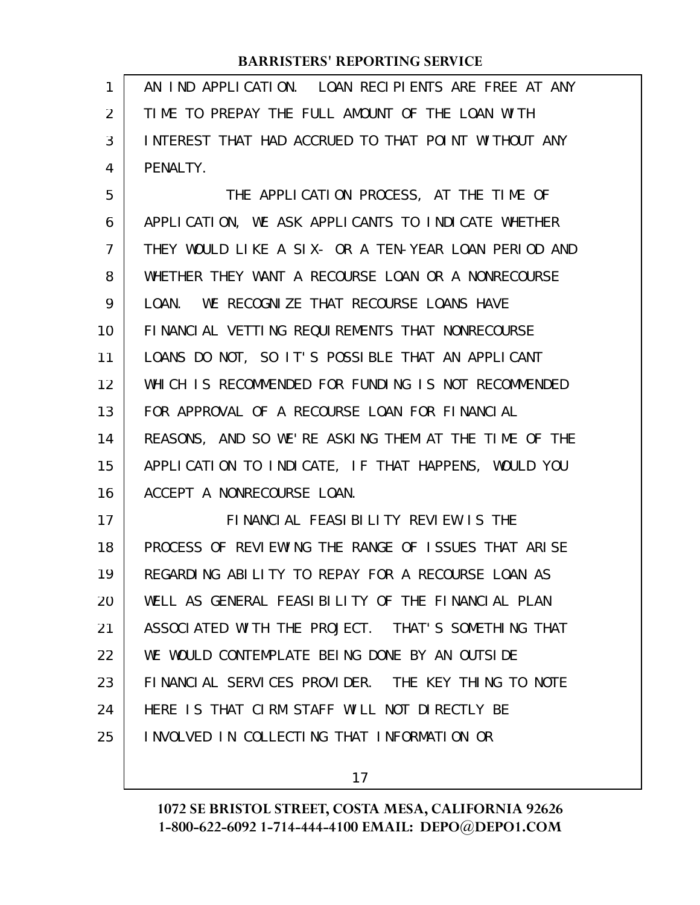AN IND APPLICATION. LOAN RECIPIENTS ARE FREE AT ANY TIME TO PREPAY THE FULL AMOUNT OF THE LOAN WITH INTEREST THAT HAD ACCRUED TO THAT POINT WITHOUT ANY PENALTY.

THE APPLICATION PROCESS, AT THE TIME OF APPLICATION, WE ASK APPLICANTS TO INDICATE WHETHER THEY WOULD LIKE A SIX- OR A TEN-YEAR LOAN PERIOD AND WHETHER THEY WANT A RECOURSE LOAN OR A NONRECOURSE LOAN. WE RECOGNIZE THAT RECOURSE LOANS HAVE FINANCIAL VETTING REQUIREMENTS THAT NONRECOURSE LOANS DO NOT, SO IT'S POSSIBLE THAT AN APPLICANT WHICH IS RECOMMENDED FOR FUNDING IS NOT RECOMMENDED FOR APPROVAL OF A RECOURSE LOAN FOR FINANCIAL REASONS, AND SO WE'RE ASKING THEM AT THE TIME OF THE APPLICATION TO INDICATE, IF THAT HAPPENS, WOULD YOU ACCEPT A NONRECOURSE LOAN.

FINANCIAL FEASIBILITY REVIEW IS THE PROCESS OF REVIEWING THE RANGE OF ISSUES THAT ARISE REGARDING ABILITY TO REPAY FOR A RECOURSE LOAN AS WELL AS GENERAL FEASIBILITY OF THE FINANCIAL PLAN ASSOCIATED WITH THE PROJECT. THAT'S SOMETHING THAT WE WOULD CONTEMPLATE BEING DONE BY AN OUTSIDE FINANCIAL SERVICES PROVIDER. THE KEY THING TO NOTE HERE IS THAT CIRM STAFF WILL NOT DIRECTLY BE INVOLVED IN COLLECTING THAT INFORMATION OR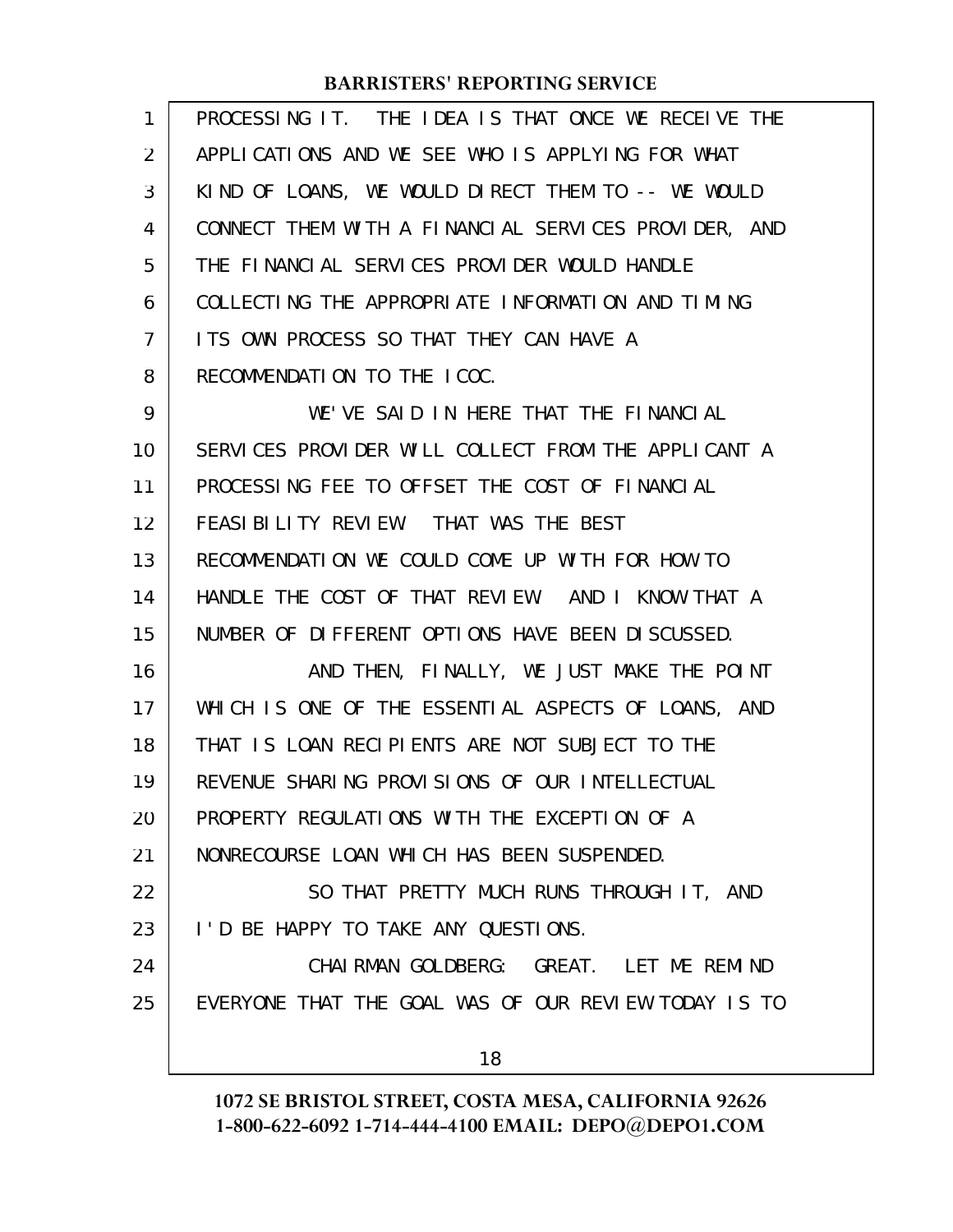PROCESSING IT. THE IDEA IS THAT ONCE WE RECEIVE THE APPLICATIONS AND WE SEE WHO IS APPLYING FOR WHAT KIND OF LOANS, WE WOULD DIRECT THEM TO -- WE WOULD CONNECT THEM WITH A FINANCIAL SERVICES PROVIDER, AND THE FINANCIAL SERVICES PROVIDER WOULD HANDLE COLLECTING THE APPROPRIATE INFORMATION AND TIMING ITS OWN PROCESS SO THAT THEY CAN HAVE A RECOMMENDATION TO THE ICOC.

WE'VE SAID IN HERE THAT THE FINANCIAL SERVICES PROVIDER WILL COLLECT FROM THE APPLICANT A PROCESSING FEE TO OFFSET THE COST OF FINANCIAL FEASIBILITY REVIEW. THAT WAS THE BEST RECOMMENDATION WE COULD COME UP WITH FOR HOW TO HANDLE THE COST OF THAT REVIEW. AND I KNOW THAT A NUMBER OF DIFFERENT OPTIONS HAVE BEEN DISCUSSED.

AND THEN, FINALLY, WE JUST MAKE THE POINT WHICH IS ONE OF THE ESSENTIAL ASPECTS OF LOANS, AND THAT IS LOAN RECIPIENTS ARE NOT SUBJECT TO THE REVENUE SHARING PROVISIONS OF OUR INTELLECTUAL PROPERTY REGULATIONS WITH THE EXCEPTION OF A NONRECOURSE LOAN WHICH HAS BEEN SUSPENDED.

SO THAT PRETTY MUCH RUNS THROUGH IT, AND I'D BE HAPPY TO TAKE ANY QUESTIONS.

CHAIRMAN GOLDBERG: GREAT. LET ME REMIND EVERYONE THAT THE GOAL WAS OF OUR REVIEW TODAY IS TO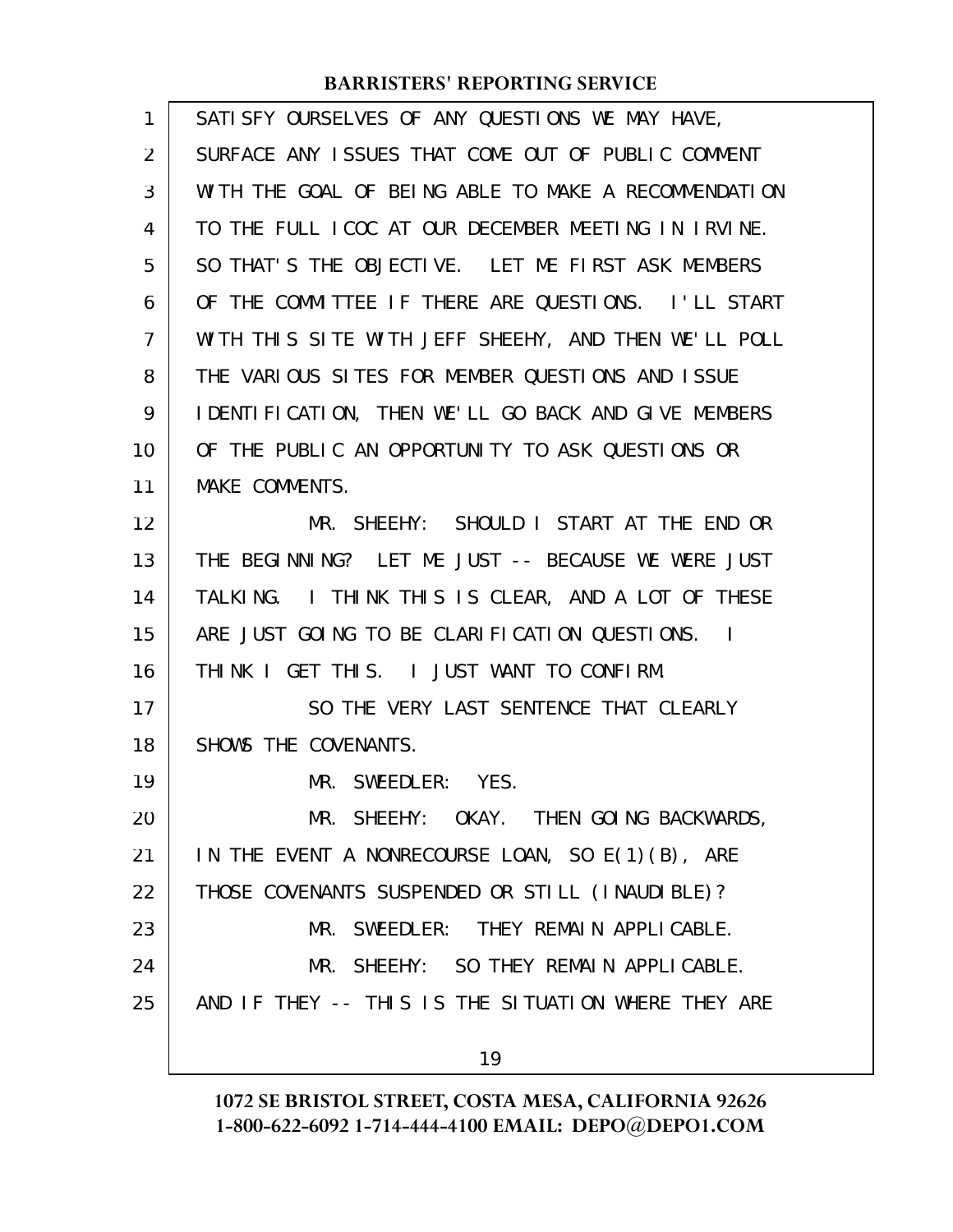SATISFY OURSELVES OF ANY QUESTIONS WE MAY HAVE, SURFACE ANY ISSUES THAT COME OUT OF PUBLIC COMMENT WITH THE GOAL OF BEING ABLE TO MAKE A RECOMMENDATION TO THE FULL ICOC AT OUR DECEMBER MEETING IN IRVINE. SO THAT'S THE OBJECTIVE. LET ME FIRST ASK MEMBERS OF THE COMMITTEE IF THERE ARE QUESTIONS. I'LL START WITH THIS SITE WITH JEFF SHEEHY, AND THEN WE'LL POLL THE VARIOUS SITES FOR MEMBER QUESTIONS AND ISSUE IDENTIFICATION, THEN WE'LL GO BACK AND GIVE MEMBERS OF THE PUBLIC AN OPPORTUNITY TO ASK QUESTIONS OR MAKE COMMENTS.

MR. SHEEHY: SHOULD I START AT THE END OR THE BEGINNING? LET ME JUST -- BECAUSE WE WERE JUST TALKING. I THINK THIS IS CLEAR, AND A LOT OF THESE ARE JUST GOING TO BE CLARIFICATION QUESTIONS. I THINK I GET THIS. I JUST WANT TO CONFIRM.

SO THE VERY LAST SENTENCE THAT CLEARLY SHOWS THE COVENANTS.

MR. SWEEDLER: YES.

MR. SHEEHY: OKAY. THEN GOING BACKWARDS, IN THE EVENT A NONRECOURSE LOAN, SO E(1)(B), ARE THOSE COVENANTS SUSPENDED OR STILL (INAUDIBLE)?

MR. SWEEDLER: THEY REMAIN APPLICABLE.

MR. SHEEHY: SO THEY REMAIN APPLICABLE. AND IF THEY -- THIS IS THE SITUATION WHERE THEY ARE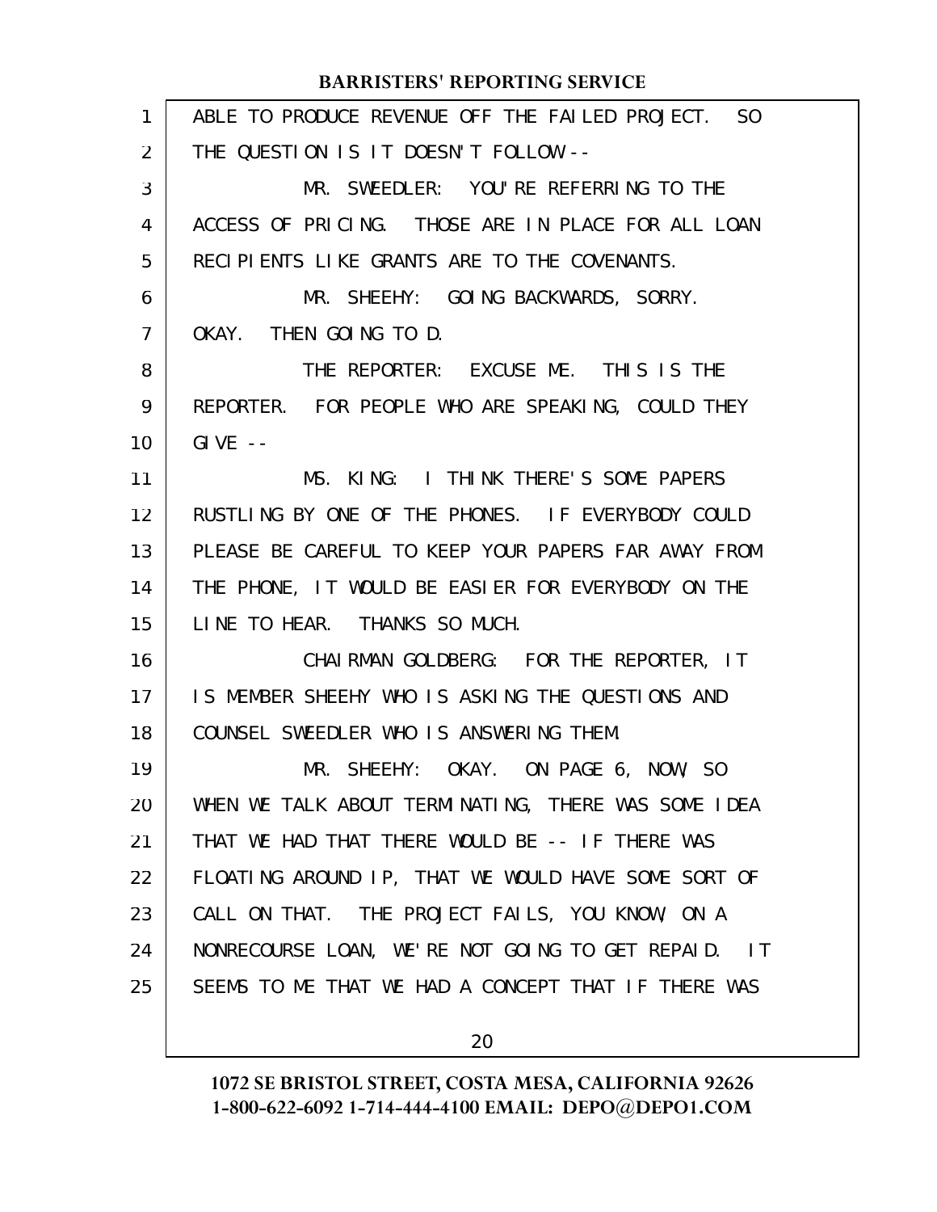ABLE TO PRODUCE REVENUE OFF THE FAILED PROJECT. SO THE QUESTION IS IT DOESN'T FOLLOW --

MR. SWEEDLER: YOU'RE REFERRING TO THE ACCESS OF PRICING. THOSE ARE IN PLACE FOR ALL LOAN RECIPIENTS LIKE GRANTS ARE TO THE COVENANTS.

MR. SHEEHY: GOING BACKWARDS, SORRY. OKAY. THEN GOING TO D.

THE REPORTER: EXCUSE ME. THIS IS THE REPORTER. FOR PEOPLE WHO ARE SPEAKING, COULD THEY GIVE --

MS. KING: I THINK THERE'S SOME PAPERS RUSTLING BY ONE OF THE PHONES. IF EVERYBODY COULD PLEASE BE CAREFUL TO KEEP YOUR PAPERS FAR AWAY FROM THE PHONE, IT WOULD BE EASIER FOR EVERYBODY ON THE LINE TO HEAR. THANKS SO MUCH.

CHAIRMAN GOLDBERG: FOR THE REPORTER, IT IS MEMBER SHEEHY WHO IS ASKING THE QUESTIONS AND COUNSEL SWEEDLER WHO IS ANSWERING THEM.

MR. SHEEHY: OKAY. ON PAGE 6, NOW, SO WHEN WE TALK ABOUT TERMINATING, THERE WAS SOME IDEA THAT WE HAD THAT THERE WOULD BE -- IF THERE WAS FLOATING AROUND IP, THAT WE WOULD HAVE SOME SORT OF CALL ON THAT. THE PROJECT FAILS, YOU KNOW, ON A NONRECOURSE LOAN, WE'RE NOT GOING TO GET REPAID. IT SEEMS TO ME THAT WE HAD A CONCEPT THAT IF THERE WAS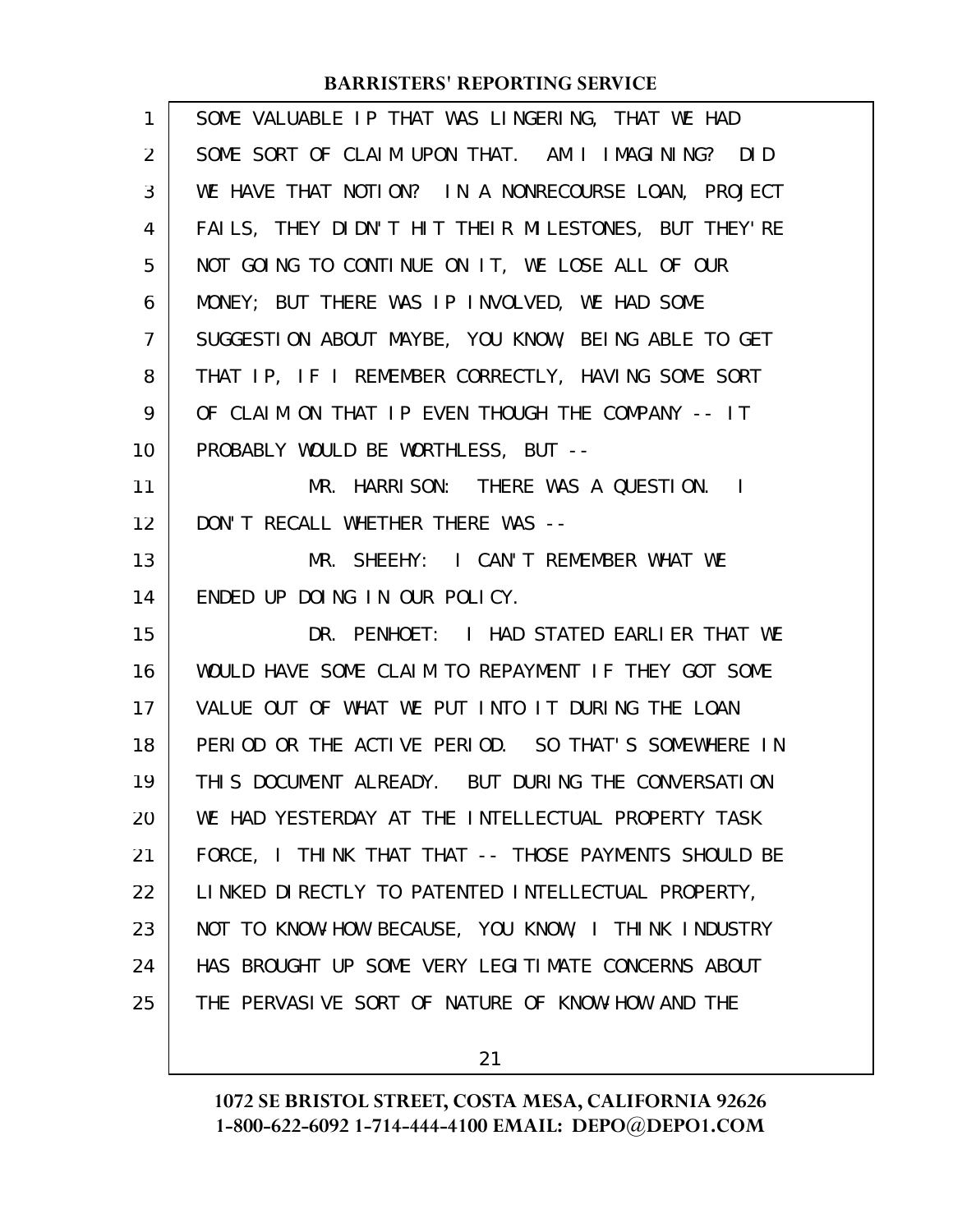SOME VALUABLE IP THAT WAS LINGERING, THAT WE HAD SOME SORT OF CLAIM UPON THAT. AM I IMAGINING? DID WE HAVE THAT NOTION? IN A NONRECOURSE LOAN, PROJECT FAILS, THEY DIDN'T HIT THEIR MILESTONES, BUT THEY'RE NOT GOING TO CONTINUE ON IT, WE LOSE ALL OF OUR MONEY; BUT THERE WAS IP INVOLVED, WE HAD SOME SUGGESTION ABOUT MAYBE, YOU KNOW, BEING ABLE TO GET THAT IP, IF I REMEMBER CORRECTLY, HAVING SOME SORT OF CLAIM ON THAT IP EVEN THOUGH THE COMPANY -- IT PROBABLY WOULD BE WORTHLESS, BUT --

MR. HARRISON: THERE WAS A QUESTION. I DON'T RECALL WHETHER THERE WAS --

MR. SHEEHY: I CAN'T REMEMBER WHAT WE ENDED UP DOING IN OUR POLICY.

DR. PENHOET: I HAD STATED EARLIER THAT WE WOULD HAVE SOME CLAIM TO REPAYMENT IF THEY GOT SOME VALUE OUT OF WHAT WE PUT INTO IT DURING THE LOAN PERIOD OR THE ACTIVE PERIOD. SO THAT'S SOMEWHERE IN THIS DOCUMENT ALREADY. BUT DURING THE CONVERSATION WE HAD YESTERDAY AT THE INTELLECTUAL PROPERTY TASK FORCE, I THINK THAT THAT -- THOSE PAYMENTS SHOULD BE LINKED DIRECTLY TO PATENTED INTELLECTUAL PROPERTY, NOT TO KNOW-HOW BECAUSE, YOU KNOW, I THINK INDUSTRY HAS BROUGHT UP SOME VERY LEGITIMATE CONCERNS ABOUT THE PERVASIVE SORT OF NATURE OF KNOW-HOW AND THE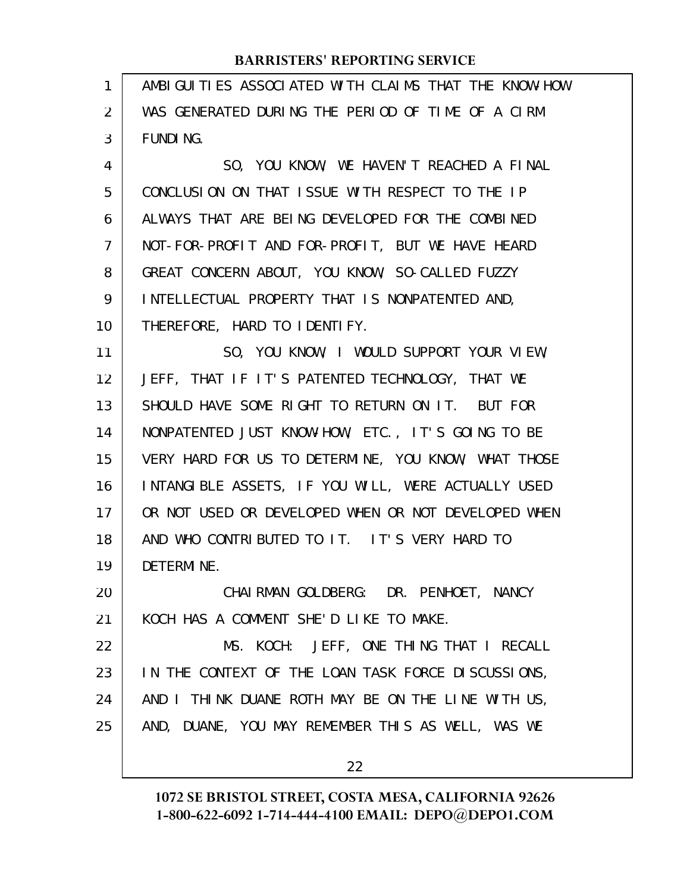AMBIGUITIES ASSOCIATED WITH CLAIMS THAT THE KNOW-HOW WAS GENERATED DURING THE PERIOD OF TIME OF A CIRM FUNDING.

SO, YOU KNOW, WE HAVEN'T REACHED A FINAL CONCLUSION ON THAT ISSUE WITH RESPECT TO THE IP ALWAYS THAT ARE BEING DEVELOPED FOR THE COMBINED NOT-FOR-PROFIT AND FOR-PROFIT, BUT WE HAVE HEARD GREAT CONCERN ABOUT, YOU KNOW, SO-CALLED FUZZY INTELLECTUAL PROPERTY THAT IS NONPATENTED AND, THEREFORE, HARD TO IDENTIFY.

SO, YOU KNOW, I WOULD SUPPORT YOUR VIEW, JEFF, THAT IF IT'S PATENTED TECHNOLOGY, THAT WE SHOULD HAVE SOME RIGHT TO RETURN ON IT. BUT FOR NONPATENTED JUST KNOW-HOW, ETC., IT'S GOING TO BE VERY HARD FOR US TO DETERMINE, YOU KNOW, WHAT THOSE INTANGIBLE ASSETS, IF YOU WILL, WERE ACTUALLY USED OR NOT USED OR DEVELOPED WHEN OR NOT DEVELOPED WHEN AND WHO CONTRIBUTED TO IT. IT'S VERY HARD TO DETERMINE.

CHAIRMAN GOLDBERG: DR. PENHOET, NANCY KOCH HAS A COMMENT SHE'D LIKE TO MAKE.

MS. KOCH: JEFF, ONE THING THAT I RECALL IN THE CONTEXT OF THE LOAN TASK FORCE DISCUSSIONS, AND I THINK DUANE ROTH MAY BE ON THE LINE WITH US, AND, DUANE, YOU MAY REMEMBER THIS AS WELL, WAS WE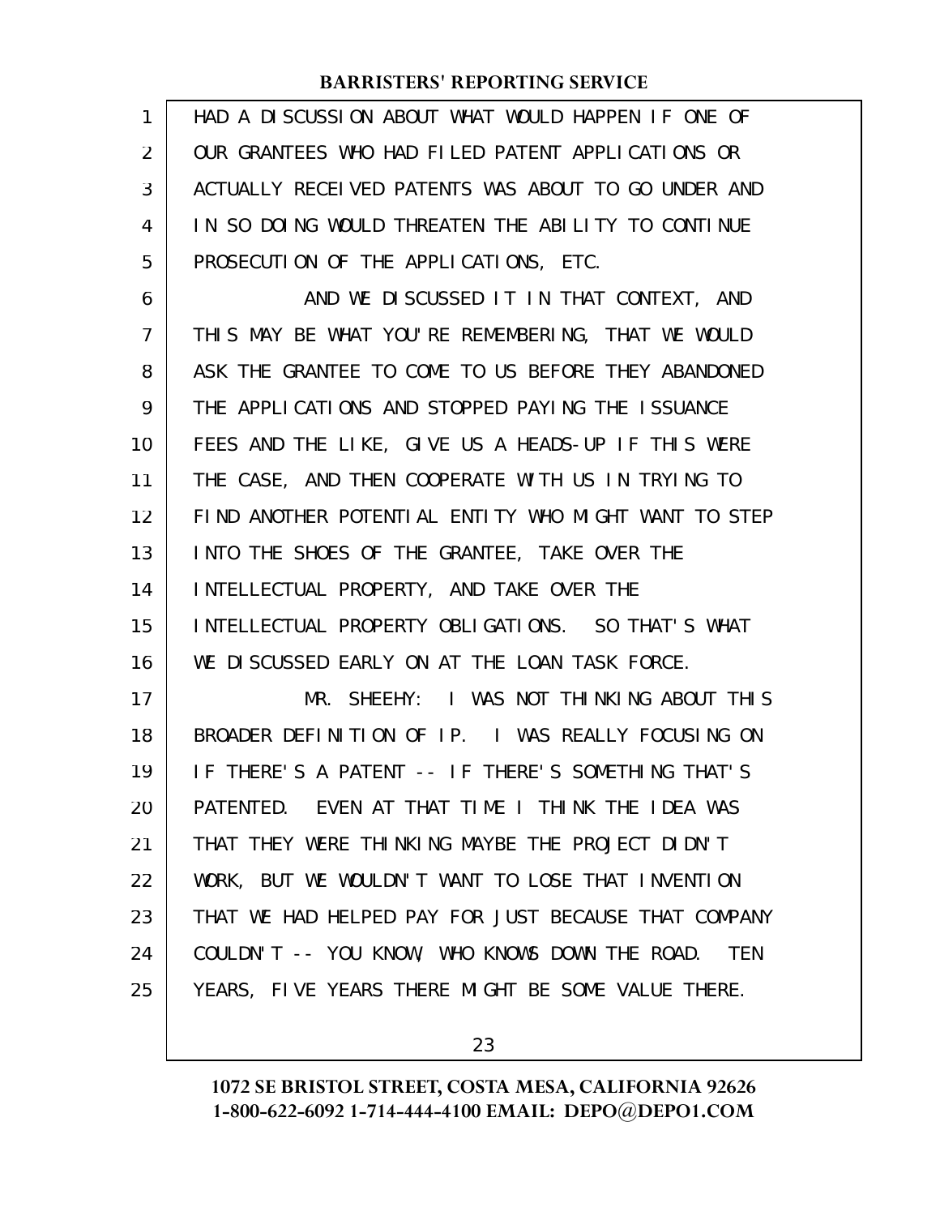HAD A DISCUSSION ABOUT WHAT WOULD HAPPEN IF ONE OF OUR GRANTEES WHO HAD FILED PATENT APPLICATIONS OR ACTUALLY RECEIVED PATENTS WAS ABOUT TO GO UNDER AND IN SO DOING WOULD THREATEN THE ABILITY TO CONTINUE PROSECUTION OF THE APPLICATIONS, ETC.

AND WE DISCUSSED IT IN THAT CONTEXT, AND THIS MAY BE WHAT YOU'RE REMEMBERING, THAT WE WOULD ASK THE GRANTEE TO COME TO US BEFORE THEY ABANDONED THE APPLICATIONS AND STOPPED PAYING THE ISSUANCE FEES AND THE LIKE, GIVE US A HEADS-UP IF THIS WERE THE CASE, AND THEN COOPERATE WITH US IN TRYING TO FIND ANOTHER POTENTIAL ENTITY WHO MIGHT WANT TO STEP INTO THE SHOES OF THE GRANTEE, TAKE OVER THE INTELLECTUAL PROPERTY, AND TAKE OVER THE INTELLECTUAL PROPERTY OBLIGATIONS. SO THAT'S WHAT WE DISCUSSED EARLY ON AT THE LOAN TASK FORCE.

MR. SHEEHY: I WAS NOT THINKING ABOUT THIS BROADER DEFINITION OF IP. I WAS REALLY FOCUSING ON IF THERE'S A PATENT -- IF THERE'S SOMETHING THAT'S PATENTED. EVEN AT THAT TIME I THINK THE IDEA WAS THAT THEY WERE THINKING MAYBE THE PROJECT DIDN'T WORK, BUT WE WOULDN'T WANT TO LOSE THAT INVENTION THAT WE HAD HELPED PAY FOR JUST BECAUSE THAT COMPANY COULDN'T -- YOU KNOW, WHO KNOWS DOWN THE ROAD. TEN YEARS, FIVE YEARS THERE MIGHT BE SOME VALUE THERE.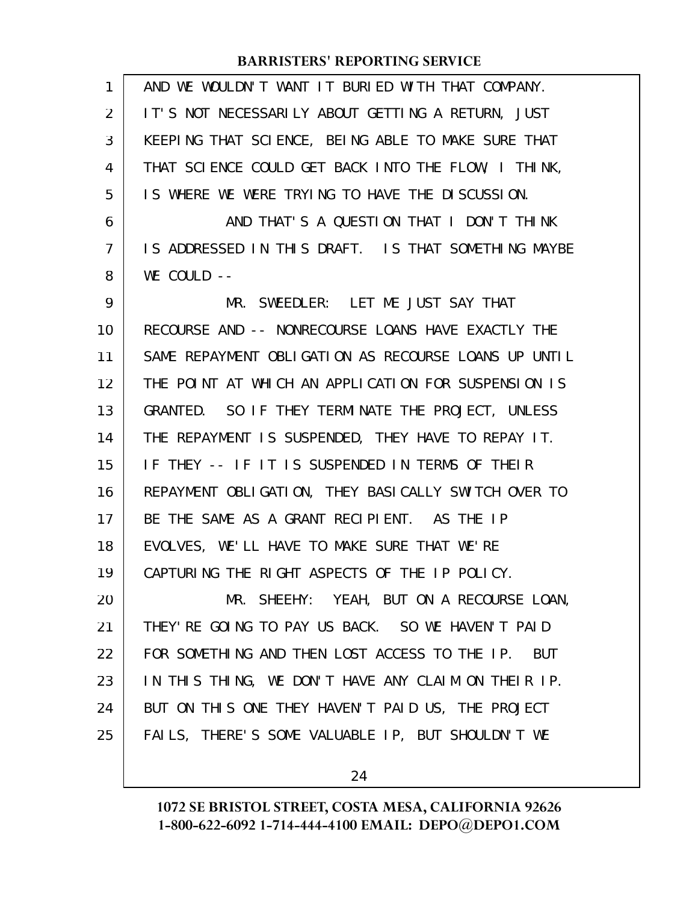AND WE WOULDN'T WANT IT BURIED WITH THAT COMPANY. IT'S NOT NECESSARILY ABOUT GETTING A RETURN, JUST KEEPING THAT SCIENCE, BEING ABLE TO MAKE SURE THAT THAT SCIENCE COULD GET BACK INTO THE FLOW, I THINK, IS WHERE WE WERE TRYING TO HAVE THE DISCUSSION.

AND THAT'S A QUESTION THAT I DON'T THINK IS ADDRESSED IN THIS DRAFT. IS THAT SOMETHING MAYBE WE COULD --

MR. SWEEDLER: LET ME JUST SAY THAT RECOURSE AND -- NONRECOURSE LOANS HAVE EXACTLY THE SAME REPAYMENT OBLIGATION AS RECOURSE LOANS UP UNTIL THE POINT AT WHICH AN APPLICATION FOR SUSPENSION IS GRANTED. SO IF THEY TERMINATE THE PROJECT, UNLESS THE REPAYMENT IS SUSPENDED, THEY HAVE TO REPAY IT. IF THEY -- IF IT IS SUSPENDED IN TERMS OF THEIR REPAYMENT OBLIGATION, THEY BASICALLY SWITCH OVER TO BE THE SAME AS A GRANT RECIPIENT. AS THE IP EVOLVES, WE'LL HAVE TO MAKE SURE THAT WE'RE CAPTURING THE RIGHT ASPECTS OF THE IP POLICY.

MR. SHEEHY: YEAH, BUT ON A RECOURSE LOAN, THEY'RE GOING TO PAY US BACK. SO WE HAVEN'T PAID FOR SOMETHING AND THEN LOST ACCESS TO THE IP. BUT IN THIS THING, WE DON'T HAVE ANY CLAIM ON THEIR IP. BUT ON THIS ONE THEY HAVEN'T PAID US, THE PROJECT FAILS, THERE'S SOME VALUABLE IP, BUT SHOULDN'T WE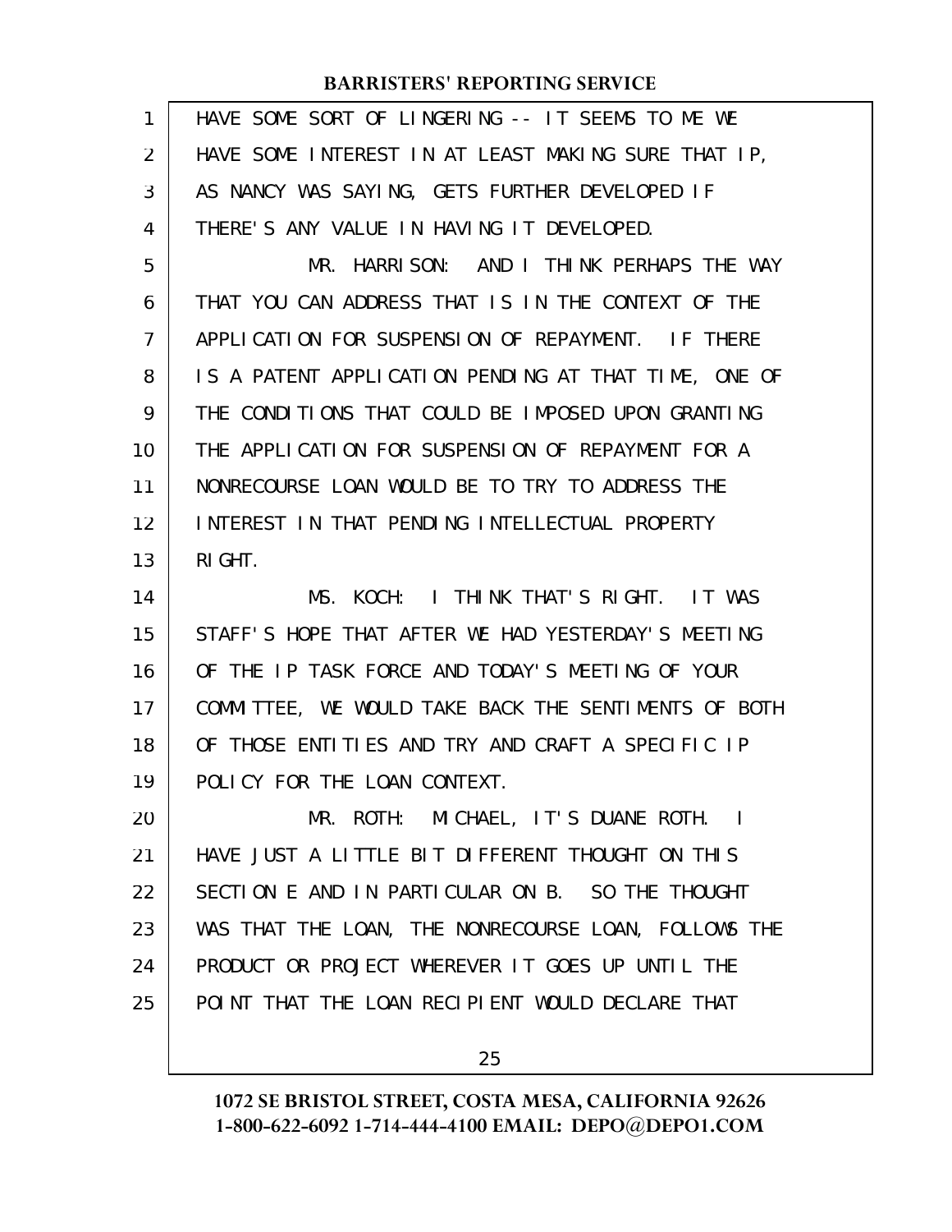HAVE SOME SORT OF LINGERING -- IT SEEMS TO ME WE HAVE SOME INTEREST IN AT LEAST MAKING SURE THAT IP, AS NANCY WAS SAYING, GETS FURTHER DEVELOPED IF THERE'S ANY VALUE IN HAVING IT DEVELOPED.

MR. HARRISON: AND I THINK PERHAPS THE WAY THAT YOU CAN ADDRESS THAT IS IN THE CONTEXT OF THE APPLICATION FOR SUSPENSION OF REPAYMENT. IF THERE IS A PATENT APPLICATION PENDING AT THAT TIME, ONE OF THE CONDITIONS THAT COULD BE IMPOSED UPON GRANTING THE APPLICATION FOR SUSPENSION OF REPAYMENT FOR A NONRECOURSE LOAN WOULD BE TO TRY TO ADDRESS THE INTEREST IN THAT PENDING INTELLECTUAL PROPERTY RIGHT.

MS. KOCH: I THINK THAT'S RIGHT. IT WAS STAFF'S HOPE THAT AFTER WE HAD YESTERDAY'S MEETING OF THE IP TASK FORCE AND TODAY'S MEETING OF YOUR COMMITTEE, WE WOULD TAKE BACK THE SENTIMENTS OF BOTH OF THOSE ENTITIES AND TRY AND CRAFT A SPECIFIC IP POLICY FOR THE LOAN CONTEXT.

MR. ROTH: MICHAEL, IT'S DUANE ROTH. I HAVE JUST A LITTLE BIT DIFFERENT THOUGHT ON THIS SECTION E AND IN PARTICULAR ON B. SO THE THOUGHT WAS THAT THE LOAN, THE NONRECOURSE LOAN, FOLLOWS THE PRODUCT OR PROJECT WHEREVER IT GOES UP UNTIL THE POINT THAT THE LOAN RECIPIENT WOULD DECLARE THAT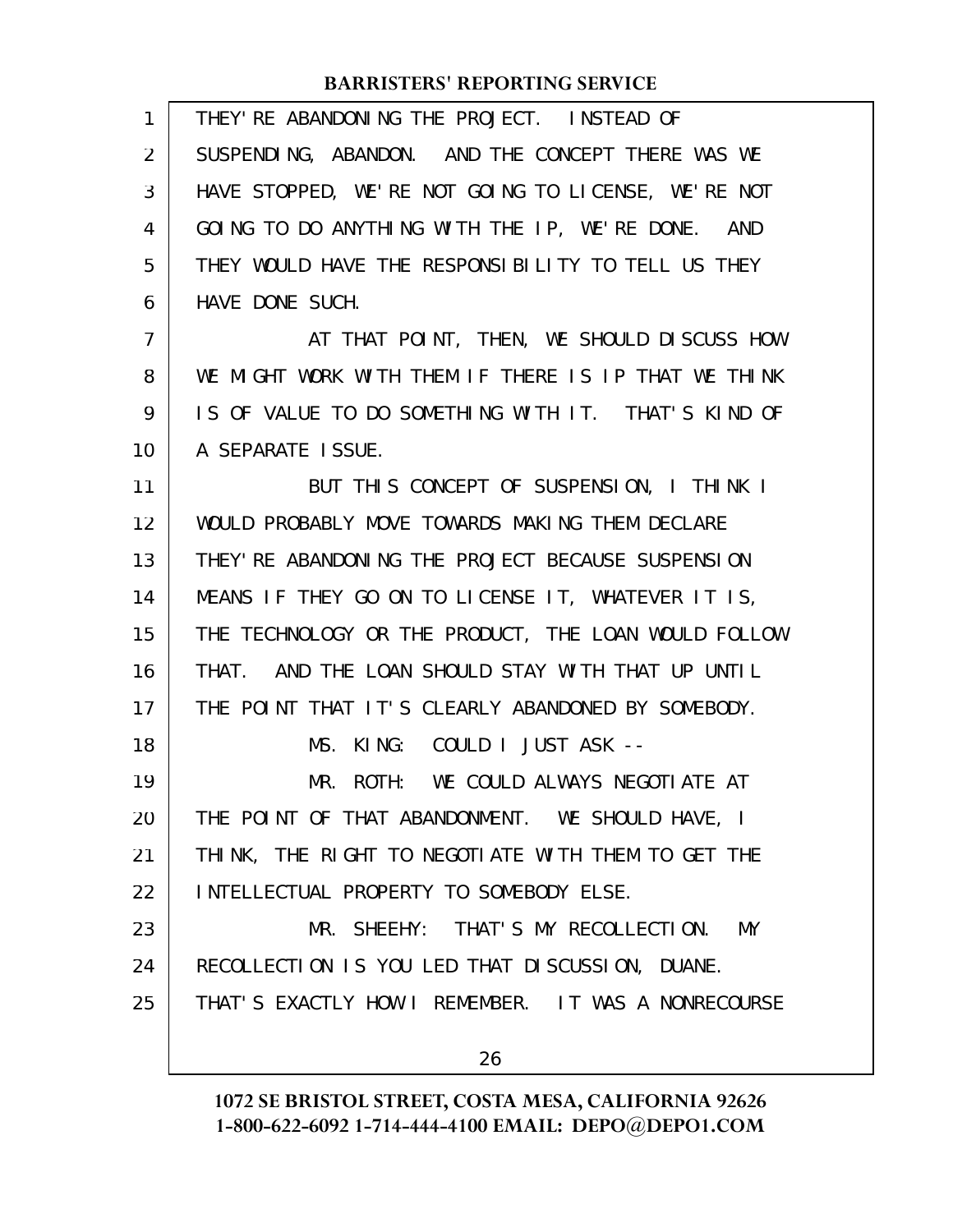THEY'RE ABANDONING THE PROJECT. INSTEAD OF SUSPENDING, ABANDON. AND THE CONCEPT THERE WAS WE HAVE STOPPED, WE'RE NOT GOING TO LICENSE, WE'RE NOT GOING TO DO ANYTHING WITH THE IP, WE'RE DONE. AND THEY WOULD HAVE THE RESPONSIBILITY TO TELL US THEY HAVE DONE SUCH.

AT THAT POINT, THEN, WE SHOULD DISCUSS HOW WE MIGHT WORK WITH THEM IF THERE IS IP THAT WE THINK IS OF VALUE TO DO SOMETHING WITH IT. THAT'S KIND OF A SEPARATE ISSUE.

BUT THIS CONCEPT OF SUSPENSION, I THINK I WOULD PROBABLY MOVE TOWARDS MAKING THEM DECLARE THEY'RE ABANDONING THE PROJECT BECAUSE SUSPENSION MEANS IF THEY GO ON TO LICENSE IT, WHATEVER IT IS, THE TECHNOLOGY OR THE PRODUCT, THE LOAN WOULD FOLLOW THAT. AND THE LOAN SHOULD STAY WITH THAT UP UNTIL THE POINT THAT IT'S CLEARLY ABANDONED BY SOMEBODY.

MS. KING: COULD I JUST ASK --

MR. ROTH: WE COULD ALWAYS NEGOTIATE AT THE POINT OF THAT ABANDONMENT. WE SHOULD HAVE, I THINK, THE RIGHT TO NEGOTIATE WITH THEM TO GET THE INTELLECTUAL PROPERTY TO SOMEBODY ELSE.

MR. SHEEHY: THAT'S MY RECOLLECTION. MY RECOLLECTION IS YOU LED THAT DISCUSSION, DUANE. THAT'S EXACTLY HOW I REMEMBER. IT WAS A NONRECOURSE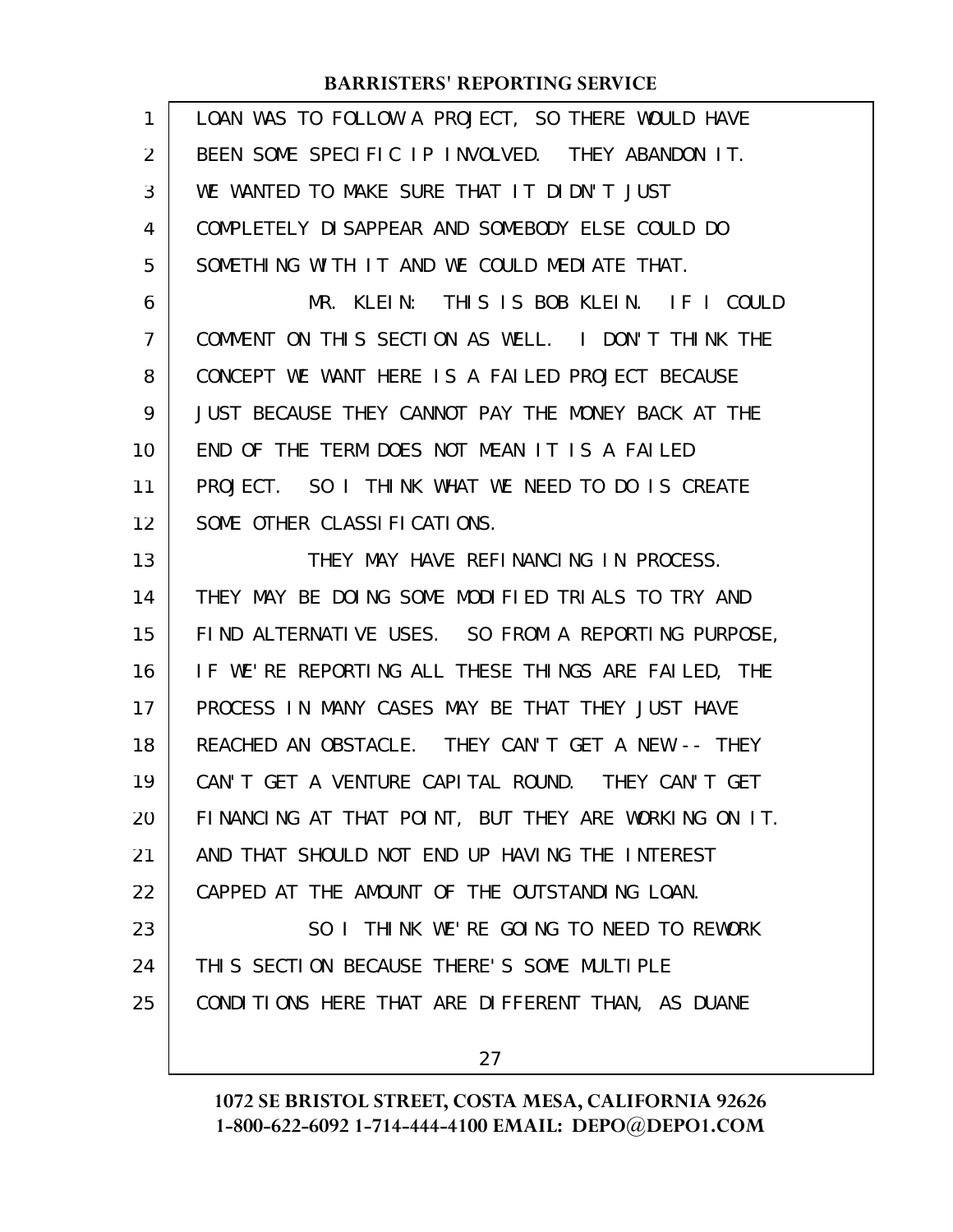LOAN WAS TO FOLLOW A PROJECT, SO THERE WOULD HAVE BEEN SOME SPECIFIC IP INVOLVED. THEY ABANDON IT. WE WANTED TO MAKE SURE THAT IT DIDN'T JUST COMPLETELY DISAPPEAR AND SOMEBODY ELSE COULD DO SOMETHING WITH IT AND WE COULD MEDIATE THAT.

MR. KLEIN: THIS IS BOB KLEIN. IF I COULD COMMENT ON THIS SECTION AS WELL. I DON'T THINK THE CONCEPT WE WANT HERE IS A FAILED PROJECT BECAUSE JUST BECAUSE THEY CANNOT PAY THE MONEY BACK AT THE END OF THE TERM DOES NOT MEAN IT IS A FAILED PROJECT. SO I THINK WHAT WE NEED TO DO IS CREATE SOME OTHER CLASSIFICATIONS.

THEY MAY HAVE REFINANCING IN PROCESS. THEY MAY BE DOING SOME MODIFIED TRIALS TO TRY AND FIND ALTERNATIVE USES. SO FROM A REPORTING PURPOSE, IF WE'RE REPORTING ALL THESE THINGS ARE FAILED, THE PROCESS IN MANY CASES MAY BE THAT THEY JUST HAVE REACHED AN OBSTACLE. THEY CAN'T GET A NEW -- THEY CAN'T GET A VENTURE CAPITAL ROUND. THEY CAN'T GET FINANCING AT THAT POINT, BUT THEY ARE WORKING ON IT. AND THAT SHOULD NOT END UP HAVING THE INTEREST CAPPED AT THE AMOUNT OF THE OUTSTANDING LOAN.

SO I THINK WE'RE GOING TO NEED TO REWORK THIS SECTION BECAUSE THERE'S SOME MULTIPLE CONDITIONS HERE THAT ARE DIFFERENT THAN, AS DUANE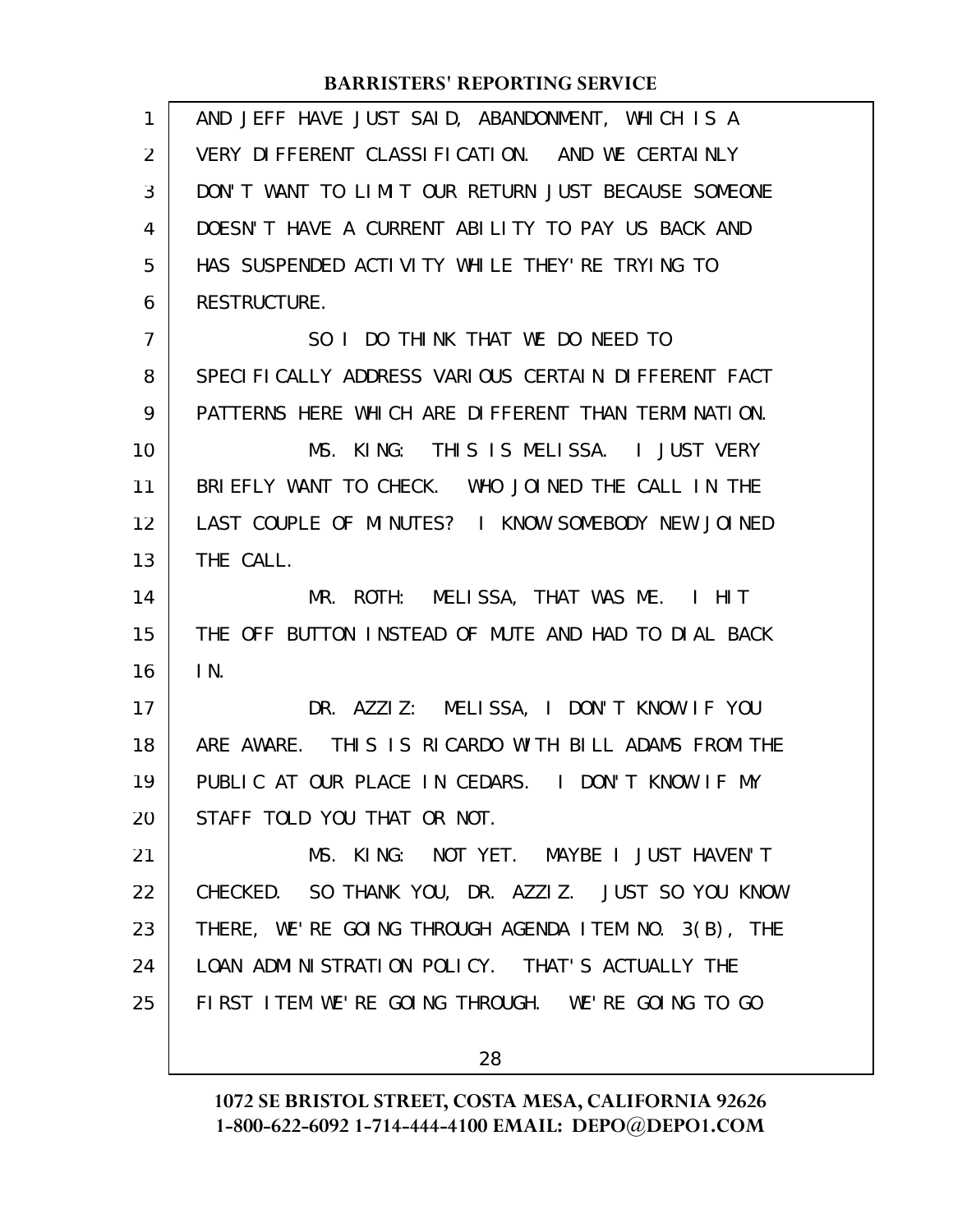AND JEFF HAVE JUST SAID, ABANDONMENT, WHICH IS A VERY DIFFERENT CLASSIFICATION. AND WE CERTAINLY DON'T WANT TO LIMIT OUR RETURN JUST BECAUSE SOMEONE DOESN'T HAVE A CURRENT ABILITY TO PAY US BACK AND HAS SUSPENDED ACTIVITY WHILE THEY'RE TRYING TO RESTRUCTURE.

SO I DO THINK THAT WE DO NEED TO SPECIFICALLY ADDRESS VARIOUS CERTAIN DIFFERENT FACT PATTERNS HERE WHICH ARE DIFFERENT THAN TERMINATION.

MS. KING: THIS IS MELISSA. I JUST VERY BRIEFLY WANT TO CHECK. WHO JOINED THE CALL IN THE LAST COUPLE OF MINUTES? I KNOW SOMEBODY NEW JOINED THE CALL.

MR. ROTH: MELISSA, THAT WAS ME. I HIT THE OFF BUTTON INSTEAD OF MUTE AND HAD TO DIAL BACK IN.

DR. AZZIZ: MELISSA, I DON'T KNOW IF YOU ARE AWARE. THIS IS RICARDO WITH BILL ADAMS FROM THE PUBLIC AT OUR PLACE IN CEDARS. I DON'T KNOW IF MY STAFF TOLD YOU THAT OR NOT.

MS. KING: NOT YET. MAYBE I JUST HAVEN'T CHECKED. SO THANK YOU, DR. AZZIZ. JUST SO YOU KNOW THERE, WE'RE GOING THROUGH AGENDA ITEM NO. 3(B), THE LOAN ADMINISTRATION POLICY. THAT'S ACTUALLY THE FIRST ITEM WE'RE GOING THROUGH. WE'RE GOING TO GO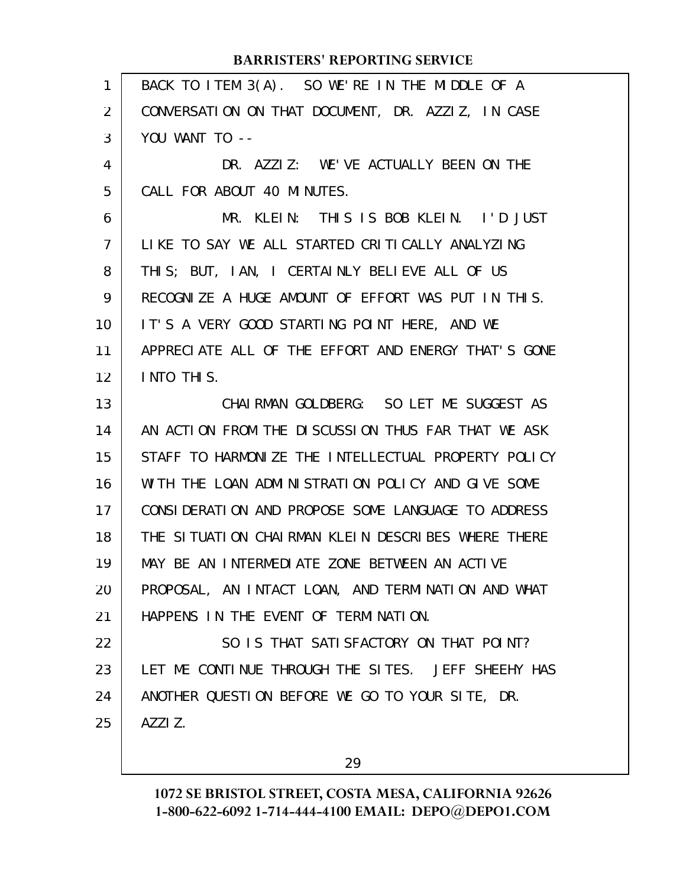BACK TO ITEM 3(A). SO WE'RE IN THE MIDDLE OF A CONVERSATION ON THAT DOCUMENT, DR. AZZIZ, IN CASE YOU WANT TO --

DR. AZZIZ: WE'VE ACTUALLY BEEN ON THE CALL FOR ABOUT 40 MINUTES.

MR. KLEIN: THIS IS BOB KLEIN. I'D JUST LIKE TO SAY WE ALL STARTED CRITICALLY ANALYZING THIS; BUT, IAN, I CERTAINLY BELIEVE ALL OF US RECOGNIZE A HUGE AMOUNT OF EFFORT WAS PUT IN THIS. IT'S A VERY GOOD STARTING POINT HERE, AND WE APPRECIATE ALL OF THE EFFORT AND ENERGY THAT'S GONE INTO THIS.

CHAIRMAN GOLDBERG: SO LET ME SUGGEST AS AN ACTION FROM THE DISCUSSION THUS FAR THAT WE ASK STAFF TO HARMONIZE THE INTELLECTUAL PROPERTY POLICY WITH THE LOAN ADMINISTRATION POLICY AND GIVE SOME CONSIDERATION AND PROPOSE SOME LANGUAGE TO ADDRESS THE SITUATION CHAIRMAN KLEIN DESCRIBES WHERE THERE MAY BE AN INTERMEDIATE ZONE BETWEEN AN ACTIVE PROPOSAL, AN INTACT LOAN, AND TERMINATION AND WHAT HAPPENS IN THE EVENT OF TERMINATION.

SO IS THAT SATISFACTORY ON THAT POINT? LET ME CONTINUE THROUGH THE SITES. JEFF SHEEHY HAS ANOTHER QUESTION BEFORE WE GO TO YOUR SITE, DR. AZZIZ.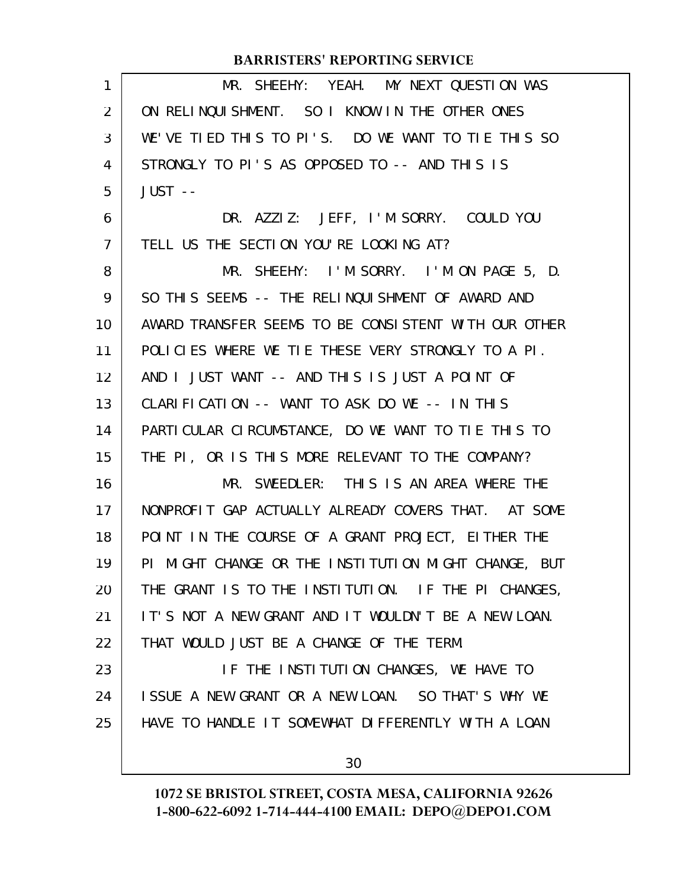MR. SHEEHY: YEAH. MY NEXT QUESTION WAS ON RELINQUISHMENT. SO I KNOW IN THE OTHER ONES WE'VE TIED THIS TO PI'S. DO WE WANT TO TIE THIS SO STRONGLY TO PI'S AS OPPOSED TO -- AND THIS IS JUST --

DR. AZZIZ: JEFF, I'M SORRY. COULD YOU TELL US THE SECTION YOU'RE LOOKING AT?

MR. SHEEHY: I'M SORRY. I'M ON PAGE 5, D. SO THIS SEEMS -- THE RELINQUISHMENT OF AWARD AND AWARD TRANSFER SEEMS TO BE CONSISTENT WITH OUR OTHER POLICIES WHERE WE TIE THESE VERY STRONGLY TO A PI. AND I JUST WANT -- AND THIS IS JUST A POINT OF CLARIFICATION -- WANT TO ASK DO WE -- IN THIS PARTICULAR CIRCUMSTANCE, DO WE WANT TO TIE THIS TO THE PI, OR IS THIS MORE RELEVANT TO THE COMPANY?

MR. SWEEDLER: THIS IS AN AREA WHERE THE NONPROFIT GAP ACTUALLY ALREADY COVERS THAT. AT SOME POINT IN THE COURSE OF A GRANT PROJECT, EITHER THE PI MIGHT CHANGE OR THE INSTITUTION MIGHT CHANGE, BUT THE GRANT IS TO THE INSTITUTION. IF THE PI CHANGES, IT'S NOT A NEW GRANT AND IT WOULDN'T BE A NEW LOAN. THAT WOULD JUST BE A CHANGE OF THE TERM.

IF THE INSTITUTION CHANGES, WE HAVE TO ISSUE A NEW GRANT OR A NEW LOAN. SO THAT'S WHY WE HAVE TO HANDLE IT SOMEWHAT DIFFERENTLY WITH A LOAN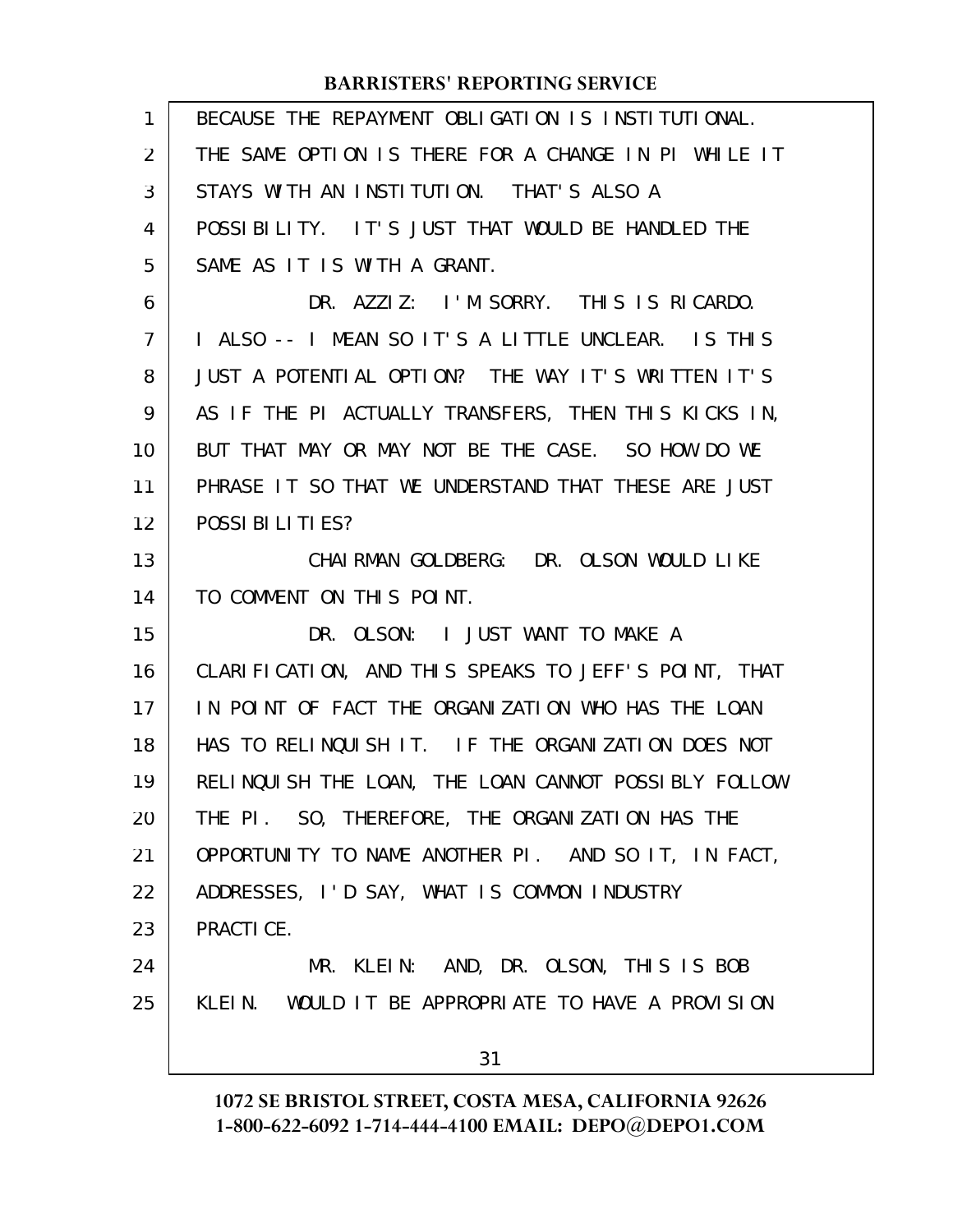BECAUSE THE REPAYMENT OBLIGATION IS INSTITUTIONAL. THE SAME OPTION IS THERE FOR A CHANGE IN PI WHILE IT STAYS WITH AN INSTITUTION. THAT'S ALSO A POSSIBILITY. IT'S JUST THAT WOULD BE HANDLED THE SAME AS IT IS WITH A GRANT.

DR. AZZIZ: I'M SORRY. THIS IS RICARDO. I ALSO -- I MEAN SO IT'S A LITTLE UNCLEAR. IS THIS JUST A POTENTIAL OPTION? THE WAY IT'S WRITTEN IT'S AS IF THE PI ACTUALLY TRANSFERS, THEN THIS KICKS IN, BUT THAT MAY OR MAY NOT BE THE CASE. SO HOW DO WE PHRASE IT SO THAT WE UNDERSTAND THAT THESE ARE JUST POSSIBILITIES?

CHAIRMAN GOLDBERG: DR. OLSON WOULD LIKE TO COMMENT ON THIS POINT.

DR. OLSON: I JUST WANT TO MAKE A CLARIFICATION, AND THIS SPEAKS TO JEFF'S POINT, THAT IN POINT OF FACT THE ORGANIZATION WHO HAS THE LOAN HAS TO RELINQUISH IT. IF THE ORGANIZATION DOES NOT RELINQUISH THE LOAN, THE LOAN CANNOT POSSIBLY FOLLOW THE PI. SO, THEREFORE, THE ORGANIZATION HAS THE OPPORTUNITY TO NAME ANOTHER PI. AND SO IT, IN FACT, ADDRESSES, I'D SAY, WHAT IS COMMON INDUSTRY PRACTICE.

MR. KLEIN: AND, DR. OLSON, THIS IS BOB KLEIN. WOULD IT BE APPROPRIATE TO HAVE A PROVISION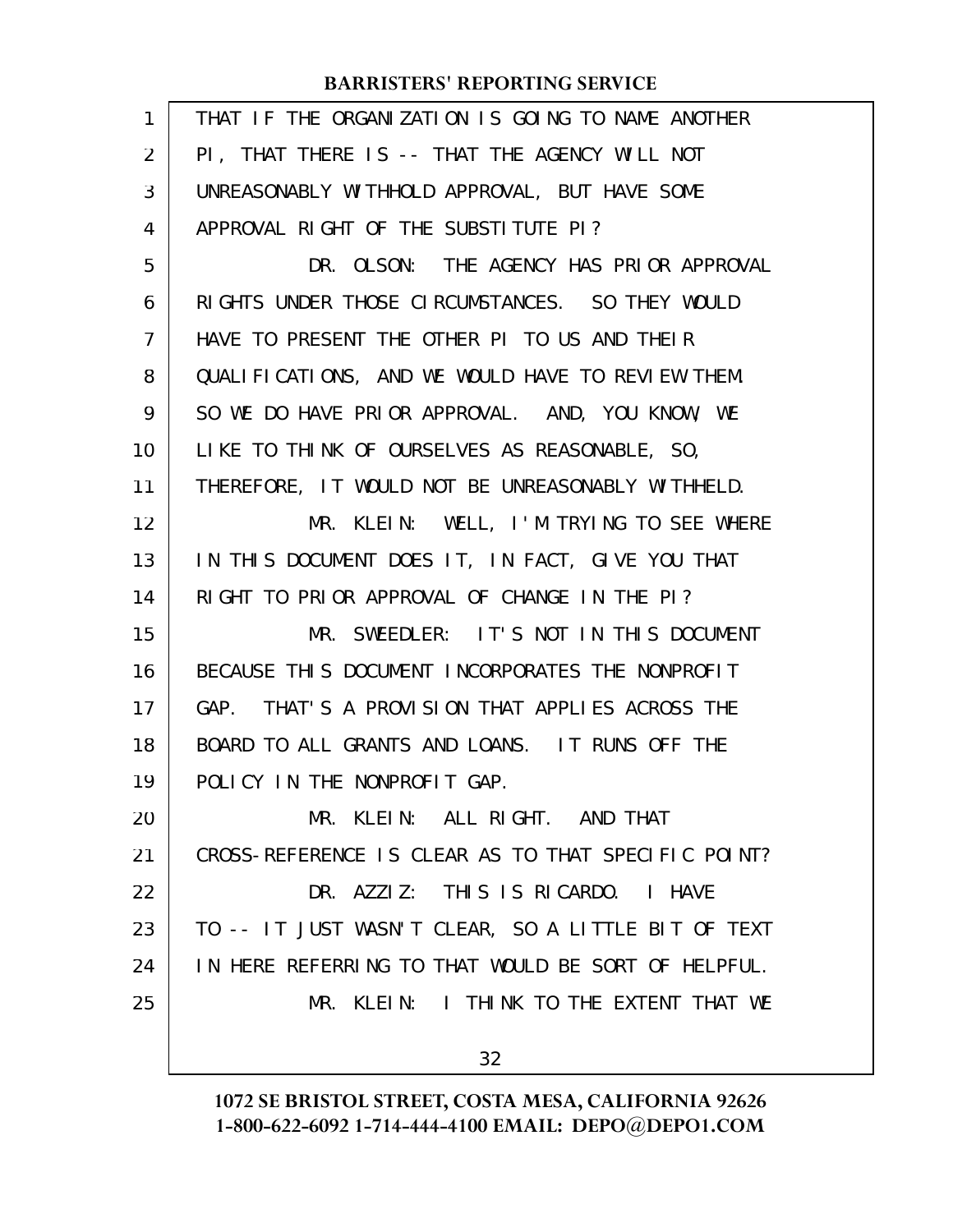THAT IF THE ORGANIZATION IS GOING TO NAME ANOTHER PI, THAT THERE IS -- THAT THE AGENCY WILL NOT UNREASONABLY WITHHOLD APPROVAL, BUT HAVE SOME APPROVAL RIGHT OF THE SUBSTITUTE PI?

DR. OLSON: THE AGENCY HAS PRIOR APPROVAL RIGHTS UNDER THOSE CIRCUMSTANCES. SO THEY WOULD HAVE TO PRESENT THE OTHER PI TO US AND THEIR QUALIFICATIONS, AND WE WOULD HAVE TO REVIEW THEM. SO WE DO HAVE PRIOR APPROVAL. AND, YOU KNOW, WE LIKE TO THINK OF OURSELVES AS REASONABLE, SO, THEREFORE, IT WOULD NOT BE UNREASONABLY WITHHELD.

MR. KLEIN: WELL, I'M TRYING TO SEE WHERE IN THIS DOCUMENT DOES IT, IN FACT, GIVE YOU THAT RIGHT TO PRIOR APPROVAL OF CHANGE IN THE PI?

MR. SWEEDLER: IT'S NOT IN THIS DOCUMENT BECAUSE THIS DOCUMENT INCORPORATES THE NONPROFIT GAP. THAT'S A PROVISION THAT APPLIES ACROSS THE BOARD TO ALL GRANTS AND LOANS. IT RUNS OFF THE POLICY IN THE NONPROFIT GAP.

MR. KLEIN: ALL RIGHT. AND THAT CROSS-REFERENCE IS CLEAR AS TO THAT SPECIFIC POINT?

DR. AZZIZ: THIS IS RICARDO. I HAVE TO -- IT JUST WASN'T CLEAR, SO A LITTLE BIT OF TEXT IN HERE REFERRING TO THAT WOULD BE SORT OF HELPFUL.

MR. KLEIN: I THINK TO THE EXTENT THAT WE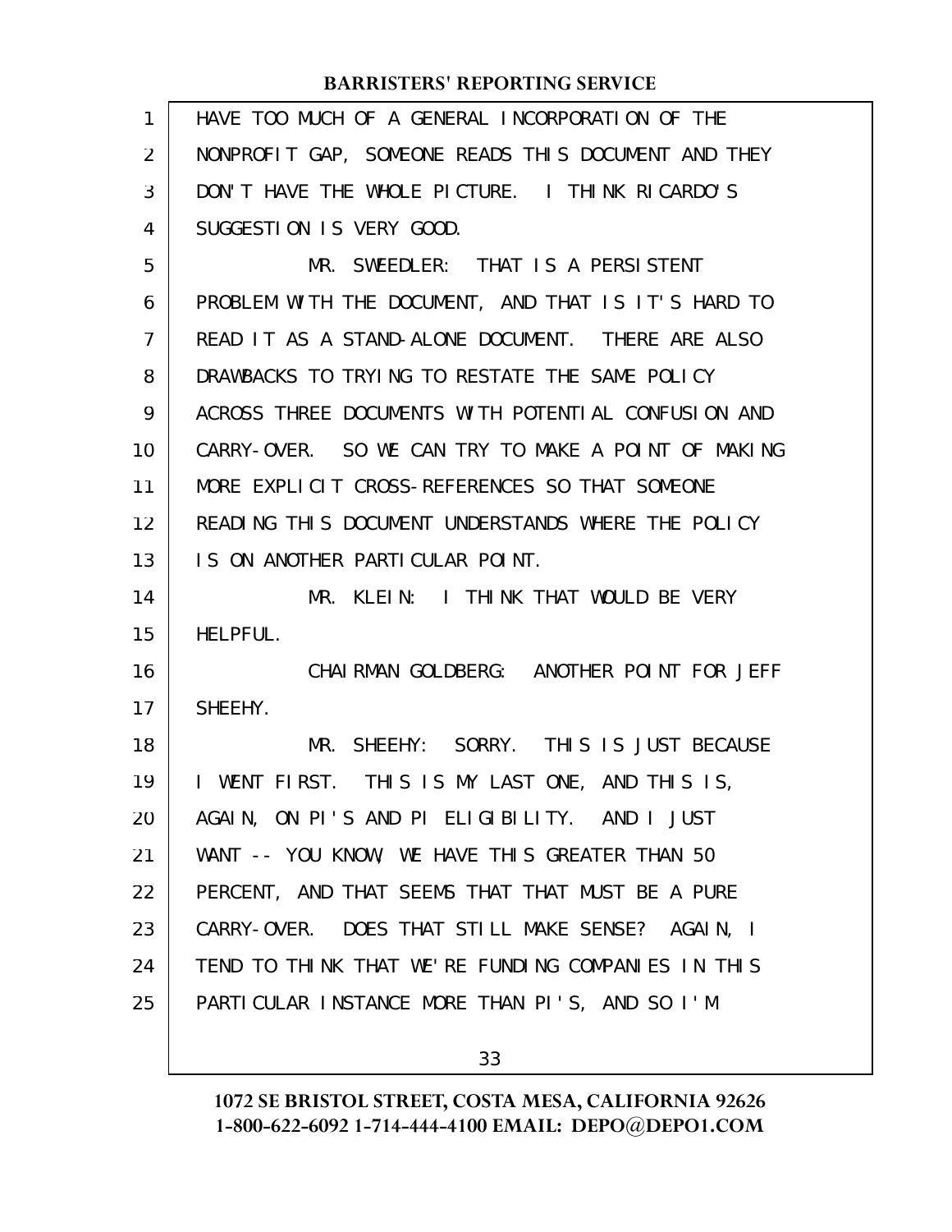HAVE TOO MUCH OF A GENERAL INCORPORATION OF THE NONPROFIT GAP, SOMEONE READS THIS DOCUMENT AND THEY DON'T HAVE THE WHOLE PICTURE. I THINK RICARDO'S SUGGESTION IS VERY GOOD.

MR. SWEEDLER: THAT IS A PERSISTENT PROBLEM WITH THE DOCUMENT, AND THAT IS IT'S HARD TO READ IT AS A STAND-ALONE DOCUMENT. THERE ARE ALSO DRAWBACKS TO TRYING TO RESTATE THE SAME POLICY ACROSS THREE DOCUMENTS WITH POTENTIAL CONFUSION AND CARRY-OVER. SO WE CAN TRY TO MAKE A POINT OF MAKING MORE EXPLICIT CROSS-REFERENCES SO THAT SOMEONE READING THIS DOCUMENT UNDERSTANDS WHERE THE POLICY IS ON ANOTHER PARTICULAR POINT.

MR. KLEIN: I THINK THAT WOULD BE VERY HELPFUL.

CHAIRMAN GOLDBERG: ANOTHER POINT FOR JEFF SHEEHY.

MR. SHEEHY: SORRY. THIS IS JUST BECAUSE I WENT FIRST. THIS IS MY LAST ONE, AND THIS IS, AGAIN, ON PI'S AND PI ELIGIBILITY. AND I JUST WANT -- YOU KNOW, WE HAVE THIS GREATER THAN 50 PERCENT, AND THAT SEEMS THAT THAT MUST BE A PURE CARRY-OVER. DOES THAT STILL MAKE SENSE? AGAIN, I TEND TO THINK THAT WE'RE FUNDING COMPANIES IN THIS PARTICULAR INSTANCE MORE THAN PI'S, AND SO I'M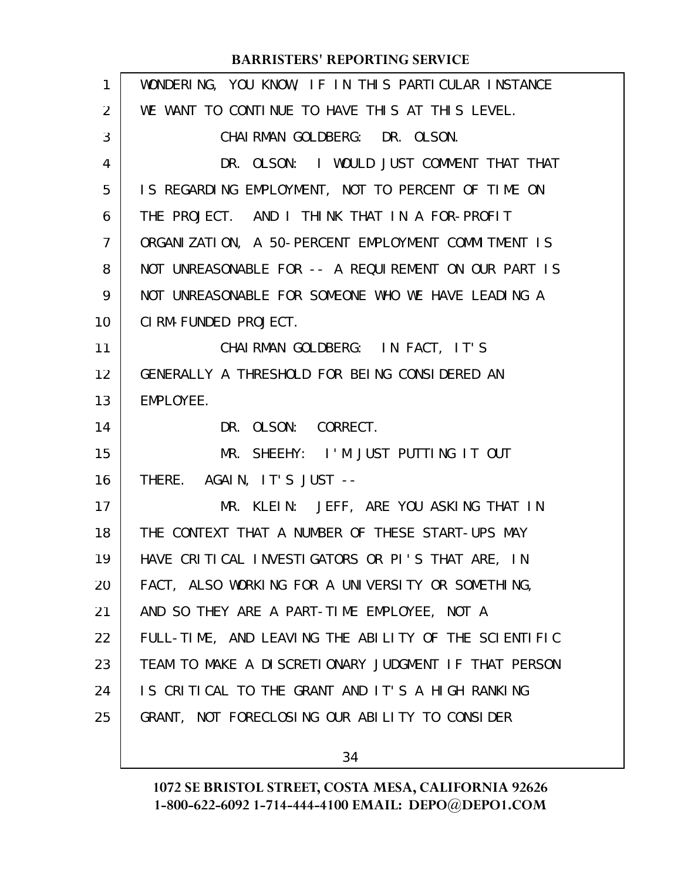WONDERING, YOU KNOW, IF IN THIS PARTICULAR INSTANCE WE WANT TO CONTINUE TO HAVE THIS AT THIS LEVEL.

CHAIRMAN GOLDBERG: DR. OLSON.

DR. OLSON: I WOULD JUST COMMENT THAT THAT IS REGARDING EMPLOYMENT, NOT TO PERCENT OF TIME ON THE PROJECT. AND I THINK THAT IN A FOR-PROFIT ORGANIZATION, A 50-PERCENT EMPLOYMENT COMMITMENT IS NOT UNREASONABLE FOR -- A REQUIREMENT ON OUR PART IS NOT UNREASONABLE FOR SOMEONE WHO WE HAVE LEADING A CIRM-FUNDED PROJECT.

CHAIRMAN GOLDBERG: IN FACT, IT'S GENERALLY A THRESHOLD FOR BEING CONSIDERED AN EMPLOYEE.

DR. OLSON: CORRECT.

MR. SHEEHY: I'M JUST PUTTING IT OUT THERE. AGAIN, IT'S JUST --

MR. KLEIN: JEFF, ARE YOU ASKING THAT IN THE CONTEXT THAT A NUMBER OF THESE START-UPS MAY HAVE CRITICAL INVESTIGATORS OR PI'S THAT ARE, IN FACT, ALSO WORKING FOR A UNIVERSITY OR SOMETHING, AND SO THEY ARE A PART-TIME EMPLOYEE, NOT A FULL-TIME, AND LEAVING THE ABILITY OF THE SCIENTIFIC TEAM TO MAKE A DISCRETIONARY JUDGMENT IF THAT PERSON IS CRITICAL TO THE GRANT AND IT'S A HIGH RANKING GRANT, NOT FORECLOSING OUR ABILITY TO CONSIDER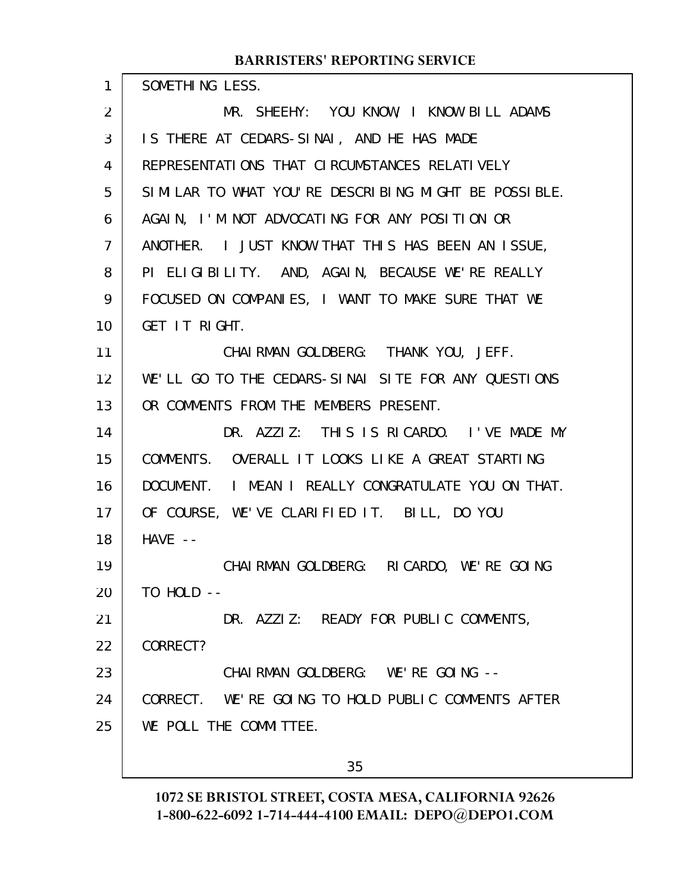SOMETHING LESS.

MR. SHEEHY: YOU KNOW, I KNOW BILL ADAMS IS THERE AT CEDARS-SINAI, AND HE HAS MADE REPRESENTATIONS THAT CIRCUMSTANCES RELATIVELY SIMILAR TO WHAT YOU'RE DESCRIBING MIGHT BE POSSIBLE. AGAIN, I'M NOT ADVOCATING FOR ANY POSITION OR ANOTHER. I JUST KNOW THAT THIS HAS BEEN AN ISSUE, PI ELIGIBILITY. AND, AGAIN, BECAUSE WE'RE REALLY FOCUSED ON COMPANIES, I WANT TO MAKE SURE THAT WE GET IT RIGHT.

CHAIRMAN GOLDBERG: THANK YOU, JEFF. WE'LL GO TO THE CEDARS-SINAI SITE FOR ANY QUESTIONS OR COMMENTS FROM THE MEMBERS PRESENT.

DR. AZZIZ: THIS IS RICARDO. I'VE MADE MY COMMENTS. OVERALL IT LOOKS LIKE A GREAT STARTING DOCUMENT. I MEAN I REALLY CONGRATULATE YOU ON THAT. OF COURSE, WE'VE CLARIFIED IT. BILL, DO YOU HAVE --

CHAIRMAN GOLDBERG: RICARDO, WE'RE GOING TO HOLD --

DR. AZZIZ: READY FOR PUBLIC COMMENTS, CORRECT?

CHAIRMAN GOLDBERG: WE'RE GOING -- CORRECT. WE'RE GOING TO HOLD PUBLIC COMMENTS AFTER WE POLL THE COMMITTEE.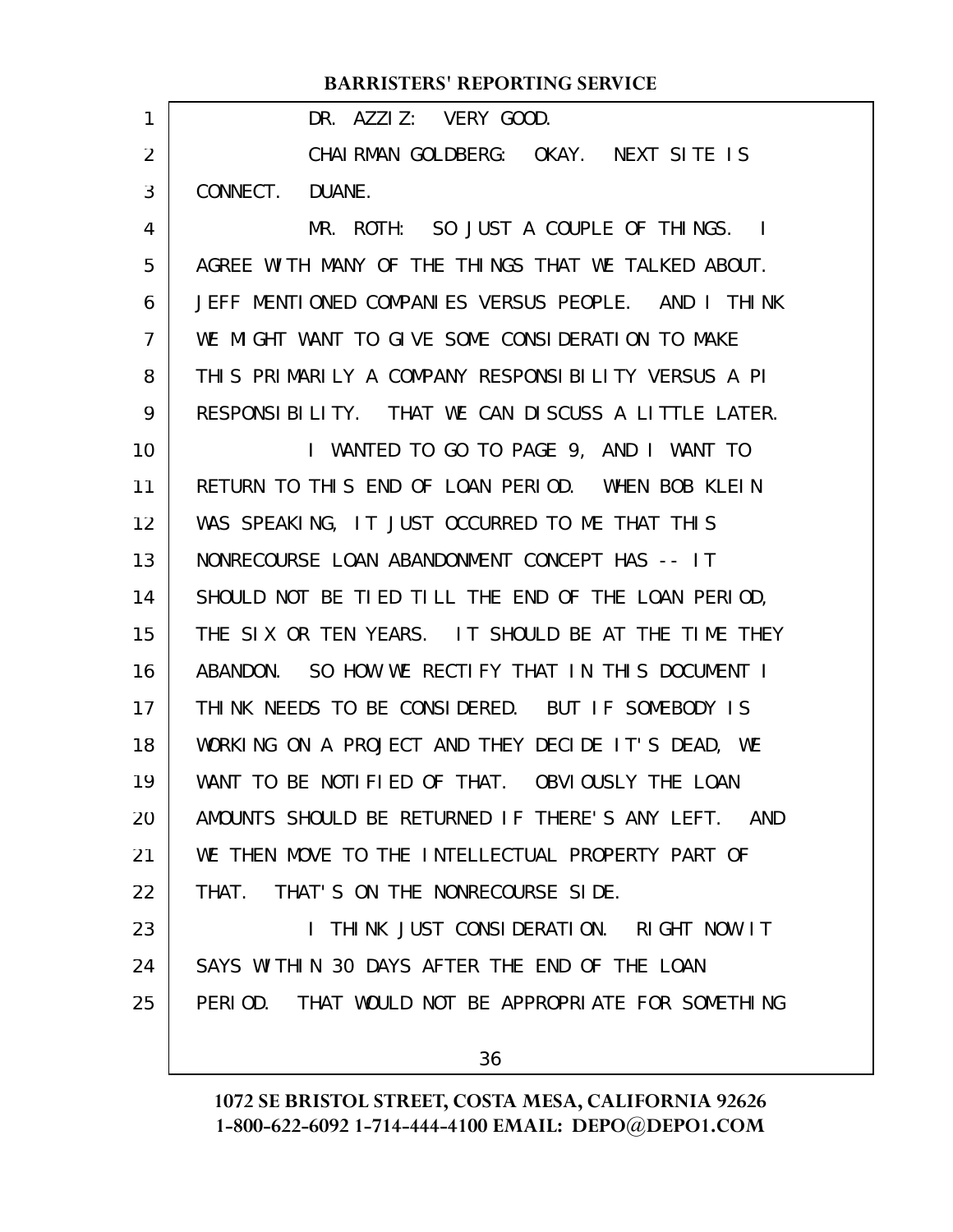DR. AZZIZ: VERY GOOD.

CHAIRMAN GOLDBERG: OKAY. NEXT SITE IS CONNECT. DUANE.

MR. ROTH: SO JUST A COUPLE OF THINGS. I AGREE WITH MANY OF THE THINGS THAT WE TALKED ABOUT. JEFF MENTIONED COMPANIES VERSUS PEOPLE. AND I THINK WE MIGHT WANT TO GIVE SOME CONSIDERATION TO MAKE THIS PRIMARILY A COMPANY RESPONSIBILITY VERSUS A PI RESPONSIBILITY. THAT WE CAN DISCUSS A LITTLE LATER.

I WANTED TO GO TO PAGE 9, AND I WANT TO RETURN TO THIS END OF LOAN PERIOD. WHEN BOB KLEIN WAS SPEAKING, IT JUST OCCURRED TO ME THAT THIS NONRECOURSE LOAN ABANDONMENT CONCEPT HAS -- IT SHOULD NOT BE TIED TILL THE END OF THE LOAN PERIOD, THE SIX OR TEN YEARS. IT SHOULD BE AT THE TIME THEY ABANDON. SO HOW WE RECTIFY THAT IN THIS DOCUMENT I THINK NEEDS TO BE CONSIDERED. BUT IF SOMEBODY IS WORKING ON A PROJECT AND THEY DECIDE IT'S DEAD, WE WANT TO BE NOTIFIED OF THAT. OBVIOUSLY THE LOAN AMOUNTS SHOULD BE RETURNED IF THERE'S ANY LEFT. AND WE THEN MOVE TO THE INTELLECTUAL PROPERTY PART OF THAT. THAT'S ON THE NONRECOURSE SIDE.

I THINK JUST CONSIDERATION. RIGHT NOW IT SAYS WITHIN 30 DAYS AFTER THE END OF THE LOAN PERIOD. THAT WOULD NOT BE APPROPRIATE FOR SOMETHING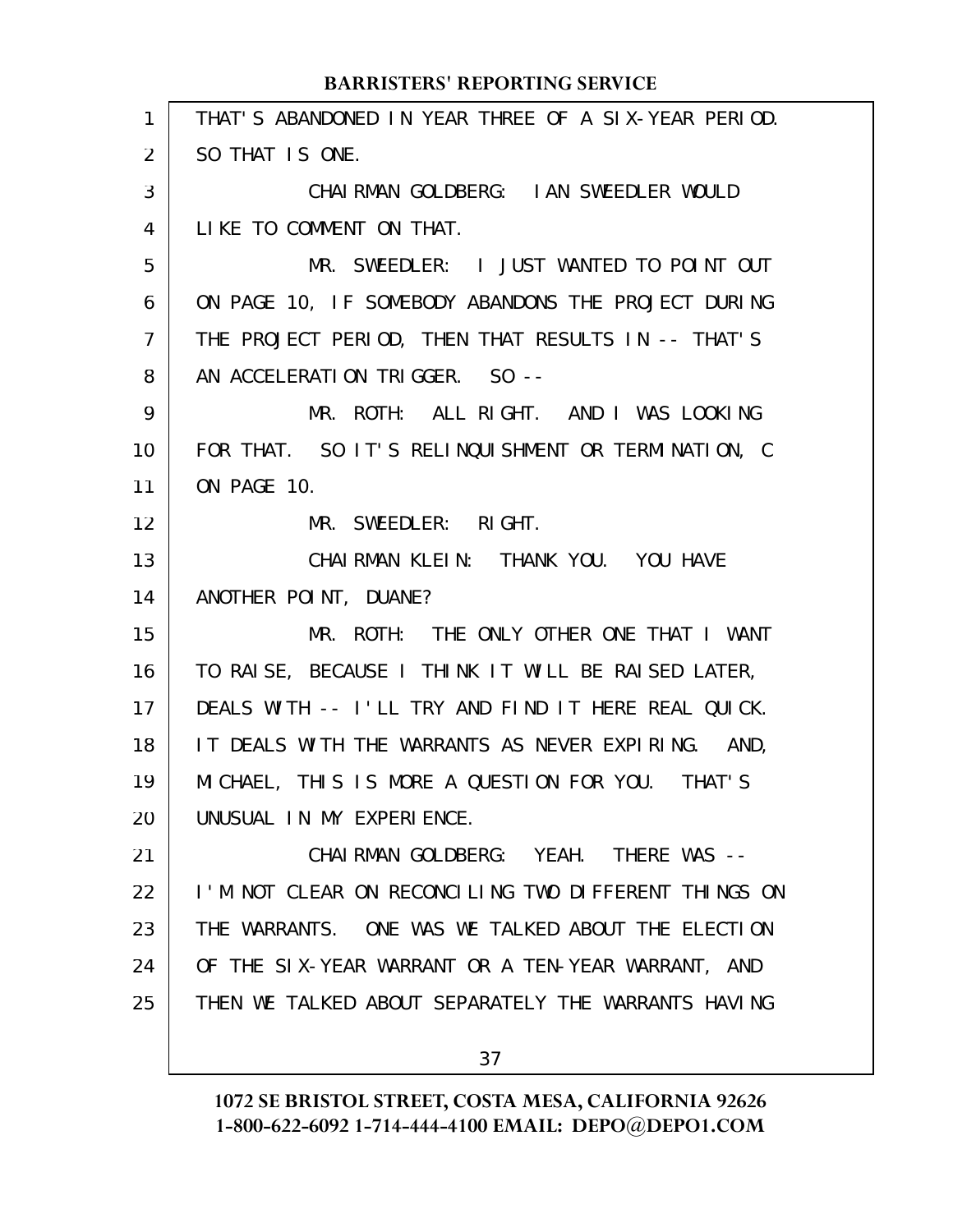THAT'S ABANDONED IN YEAR THREE OF A SIX-YEAR PERIOD. SO THAT IS ONE.

CHAIRMAN GOLDBERG: IAN SWEEDLER WOULD LIKE TO COMMENT ON THAT.

MR. SWEEDLER: I JUST WANTED TO POINT OUT ON PAGE 10, IF SOMEBODY ABANDONS THE PROJECT DURING THE PROJECT PERIOD, THEN THAT RESULTS IN -- THAT'S AN ACCELERATION TRIGGER. SO --

MR. ROTH: ALL RIGHT. AND I WAS LOOKING FOR THAT. SO IT'S RELINQUISHMENT OR TERMINATION, C ON PAGE 10.

MR. SWEEDLER: RIGHT.

CHAIRMAN KLEIN: THANK YOU. YOU HAVE ANOTHER POINT, DUANE?

MR. ROTH: THE ONLY OTHER ONE THAT I WANT TO RAISE, BECAUSE I THINK IT WILL BE RAISED LATER, DEALS WITH -- I'LL TRY AND FIND IT HERE REAL QUICK. IT DEALS WITH THE WARRANTS AS NEVER EXPIRING. AND, MICHAEL, THIS IS MORE A QUESTION FOR YOU. THAT'S UNUSUAL IN MY EXPERIENCE.

CHAIRMAN GOLDBERG: YEAH. THERE WAS -- I'M NOT CLEAR ON RECONCILING TWO DIFFERENT THINGS ON THE WARRANTS. ONE WAS WE TALKED ABOUT THE ELECTION OF THE SIX-YEAR WARRANT OR A TEN-YEAR WARRANT, AND THEN WE TALKED ABOUT SEPARATELY THE WARRANTS HAVING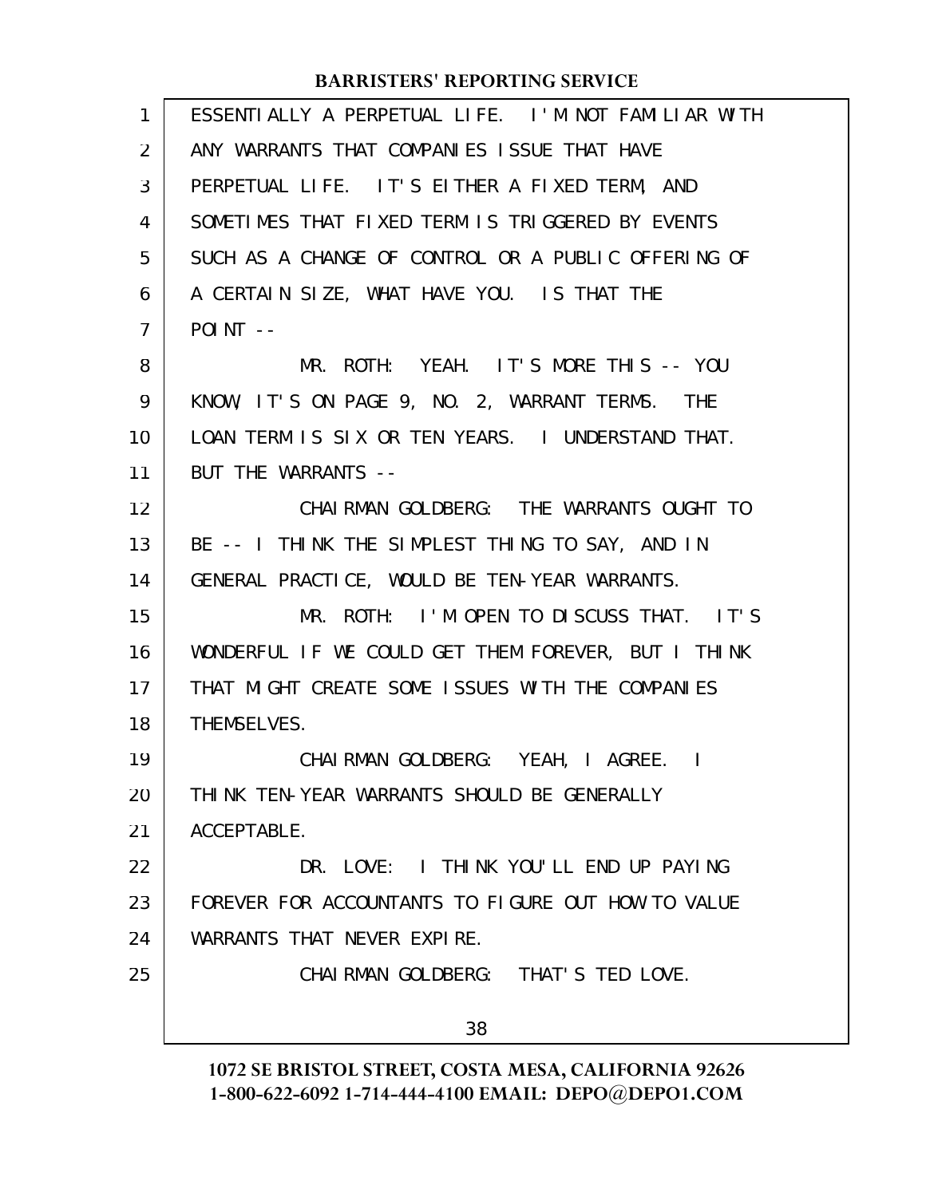ESSENTIALLY A PERPETUAL LIFE. I'M NOT FAMILIAR WITH ANY WARRANTS THAT COMPANIES ISSUE THAT HAVE PERPETUAL LIFE. IT'S EITHER A FIXED TERM, AND SOMETIMES THAT FIXED TERM IS TRIGGERED BY EVENTS SUCH AS A CHANGE OF CONTROL OR A PUBLIC OFFERING OF A CERTAIN SIZE, WHAT HAVE YOU. IS THAT THE POINT --

MR. ROTH: YEAH. IT'S MORE THIS -- YOU KNOW, IT'S ON PAGE 9, NO. 2, WARRANT TERMS. THE LOAN TERM IS SIX OR TEN YEARS. I UNDERSTAND THAT. BUT THE WARRANTS --

CHAIRMAN GOLDBERG: THE WARRANTS OUGHT TO BE -- I THINK THE SIMPLEST THING TO SAY, AND IN GENERAL PRACTICE, WOULD BE TEN-YEAR WARRANTS.

MR. ROTH: I'M OPEN TO DISCUSS THAT. IT'S WONDERFUL IF WE COULD GET THEM FOREVER, BUT I THINK THAT MIGHT CREATE SOME ISSUES WITH THE COMPANIES THEMSELVES.

CHAIRMAN GOLDBERG: YEAH, I AGREE. I THINK TEN-YEAR WARRANTS SHOULD BE GENERALLY ACCEPTABLE.

DR. LOVE: I THINK YOU'LL END UP PAYING FOREVER FOR ACCOUNTANTS TO FIGURE OUT HOW TO VALUE WARRANTS THAT NEVER EXPIRE.

CHAIRMAN GOLDBERG: THAT'S TED LOVE.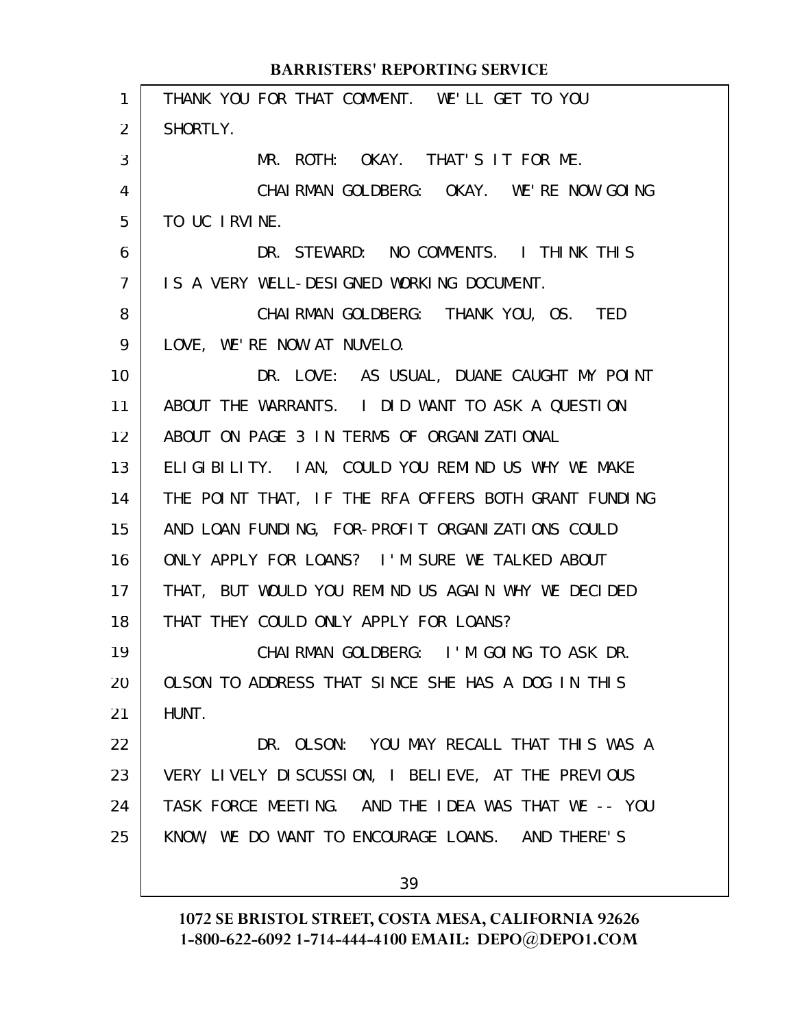THANK YOU FOR THAT COMMENT. WE'LL GET TO YOU SHORTLY.

MR. ROTH: OKAY. THAT'S IT FOR ME.

CHAIRMAN GOLDBERG: OKAY. WE'RE NOW GOING TO UC IRVINE.

DR. STEWARD: NO COMMENTS. I THINK THIS IS A VERY WELL-DESIGNED WORKING DOCUMENT.

CHAIRMAN GOLDBERG: THANK YOU, OS. TED LOVE, WE'RE NOW AT NUVELO.

DR. LOVE: AS USUAL, DUANE CAUGHT MY POINT ABOUT THE WARRANTS. I DID WANT TO ASK A QUESTION ABOUT ON PAGE 3 IN TERMS OF ORGANIZATIONAL ELIGIBILITY. IAN, COULD YOU REMIND US WHY WE MAKE THE POINT THAT, IF THE RFA OFFERS BOTH GRANT FUNDING AND LOAN FUNDING, FOR-PROFIT ORGANIZATIONS COULD ONLY APPLY FOR LOANS? I'M SURE WE TALKED ABOUT THAT, BUT WOULD YOU REMIND US AGAIN WHY WE DECIDED THAT THEY COULD ONLY APPLY FOR LOANS?

CHAIRMAN GOLDBERG: I'M GOING TO ASK DR. OLSON TO ADDRESS THAT SINCE SHE HAS A DOG IN THIS HUNT.

DR. OLSON: YOU MAY RECALL THAT THIS WAS A VERY LIVELY DISCUSSION, I BELIEVE, AT THE PREVIOUS TASK FORCE MEETING. AND THE IDEA WAS THAT WE -- YOU KNOW, WE DO WANT TO ENCOURAGE LOANS. AND THERE'S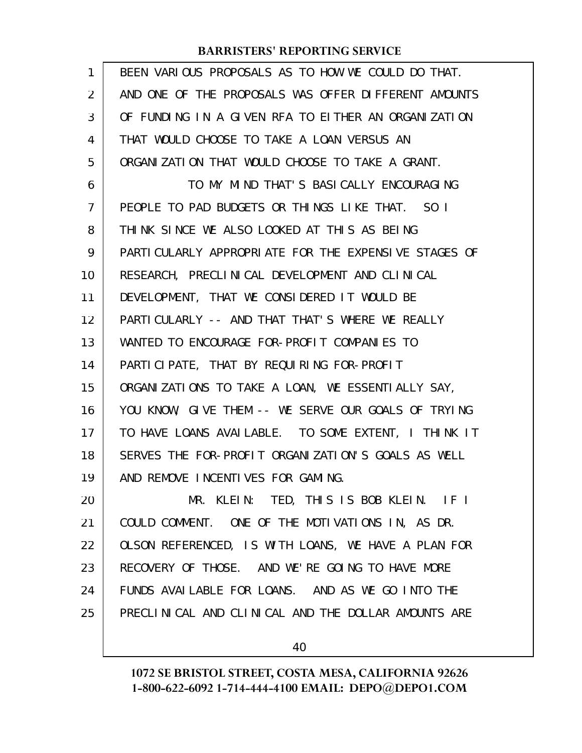BEEN VARIOUS PROPOSALS AS TO HOW WE COULD DO THAT. AND ONE OF THE PROPOSALS WAS OFFER DIFFERENT AMOUNTS OF FUNDING IN A GIVEN RFA TO EITHER AN ORGANIZATION THAT WOULD CHOOSE TO TAKE A LOAN VERSUS AN ORGANIZATION THAT WOULD CHOOSE TO TAKE A GRANT.

TO MY MIND THAT'S BASICALLY ENCOURAGING PEOPLE TO PAD BUDGETS OR THINGS LIKE THAT. SO I THINK SINCE WE ALSO LOOKED AT THIS AS BEING PARTICULARLY APPROPRIATE FOR THE EXPENSIVE STAGES OF RESEARCH, PRECLINICAL DEVELOPMENT AND CLINICAL DEVELOPMENT, THAT WE CONSIDERED IT WOULD BE PARTICULARLY -- AND THAT THAT'S WHERE WE REALLY WANTED TO ENCOURAGE FOR-PROFIT COMPANIES TO PARTICIPATE, THAT BY REQUIRING FOR-PROFIT ORGANIZATIONS TO TAKE A LOAN, WE ESSENTIALLY SAY, YOU KNOW, GIVE THEM -- WE SERVE OUR GOALS OF TRYING TO HAVE LOANS AVAILABLE. TO SOME EXTENT, I THINK IT SERVES THE FOR-PROFIT ORGANIZATION'S GOALS AS WELL AND REMOVE INCENTIVES FOR GAMING.

MR. KLEIN: TED, THIS IS BOB KLEIN. IF I COULD COMMENT. ONE OF THE MOTIVATIONS IN, AS DR. OLSON REFERENCED, IS WITH LOANS, WE HAVE A PLAN FOR RECOVERY OF THOSE. AND WE'RE GOING TO HAVE MORE FUNDS AVAILABLE FOR LOANS. AND AS WE GO INTO THE PRECLINICAL AND CLINICAL AND THE DOLLAR AMOUNTS ARE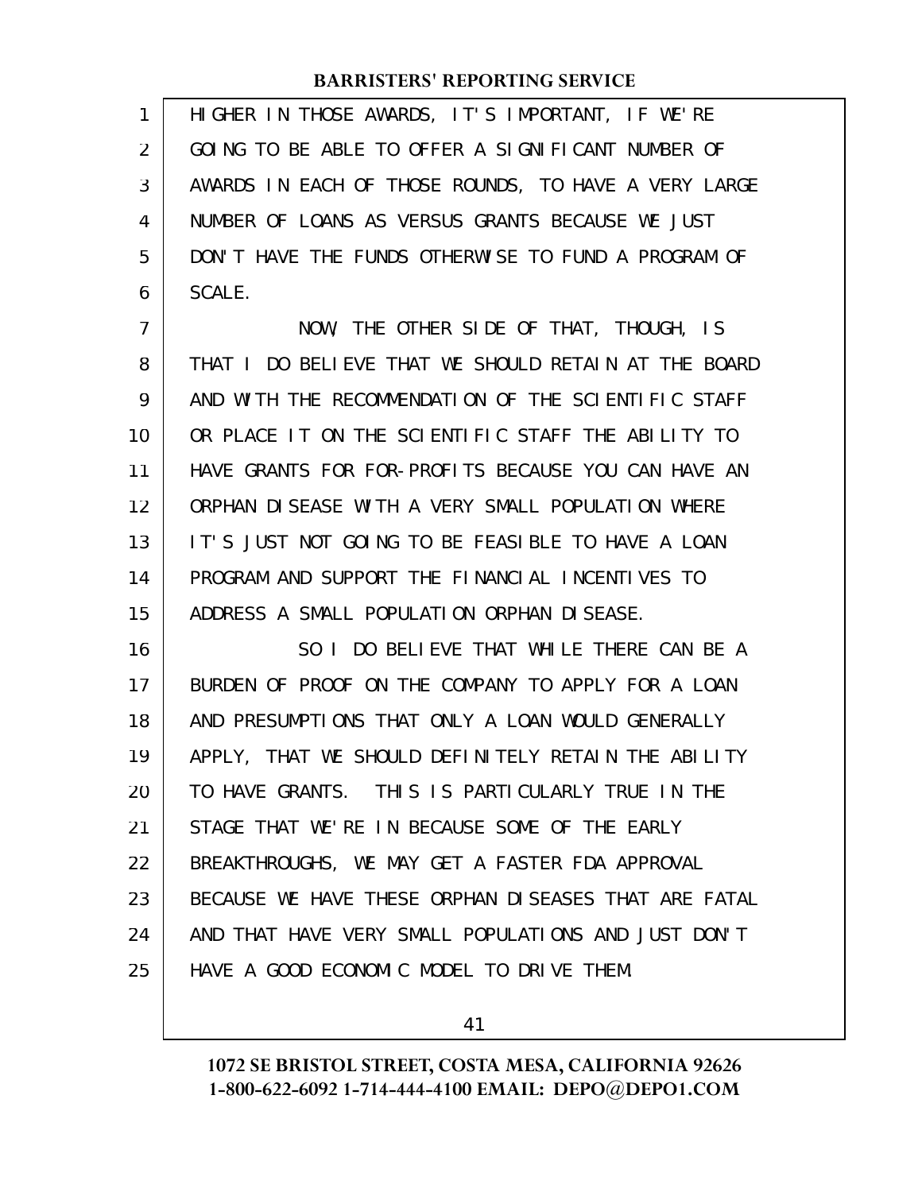HIGHER IN THOSE AWARDS, IT'S IMPORTANT, IF WE'RE GOING TO BE ABLE TO OFFER A SIGNIFICANT NUMBER OF AWARDS IN EACH OF THOSE ROUNDS, TO HAVE A VERY LARGE NUMBER OF LOANS AS VERSUS GRANTS BECAUSE WE JUST DON'T HAVE THE FUNDS OTHERWISE TO FUND A PROGRAM OF SCALE.

NOW, THE OTHER SIDE OF THAT, THOUGH, IS THAT I DO BELIEVE THAT WE SHOULD RETAIN AT THE BOARD AND WITH THE RECOMMENDATION OF THE SCIENTIFIC STAFF OR PLACE IT ON THE SCIENTIFIC STAFF THE ABILITY TO HAVE GRANTS FOR FOR-PROFITS BECAUSE YOU CAN HAVE AN ORPHAN DISEASE WITH A VERY SMALL POPULATION WHERE IT'S JUST NOT GOING TO BE FEASIBLE TO HAVE A LOAN PROGRAM AND SUPPORT THE FINANCIAL INCENTIVES TO ADDRESS A SMALL POPULATION ORPHAN DISEASE.

SO I DO BELIEVE THAT WHILE THERE CAN BE A BURDEN OF PROOF ON THE COMPANY TO APPLY FOR A LOAN AND PRESUMPTIONS THAT ONLY A LOAN WOULD GENERALLY APPLY, THAT WE SHOULD DEFINITELY RETAIN THE ABILITY TO HAVE GRANTS. THIS IS PARTICULARLY TRUE IN THE STAGE THAT WE'RE IN BECAUSE SOME OF THE EARLY BREAKTHROUGHS, WE MAY GET A FASTER FDA APPROVAL BECAUSE WE HAVE THESE ORPHAN DISEASES THAT ARE FATAL AND THAT HAVE VERY SMALL POPULATIONS AND JUST DON'T HAVE A GOOD ECONOMIC MODEL TO DRIVE THEM.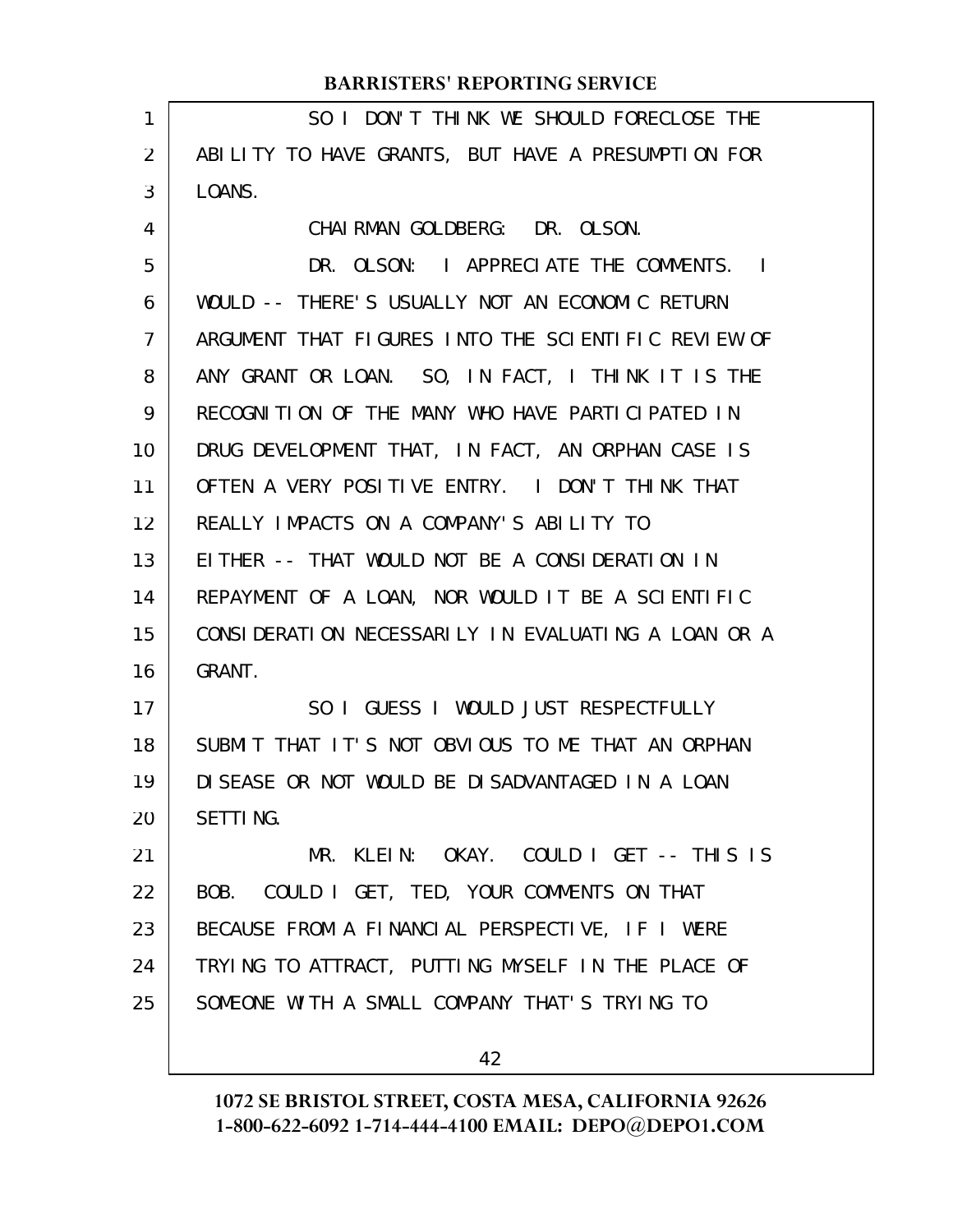SO I DON'T THINK WE SHOULD FORECLOSE THE ABILITY TO HAVE GRANTS, BUT HAVE A PRESUMPTION FOR LOANS.

CHAIRMAN GOLDBERG: DR. OLSON.

DR. OLSON: I APPRECIATE THE COMMENTS. I WOULD -- THERE'S USUALLY NOT AN ECONOMIC RETURN ARGUMENT THAT FIGURES INTO THE SCIENTIFIC REVIEW OF ANY GRANT OR LOAN. SO, IN FACT, I THINK IT IS THE RECOGNITION OF THE MANY WHO HAVE PARTICIPATED IN DRUG DEVELOPMENT THAT, IN FACT, AN ORPHAN CASE IS OFTEN A VERY POSITIVE ENTRY. I DON'T THINK THAT REALLY IMPACTS ON A COMPANY'S ABILITY TO EITHER -- THAT WOULD NOT BE A CONSIDERATION IN REPAYMENT OF A LOAN, NOR WOULD IT BE A SCIENTIFIC CONSIDERATION NECESSARILY IN EVALUATING A LOAN OR A GRANT.

SO I GUESS I WOULD JUST RESPECTFULLY SUBMIT THAT IT'S NOT OBVIOUS TO ME THAT AN ORPHAN DISEASE OR NOT WOULD BE DISADVANTAGED IN A LOAN SETTING.

MR. KLEIN: OKAY. COULD I GET -- THIS IS BOB. COULD I GET, TED, YOUR COMMENTS ON THAT BECAUSE FROM A FINANCIAL PERSPECTIVE, IF I WERE TRYING TO ATTRACT, PUTTING MYSELF IN THE PLACE OF SOMEONE WITH A SMALL COMPANY THAT'S TRYING TO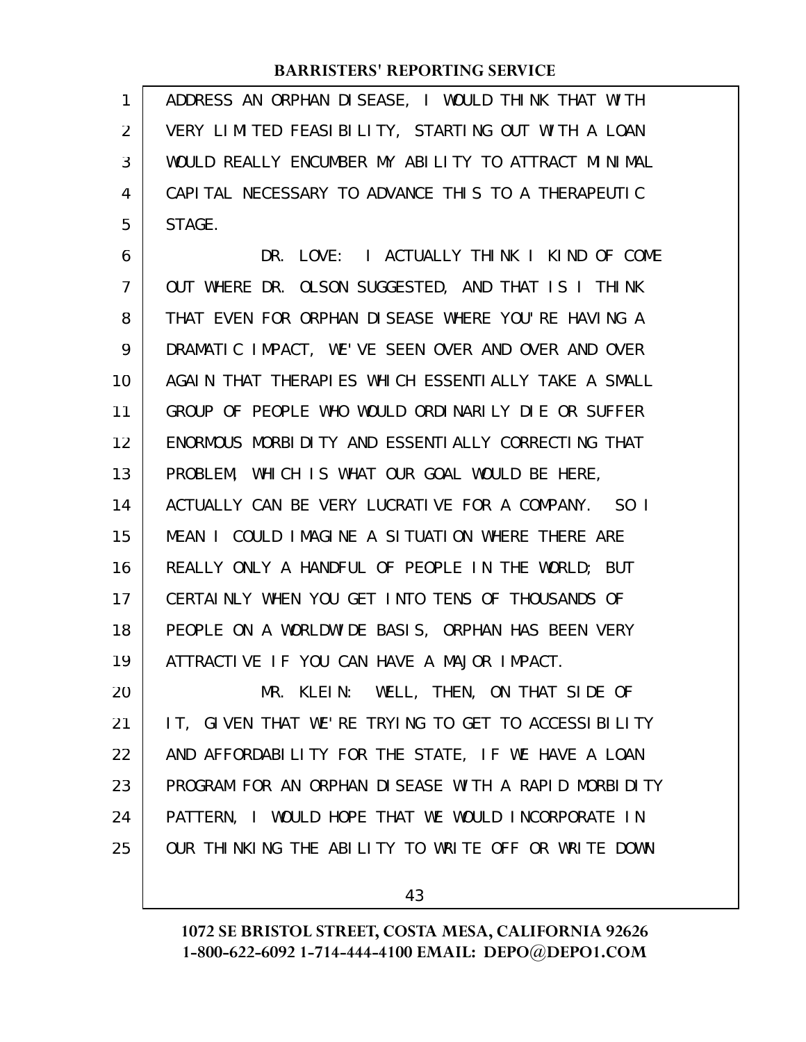ADDRESS AN ORPHAN DISEASE, I WOULD THINK THAT WITH VERY LIMITED FEASIBILITY, STARTING OUT WITH A LOAN WOULD REALLY ENCUMBER MY ABILITY TO ATTRACT MINIMAL CAPITAL NECESSARY TO ADVANCE THIS TO A THERAPEUTIC STAGE.

DR. LOVE: I ACTUALLY THINK I KIND OF COME OUT WHERE DR. OLSON SUGGESTED, AND THAT IS I THINK THAT EVEN FOR ORPHAN DISEASE WHERE YOU'RE HAVING A DRAMATIC IMPACT, WE'VE SEEN OVER AND OVER AND OVER AGAIN THAT THERAPIES WHICH ESSENTIALLY TAKE A SMALL GROUP OF PEOPLE WHO WOULD ORDINARILY DIE OR SUFFER ENORMOUS MORBIDITY AND ESSENTIALLY CORRECTING THAT PROBLEM, WHICH IS WHAT OUR GOAL WOULD BE HERE, ACTUALLY CAN BE VERY LUCRATIVE FOR A COMPANY. SO I MEAN I COULD IMAGINE A SITUATION WHERE THERE ARE REALLY ONLY A HANDFUL OF PEOPLE IN THE WORLD; BUT CERTAINLY WHEN YOU GET INTO TENS OF THOUSANDS OF PEOPLE ON A WORLDWIDE BASIS, ORPHAN HAS BEEN VERY ATTRACTIVE IF YOU CAN HAVE A MAJOR IMPACT.

MR. KLEIN: WELL, THEN, ON THAT SIDE OF IT, GIVEN THAT WE'RE TRYING TO GET TO ACCESSIBILITY AND AFFORDABILITY FOR THE STATE, IF WE HAVE A LOAN PROGRAM FOR AN ORPHAN DISEASE WITH A RAPID MORBIDITY PATTERN, I WOULD HOPE THAT WE WOULD INCORPORATE IN OUR THINKING THE ABILITY TO WRITE OFF OR WRITE DOWN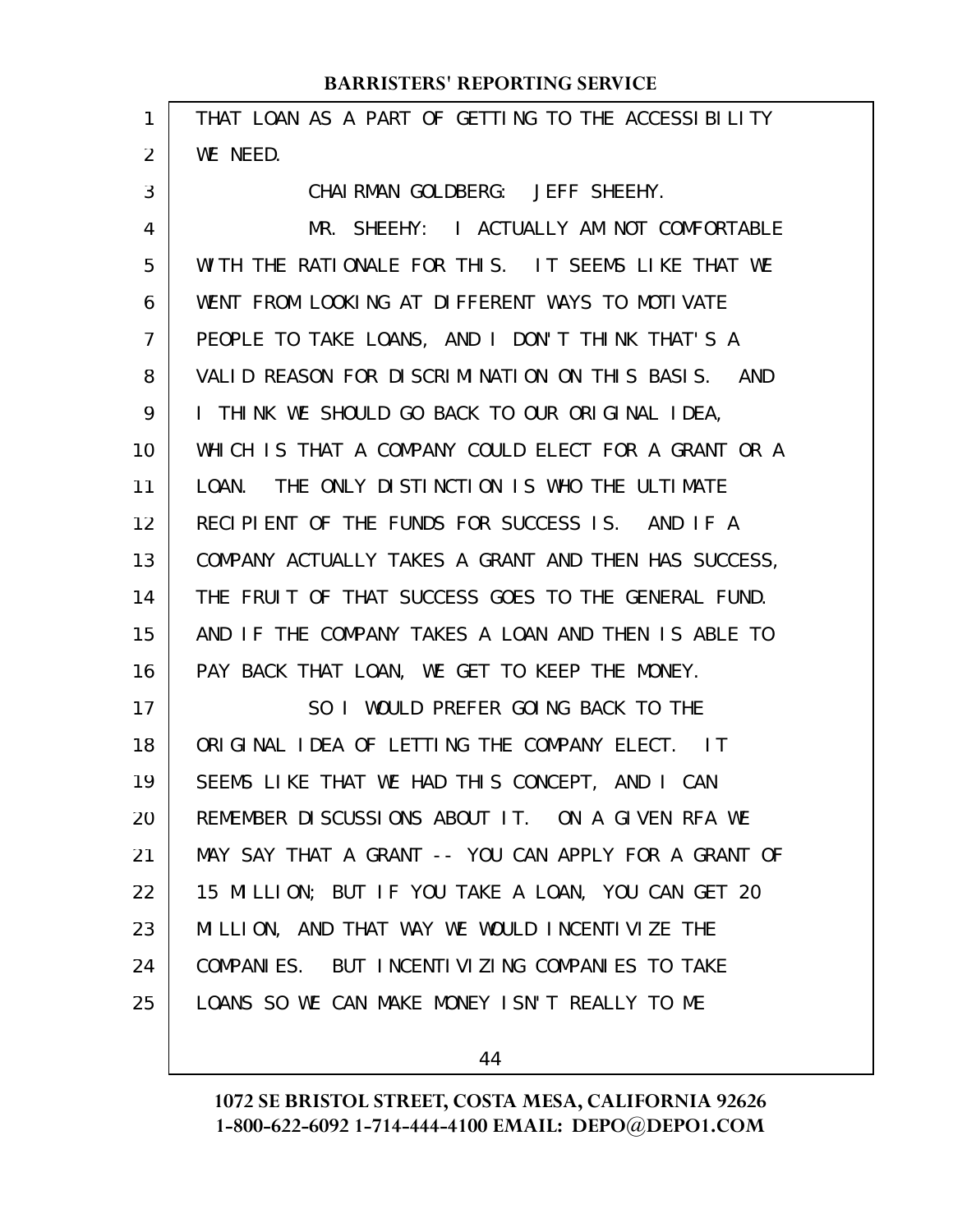THAT LOAN AS A PART OF GETTING TO THE ACCESSIBILITY WE NEED.

CHAIRMAN GOLDBERG: JEFF SHEEHY.

MR. SHEEHY: I ACTUALLY AM NOT COMFORTABLE WITH THE RATIONALE FOR THIS. IT SEEMS LIKE THAT WE WENT FROM LOOKING AT DIFFERENT WAYS TO MOTIVATE PEOPLE TO TAKE LOANS, AND I DON'T THINK THAT'S A VALID REASON FOR DISCRIMINATION ON THIS BASIS. AND I THINK WE SHOULD GO BACK TO OUR ORIGINAL IDEA, WHICH IS THAT A COMPANY COULD ELECT FOR A GRANT OR A LOAN. THE ONLY DISTINCTION IS WHO THE ULTIMATE RECIPIENT OF THE FUNDS FOR SUCCESS IS. AND IF A COMPANY ACTUALLY TAKES A GRANT AND THEN HAS SUCCESS, THE FRUIT OF THAT SUCCESS GOES TO THE GENERAL FUND. AND IF THE COMPANY TAKES A LOAN AND THEN IS ABLE TO PAY BACK THAT LOAN, WE GET TO KEEP THE MONEY.

SO I WOULD PREFER GOING BACK TO THE ORIGINAL IDEA OF LETTING THE COMPANY ELECT. IT SEEMS LIKE THAT WE HAD THIS CONCEPT, AND I CAN REMEMBER DISCUSSIONS ABOUT IT. ON A GIVEN RFA WE MAY SAY THAT A GRANT -- YOU CAN APPLY FOR A GRANT OF 15 MILLION; BUT IF YOU TAKE A LOAN, YOU CAN GET 20 MILLION, AND THAT WAY WE WOULD INCENTIVIZE THE COMPANIES. BUT INCENTIVIZING COMPANIES TO TAKE LOANS SO WE CAN MAKE MONEY ISN'T REALLY TO ME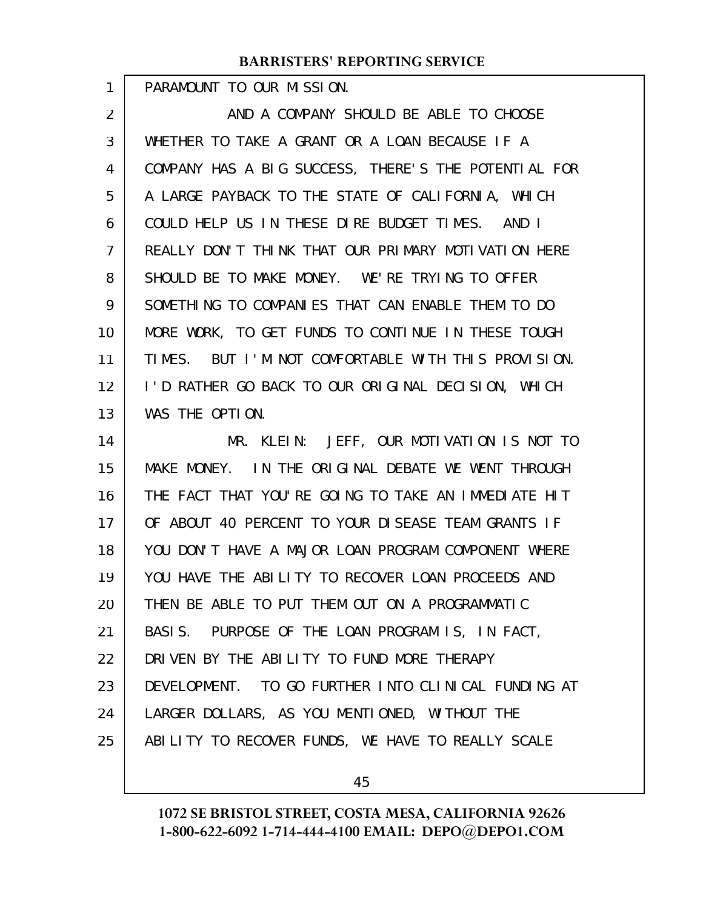PARAMOUNT TO OUR MISSION.

AND A COMPANY SHOULD BE ABLE TO CHOOSE WHETHER TO TAKE A GRANT OR A LOAN BECAUSE IF A COMPANY HAS A BIG SUCCESS, THERE'S THE POTENTIAL FOR A LARGE PAYBACK TO THE STATE OF CALIFORNIA, WHICH COULD HELP US IN THESE DIRE BUDGET TIMES. AND I REALLY DON'T THINK THAT OUR PRIMARY MOTIVATION HERE SHOULD BE TO MAKE MONEY. WE'RE TRYING TO OFFER SOMETHING TO COMPANIES THAT CAN ENABLE THEM TO DO MORE WORK, TO GET FUNDS TO CONTINUE IN THESE TOUGH TIMES. BUT I'M NOT COMFORTABLE WITH THIS PROVISION. I'D RATHER GO BACK TO OUR ORIGINAL DECISION, WHICH WAS THE OPTION.

MR. KLEIN: JEFF, OUR MOTIVATION IS NOT TO MAKE MONEY. IN THE ORIGINAL DEBATE WE WENT THROUGH THE FACT THAT YOU'RE GOING TO TAKE AN IMMEDIATE HIT OF ABOUT 40 PERCENT TO YOUR DISEASE TEAM GRANTS IF YOU DON'T HAVE A MAJOR LOAN PROGRAM COMPONENT WHERE YOU HAVE THE ABILITY TO RECOVER LOAN PROCEEDS AND THEN BE ABLE TO PUT THEM OUT ON A PROGRAMMATIC BASIS. PURPOSE OF THE LOAN PROGRAM IS, IN FACT, DRIVEN BY THE ABILITY TO FUND MORE THERAPY DEVELOPMENT. TO GO FURTHER INTO CLINICAL FUNDING AT LARGER DOLLARS, AS YOU MENTIONED, WITHOUT THE ABILITY TO RECOVER FUNDS, WE HAVE TO REALLY SCALE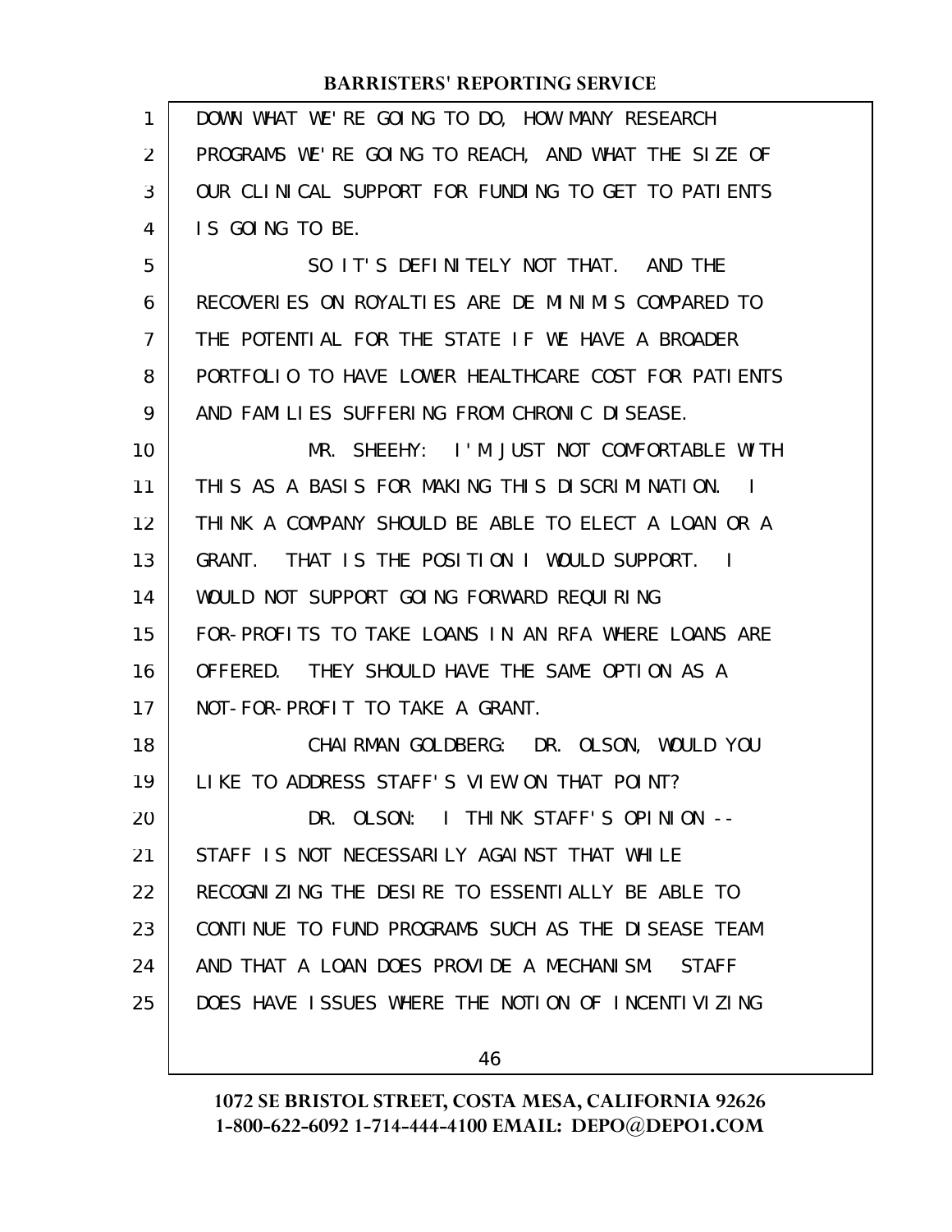DOWN WHAT WE'RE GOING TO DO, HOW MANY RESEARCH PROGRAMS WE'RE GOING TO REACH, AND WHAT THE SIZE OF OUR CLINICAL SUPPORT FOR FUNDING TO GET TO PATIENTS IS GOING TO BE.

SO IT'S DEFINITELY NOT THAT. AND THE RECOVERIES ON ROYALTIES ARE DE MINIMIS COMPARED TO THE POTENTIAL FOR THE STATE IF WE HAVE A BROADER PORTFOLIO TO HAVE LOWER HEALTHCARE COST FOR PATIENTS AND FAMILIES SUFFERING FROM CHRONIC DISEASE.

MR. SHEEHY: I'M JUST NOT COMFORTABLE WITH THIS AS A BASIS FOR MAKING THIS DISCRIMINATION. I THINK A COMPANY SHOULD BE ABLE TO ELECT A LOAN OR A GRANT. THAT IS THE POSITION I WOULD SUPPORT. I WOULD NOT SUPPORT GOING FORWARD REQUIRING FOR-PROFITS TO TAKE LOANS IN AN RFA WHERE LOANS ARE OFFERED. THEY SHOULD HAVE THE SAME OPTION AS A NOT-FOR-PROFIT TO TAKE A GRANT.

CHAIRMAN GOLDBERG: DR. OLSON, WOULD YOU LIKE TO ADDRESS STAFF'S VIEW ON THAT POINT?

DR. OLSON: I THINK STAFF'S OPINION -- STAFF IS NOT NECESSARILY AGAINST THAT WHILE RECOGNIZING THE DESIRE TO ESSENTIALLY BE ABLE TO CONTINUE TO FUND PROGRAMS SUCH AS THE DISEASE TEAM AND THAT A LOAN DOES PROVIDE A MECHANISM. STAFF DOES HAVE ISSUES WHERE THE NOTION OF INCENTIVIZING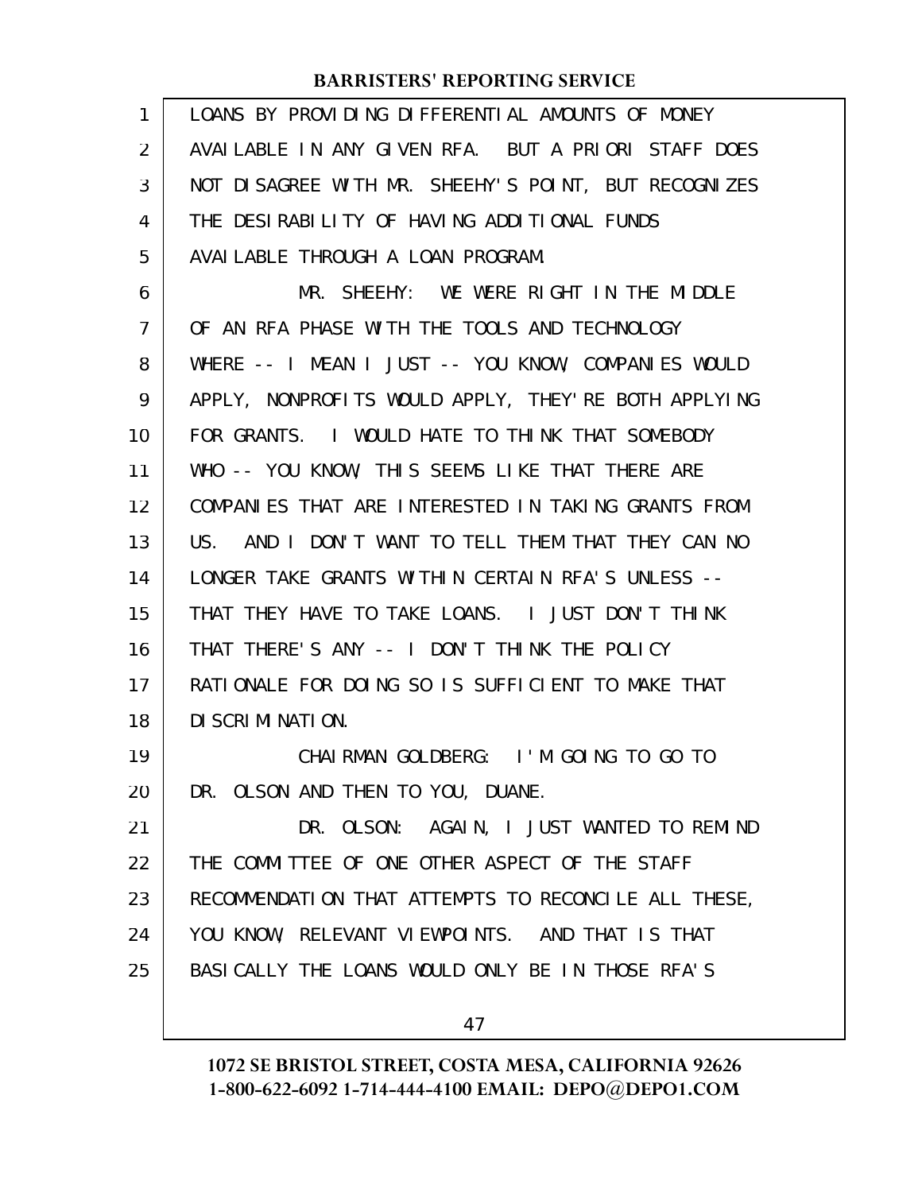LOANS BY PROVIDING DIFFERENTIAL AMOUNTS OF MONEY AVAILABLE IN ANY GIVEN RFA. BUT A PRIORI STAFF DOES NOT DISAGREE WITH MR. SHEEHY'S POINT, BUT RECOGNIZES THE DESIRABILITY OF HAVING ADDITIONAL FUNDS AVAILABLE THROUGH A LOAN PROGRAM.

MR. SHEEHY: WE WERE RIGHT IN THE MIDDLE OF AN RFA PHASE WITH THE TOOLS AND TECHNOLOGY WHERE -- I MEAN I JUST -- YOU KNOW, COMPANIES WOULD APPLY, NONPROFITS WOULD APPLY, THEY'RE BOTH APPLYING FOR GRANTS. I WOULD HATE TO THINK THAT SOMEBODY WHO -- YOU KNOW, THIS SEEMS LIKE THAT THERE ARE COMPANIES THAT ARE INTERESTED IN TAKING GRANTS FROM US. AND I DON'T WANT TO TELL THEM THAT THEY CAN NO LONGER TAKE GRANTS WITHIN CERTAIN RFA'S UNLESS -- THAT THEY HAVE TO TAKE LOANS. I JUST DON'T THINK THAT THERE'S ANY -- I DON'T THINK THE POLICY RATIONALE FOR DOING SO IS SUFFICIENT TO MAKE THAT DISCRIMINATION.

CHAIRMAN GOLDBERG: I'M GOING TO GO TO DR. OLSON AND THEN TO YOU, DUANE.

DR. OLSON: AGAIN, I JUST WANTED TO REMIND THE COMMITTEE OF ONE OTHER ASPECT OF THE STAFF RECOMMENDATION THAT ATTEMPTS TO RECONCILE ALL THESE, YOU KNOW, RELEVANT VIEWPOINTS. AND THAT IS THAT BASICALLY THE LOANS WOULD ONLY BE IN THOSE RFA'S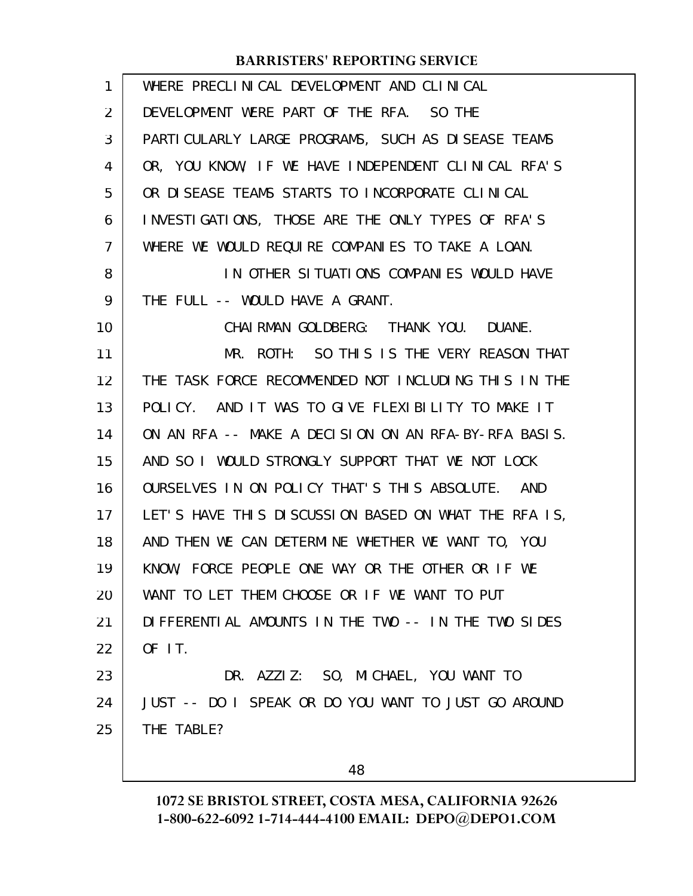WHERE PRECLINICAL DEVELOPMENT AND CLINICAL DEVELOPMENT WERE PART OF THE RFA. SO THE PARTICULARLY LARGE PROGRAMS, SUCH AS DISEASE TEAMS OR, YOU KNOW, IF WE HAVE INDEPENDENT CLINICAL RFA'S OR DISEASE TEAMS STARTS TO INCORPORATE CLINICAL INVESTIGATIONS, THOSE ARE THE ONLY TYPES OF RFA'S WHERE WE WOULD REQUIRE COMPANIES TO TAKE A LOAN.

IN OTHER SITUATIONS COMPANIES WOULD HAVE THE FULL -- WOULD HAVE A GRANT.

CHAIRMAN GOLDBERG: THANK YOU. DUANE.

MR. ROTH: SO THIS IS THE VERY REASON THAT THE TASK FORCE RECOMMENDED NOT INCLUDING THIS IN THE POLICY. AND IT WAS TO GIVE FLEXIBILITY TO MAKE IT ON AN RFA -- MAKE A DECISION ON AN RFA-BY-RFA BASIS. AND SO I WOULD STRONGLY SUPPORT THAT WE NOT LOCK OURSELVES IN ON POLICY THAT'S THIS ABSOLUTE. AND LET'S HAVE THIS DISCUSSION BASED ON WHAT THE RFA IS, AND THEN WE CAN DETERMINE WHETHER WE WANT TO, YOU KNOW, FORCE PEOPLE ONE WAY OR THE OTHER OR IF WE WANT TO LET THEM CHOOSE OR IF WE WANT TO PUT DIFFERENTIAL AMOUNTS IN THE TWO -- IN THE TWO SIDES OF IT.

DR. AZZIZ: SO, MICHAEL, YOU WANT TO JUST -- DO I SPEAK OR DO YOU WANT TO JUST GO AROUND THE TABLE?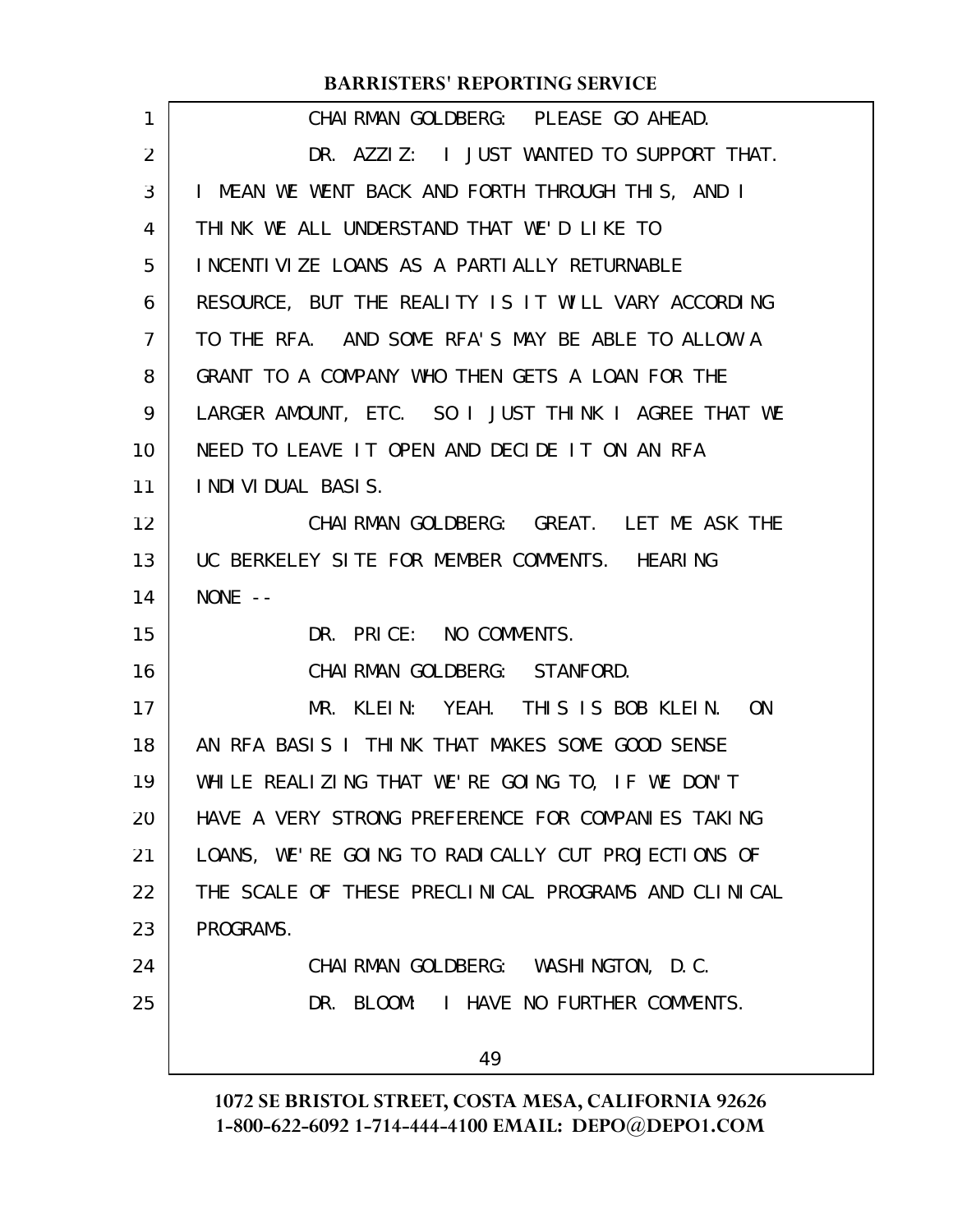CHAIRMAN GOLDBERG: PLEASE GO AHEAD.

DR. AZZIZ: I JUST WANTED TO SUPPORT THAT. I MEAN WE WENT BACK AND FORTH THROUGH THIS, AND I THINK WE ALL UNDERSTAND THAT WE'D LIKE TO INCENTIVIZE LOANS AS A PARTIALLY RETURNABLE RESOURCE, BUT THE REALITY IS IT WILL VARY ACCORDING TO THE RFA. AND SOME RFA'S MAY BE ABLE TO ALLOW A GRANT TO A COMPANY WHO THEN GETS A LOAN FOR THE LARGER AMOUNT, ETC. SO I JUST THINK I AGREE THAT WE NEED TO LEAVE IT OPEN AND DECIDE IT ON AN RFA INDIVIDUAL BASIS.

CHAIRMAN GOLDBERG: GREAT. LET ME ASK THE UC BERKELEY SITE FOR MEMBER COMMENTS. HEARING NONE --

DR. PRICE: NO COMMENTS.

CHAIRMAN GOLDBERG: STANFORD.

MR. KLEIN: YEAH. THIS IS BOB KLEIN. ON AN RFA BASIS I THINK THAT MAKES SOME GOOD SENSE WHILE REALIZING THAT WE'RE GOING TO, IF WE DON'T HAVE A VERY STRONG PREFERENCE FOR COMPANIES TAKING LOANS, WE'RE GOING TO RADICALLY CUT PROJECTIONS OF THE SCALE OF THESE PRECLINICAL PROGRAMS AND CLINICAL PROGRAMS.

CHAIRMAN GOLDBERG: WASHINGTON, D.C.

DR. BLOOM: I HAVE NO FURTHER COMMENTS.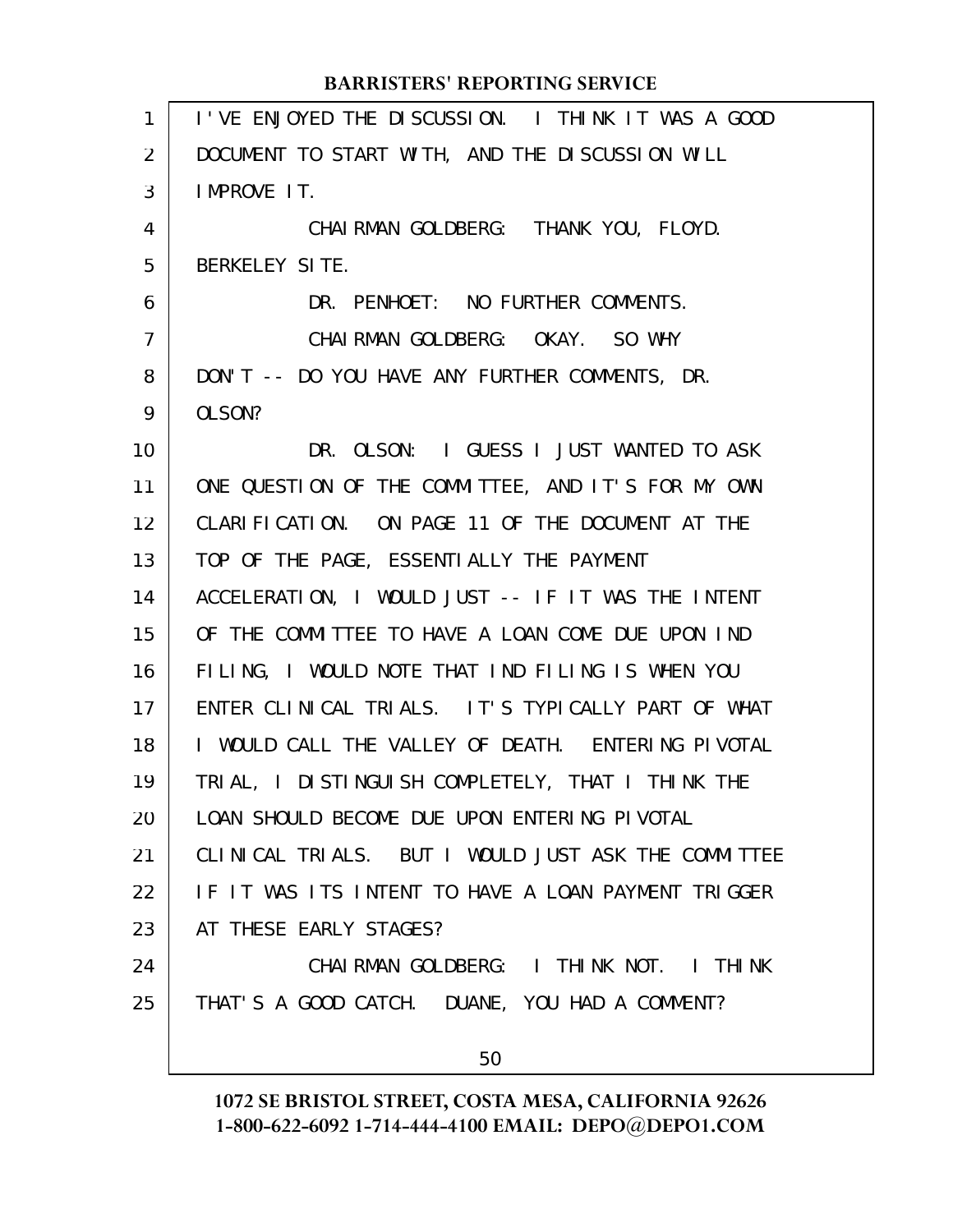I'VE ENJOYED THE DISCUSSION. I THINK IT WAS A GOOD DOCUMENT TO START WITH, AND THE DISCUSSION WILL IMPROVE IT.

CHAIRMAN GOLDBERG: THANK YOU, FLOYD. BERKELEY SITE.

DR. PENHOET: NO FURTHER COMMENTS.

CHAIRMAN GOLDBERG: OKAY. SO WHY DON'T -- DO YOU HAVE ANY FURTHER COMMENTS, DR. OLSON?

DR. OLSON: I GUESS I JUST WANTED TO ASK ONE QUESTION OF THE COMMITTEE, AND IT'S FOR MY OWN CLARIFICATION. ON PAGE 11 OF THE DOCUMENT AT THE TOP OF THE PAGE, ESSENTIALLY THE PAYMENT ACCELERATION, I WOULD JUST -- IF IT WAS THE INTENT OF THE COMMITTEE TO HAVE A LOAN COME DUE UPON IND FILING, I WOULD NOTE THAT IND FILING IS WHEN YOU ENTER CLINICAL TRIALS. IT'S TYPICALLY PART OF WHAT I WOULD CALL THE VALLEY OF DEATH. ENTERING PIVOTAL TRIAL, I DISTINGUISH COMPLETELY, THAT I THINK THE LOAN SHOULD BECOME DUE UPON ENTERING PIVOTAL CLINICAL TRIALS. BUT I WOULD JUST ASK THE COMMITTEE IF IT WAS ITS INTENT TO HAVE A LOAN PAYMENT TRIGGER AT THESE EARLY STAGES?

CHAIRMAN GOLDBERG: I THINK NOT. I THINK THAT'S A GOOD CATCH. DUANE, YOU HAD A COMMENT?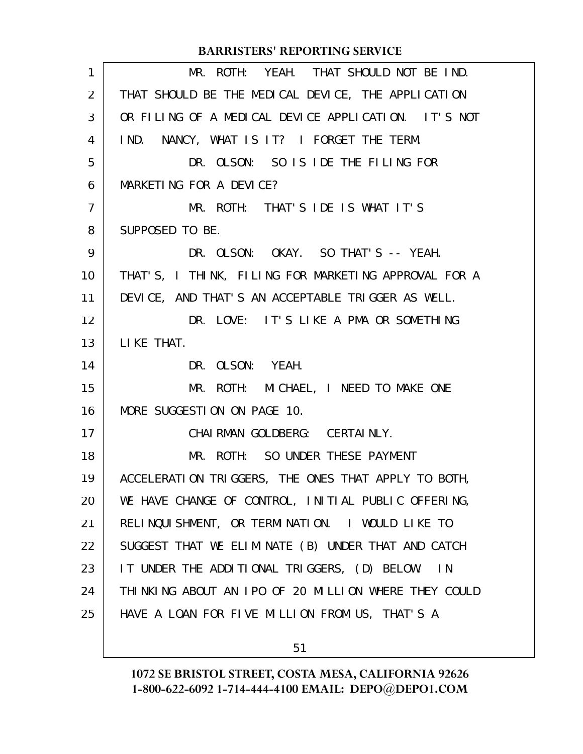MR. ROTH: YEAH. THAT SHOULD NOT BE IND. THAT SHOULD BE THE MEDICAL DEVICE, THE APPLICATION OR FILING OF A MEDICAL DEVICE APPLICATION. IT'S NOT IND. NANCY, WHAT IS IT? I FORGET THE TERM.

DR. OLSON: SO IS IDE THE FILING FOR MARKETING FOR A DEVICE?

MR. ROTH: THAT'S IDE IS WHAT IT'S SUPPOSED TO BE.

DR. OLSON: OKAY. SO THAT'S -- YEAH. THAT'S, I THINK, FILING FOR MARKETING APPROVAL FOR A DEVICE, AND THAT'S AN ACCEPTABLE TRIGGER AS WELL.

DR. LOVE: IT'S LIKE A PMA OR SOMETHING LIKE THAT.

DR. OLSON: YEAH.

MR. ROTH: MICHAEL, I NEED TO MAKE ONE MORE SUGGESTION ON PAGE 10.

CHAIRMAN GOLDBERG: CERTAINLY.

MR. ROTH: SO UNDER THESE PAYMENT ACCELERATION TRIGGERS, THE ONES THAT APPLY TO BOTH, WE HAVE CHANGE OF CONTROL, INITIAL PUBLIC OFFERING, RELINQUISHMENT, OR TERMINATION. I WOULD LIKE TO SUGGEST THAT WE ELIMINATE (B) UNDER THAT AND CATCH IT UNDER THE ADDITIONAL TRIGGERS, (D) BELOW. IN THINKING ABOUT AN IPO OF 20 MILLION WHERE THEY COULD HAVE A LOAN FOR FIVE MILLION FROM US, THAT'S A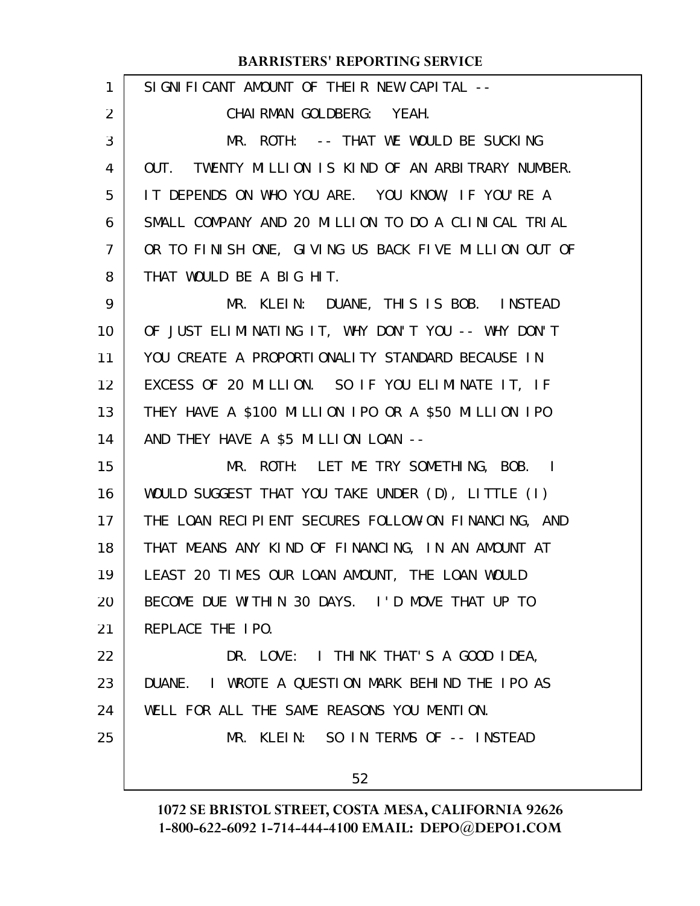SIGNIFICANT AMOUNT OF THEIR NEW CAPITAL --

CHAIRMAN GOLDBERG: YEAH.

MR. ROTH: -- THAT WE WOULD BE SUCKING OUT. TWENTY MILLION IS KIND OF AN ARBITRARY NUMBER. IT DEPENDS ON WHO YOU ARE. YOU KNOW, IF YOU'RE A SMALL COMPANY AND 20 MILLION TO DO A CLINICAL TRIAL OR TO FINISH ONE, GIVING US BACK FIVE MILLION OUT OF THAT WOULD BE A BIG HIT.

MR. KLEIN: DUANE, THIS IS BOB. INSTEAD OF JUST ELIMINATING IT, WHY DON'T YOU -- WHY DON'T YOU CREATE A PROPORTIONALITY STANDARD BECAUSE IN EXCESS OF 20 MILLION. SO IF YOU ELIMINATE IT, IF THEY HAVE A $100 MILLION IPO OR A $50 MILLION IPO AND THEY HAVE A $5 MILLION LOAN --

MR. ROTH: LET ME TRY SOMETHING, BOB. I WOULD SUGGEST THAT YOU TAKE UNDER (D), LITTLE (I) THE LOAN RECIPIENT SECURES FOLLOW-ON FINANCING, AND THAT MEANS ANY KIND OF FINANCING, IN AN AMOUNT AT LEAST 20 TIMES OUR LOAN AMOUNT, THE LOAN WOULD BECOME DUE WITHIN 30 DAYS. I'D MOVE THAT UP TO REPLACE THE IPO.

DR. LOVE: I THINK THAT'S A GOOD IDEA, DUANE. I WROTE A QUESTION MARK BEHIND THE IPO AS WELL FOR ALL THE SAME REASONS YOU MENTION.

MR. KLEIN: SO IN TERMS OF -- INSTEAD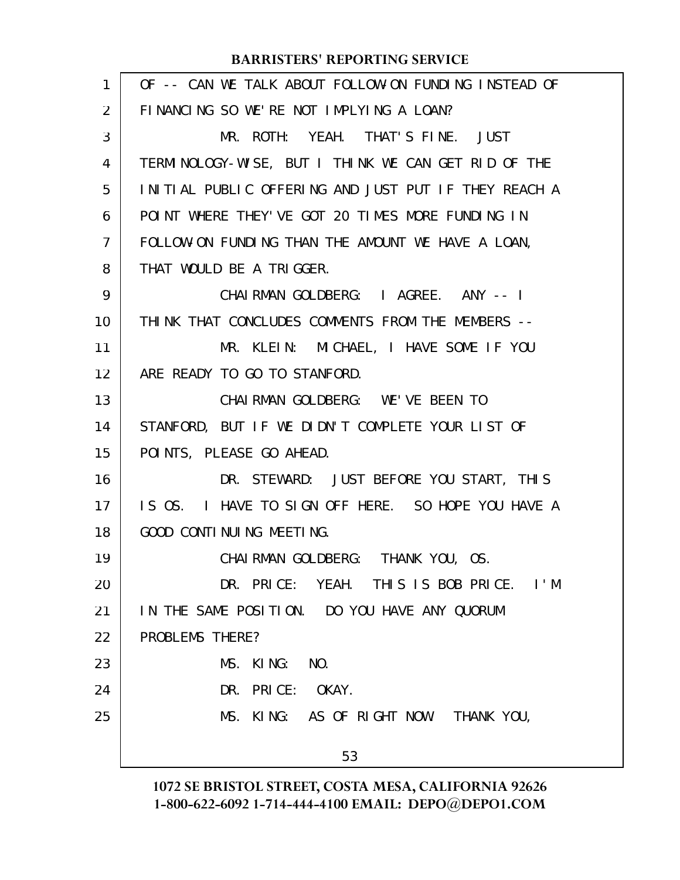OF -- CAN WE TALK ABOUT FOLLOW-ON FUNDING INSTEAD OF FINANCING SO WE'RE NOT IMPLYING A LOAN?

MR. ROTH: YEAH. THAT'S FINE. JUST TERMINOLOGY-WISE, BUT I THINK WE CAN GET RID OF THE INITIAL PUBLIC OFFERING AND JUST PUT IF THEY REACH A POINT WHERE THEY'VE GOT 20 TIMES MORE FUNDING IN FOLLOW-ON FUNDING THAN THE AMOUNT WE HAVE A LOAN, THAT WOULD BE A TRIGGER.

CHAIRMAN GOLDBERG: I AGREE. ANY -- I THINK THAT CONCLUDES COMMENTS FROM THE MEMBERS --

MR. KLEIN: MICHAEL, I HAVE SOME IF YOU ARE READY TO GO TO STANFORD.

CHAIRMAN GOLDBERG: WE'VE BEEN TO STANFORD, BUT IF WE DIDN'T COMPLETE YOUR LIST OF POINTS, PLEASE GO AHEAD.

DR. STEWARD: JUST BEFORE YOU START, THIS IS OS. I HAVE TO SIGN OFF HERE. SO HOPE YOU HAVE A GOOD CONTINUING MEETING.

CHAIRMAN GOLDBERG: THANK YOU, OS.

DR. PRICE: YEAH. THIS IS BOB PRICE. I'M IN THE SAME POSITION. DO YOU HAVE ANY QUORUM PROBLEMS THERE?

MS. KING: NO.

DR. PRICE: OKAY.

MS. KING: AS OF RIGHT NOW. THANK YOU,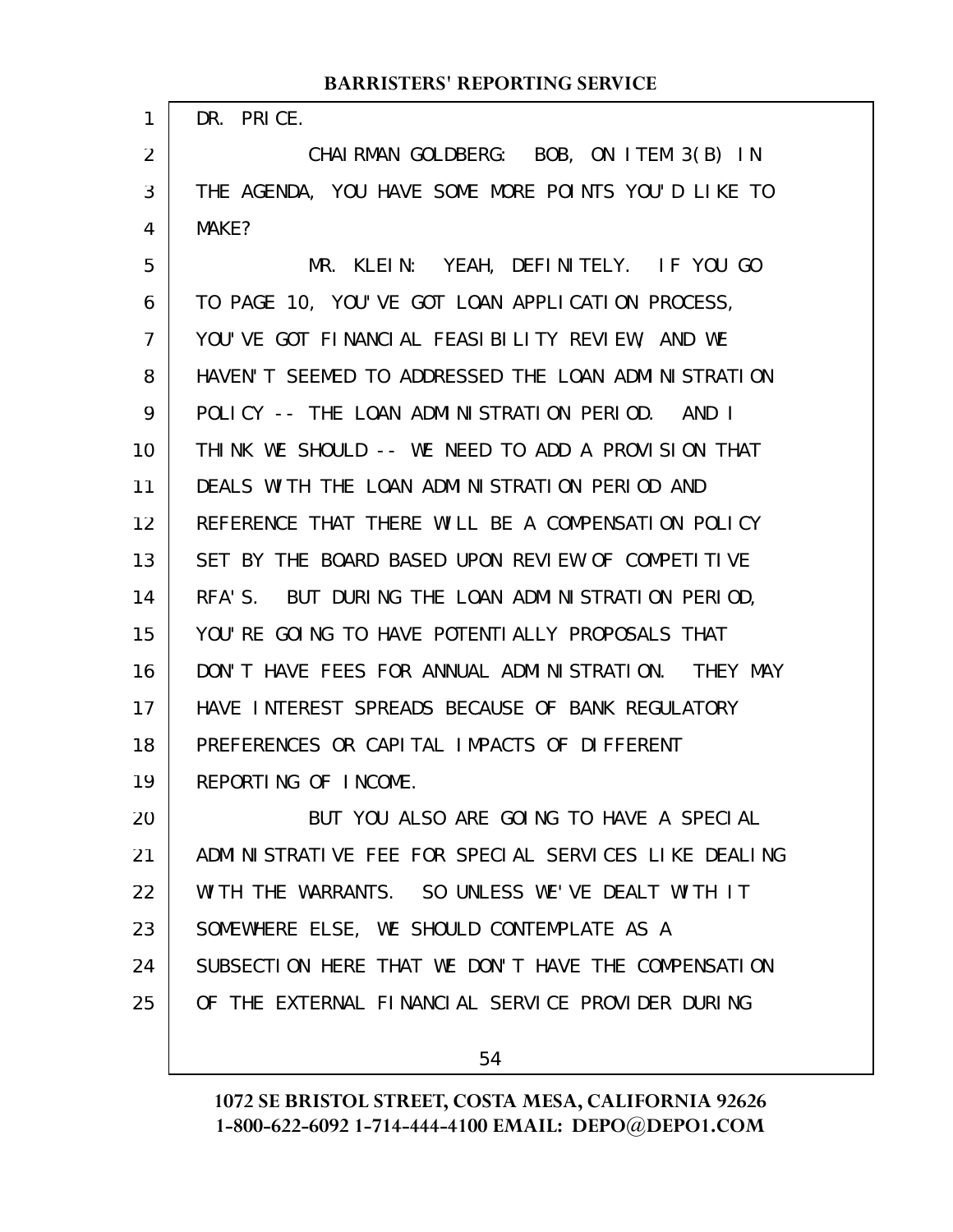DR. PRICE.

CHAIRMAN GOLDBERG: BOB, ON ITEM 3(B) IN THE AGENDA, YOU HAVE SOME MORE POINTS YOU'D LIKE TO MAKE?

MR. KLEIN: YEAH, DEFINITELY. IF YOU GO TO PAGE 10, YOU'VE GOT LOAN APPLICATION PROCESS, YOU'VE GOT FINANCIAL FEASIBILITY REVIEW, AND WE HAVEN'T SEEMED TO ADDRESSED THE LOAN ADMINISTRATION POLICY -- THE LOAN ADMINISTRATION PERIOD. AND I THINK WE SHOULD -- WE NEED TO ADD A PROVISION THAT DEALS WITH THE LOAN ADMINISTRATION PERIOD AND REFERENCE THAT THERE WILL BE A COMPENSATION POLICY SET BY THE BOARD BASED UPON REVIEW OF COMPETITIVE RFA'S. BUT DURING THE LOAN ADMINISTRATION PERIOD, YOU'RE GOING TO HAVE POTENTIALLY PROPOSALS THAT DON'T HAVE FEES FOR ANNUAL ADMINISTRATION. THEY MAY HAVE INTEREST SPREADS BECAUSE OF BANK REGULATORY PREFERENCES OR CAPITAL IMPACTS OF DIFFERENT REPORTING OF INCOME.

BUT YOU ALSO ARE GOING TO HAVE A SPECIAL ADMINISTRATIVE FEE FOR SPECIAL SERVICES LIKE DEALING WITH THE WARRANTS. SO UNLESS WE'VE DEALT WITH IT SOMEWHERE ELSE, WE SHOULD CONTEMPLATE AS A SUBSECTION HERE THAT WE DON'T HAVE THE COMPENSATION OF THE EXTERNAL FINANCIAL SERVICE PROVIDER DURING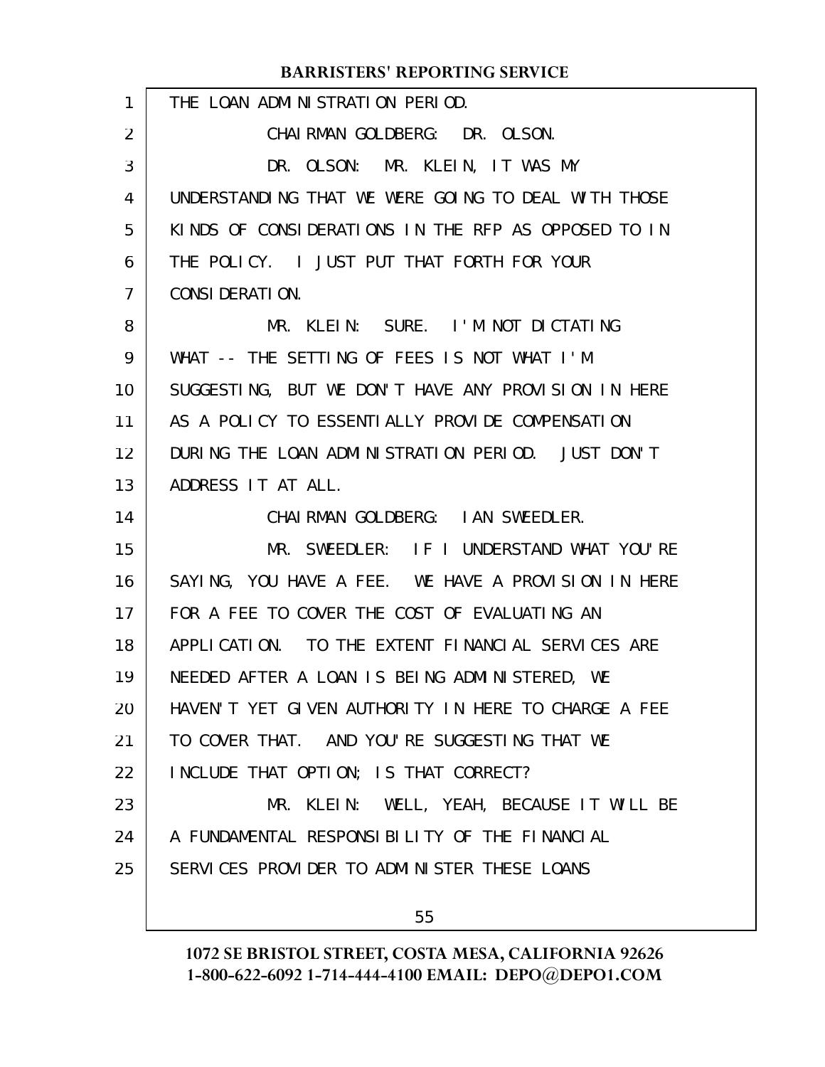THE LOAN ADMINISTRATION PERIOD.

CHAIRMAN GOLDBERG: DR. OLSON.

DR. OLSON: MR. KLEIN, IT WAS MY UNDERSTANDING THAT WE WERE GOING TO DEAL WITH THOSE KINDS OF CONSIDERATIONS IN THE RFP AS OPPOSED TO IN THE POLICY. I JUST PUT THAT FORTH FOR YOUR CONSIDERATION.

MR. KLEIN: SURE. I'M NOT DICTATING WHAT -- THE SETTING OF FEES IS NOT WHAT I'M SUGGESTING, BUT WE DON'T HAVE ANY PROVISION IN HERE AS A POLICY TO ESSENTIALLY PROVIDE COMPENSATION DURING THE LOAN ADMINISTRATION PERIOD. JUST DON'T ADDRESS IT AT ALL.

CHAIRMAN GOLDBERG: IAN SWEEDLER.

MR. SWEEDLER: IF I UNDERSTAND WHAT YOU'RE SAYING, YOU HAVE A FEE. WE HAVE A PROVISION IN HERE FOR A FEE TO COVER THE COST OF EVALUATING AN APPLICATION. TO THE EXTENT FINANCIAL SERVICES ARE NEEDED AFTER A LOAN IS BEING ADMINISTERED, WE HAVEN'T YET GIVEN AUTHORITY IN HERE TO CHARGE A FEE TO COVER THAT. AND YOU'RE SUGGESTING THAT WE INCLUDE THAT OPTION; IS THAT CORRECT?

MR. KLEIN: WELL, YEAH, BECAUSE IT WILL BE A FUNDAMENTAL RESPONSIBILITY OF THE FINANCIAL SERVICES PROVIDER TO ADMINISTER THESE LOANS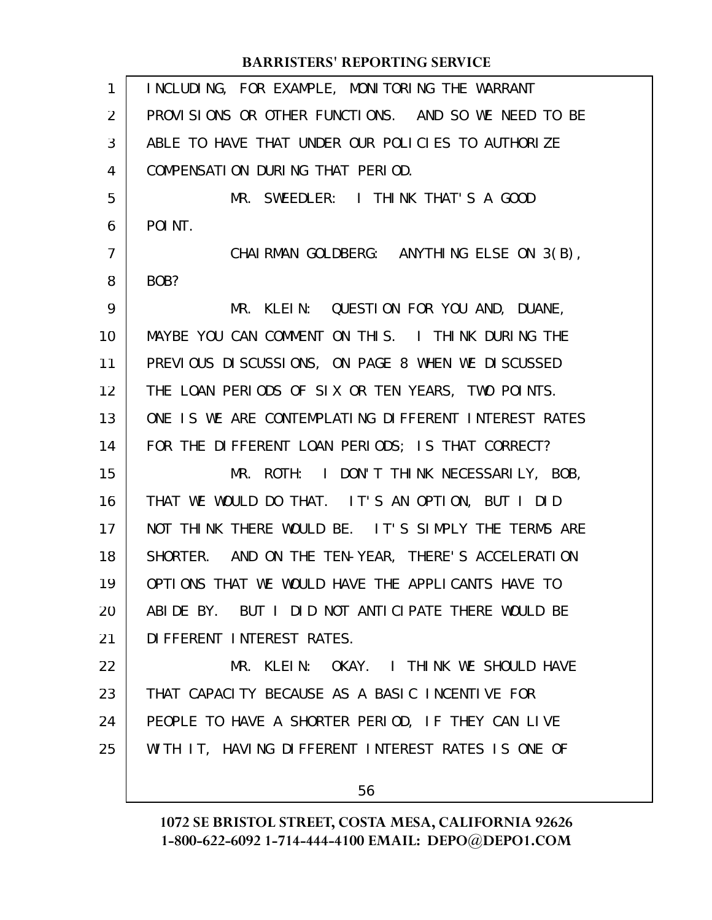INCLUDING, FOR EXAMPLE, MONITORING THE WARRANT PROVISIONS OR OTHER FUNCTIONS. AND SO WE NEED TO BE ABLE TO HAVE THAT UNDER OUR POLICIES TO AUTHORIZE COMPENSATION DURING THAT PERIOD.

MR. SWEEDLER: I THINK THAT'S A GOOD POINT.

CHAIRMAN GOLDBERG: ANYTHING ELSE ON 3(B), BOB?

MR. KLEIN: QUESTION FOR YOU AND, DUANE, MAYBE YOU CAN COMMENT ON THIS. I THINK DURING THE PREVIOUS DISCUSSIONS, ON PAGE 8 WHEN WE DISCUSSED THE LOAN PERIODS OF SIX OR TEN YEARS, TWO POINTS. ONE IS WE ARE CONTEMPLATING DIFFERENT INTEREST RATES FOR THE DIFFERENT LOAN PERIODS; IS THAT CORRECT?

MR. ROTH: I DON'T THINK NECESSARILY, BOB, THAT WE WOULD DO THAT. IT'S AN OPTION, BUT I DID NOT THINK THERE WOULD BE. IT'S SIMPLY THE TERMS ARE SHORTER. AND ON THE TEN-YEAR, THERE'S ACCELERATION OPTIONS THAT WE WOULD HAVE THE APPLICANTS HAVE TO ABIDE BY. BUT I DID NOT ANTICIPATE THERE WOULD BE DIFFERENT INTEREST RATES.

MR. KLEIN: OKAY. I THINK WE SHOULD HAVE THAT CAPACITY BECAUSE AS A BASIC INCENTIVE FOR PEOPLE TO HAVE A SHORTER PERIOD, IF THEY CAN LIVE WITH IT, HAVING DIFFERENT INTEREST RATES IS ONE OF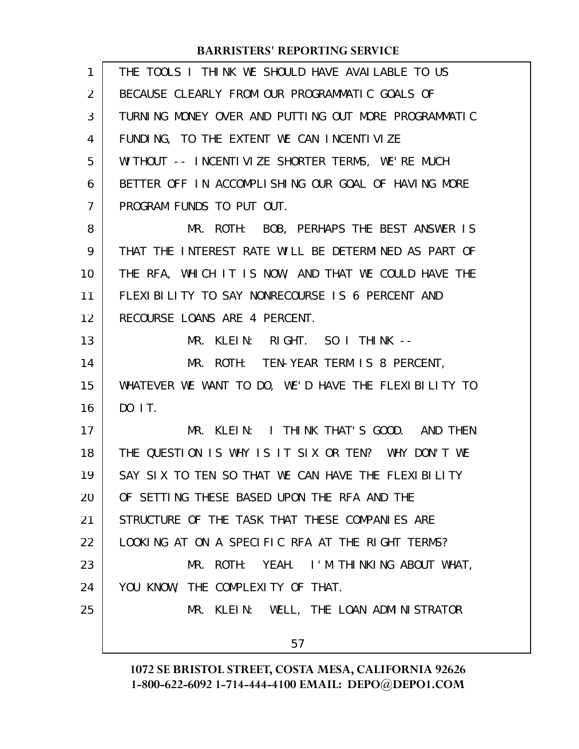THE TOOLS I THINK WE SHOULD HAVE AVAILABLE TO US BECAUSE CLEARLY FROM OUR PROGRAMMATIC GOALS OF TURNING MONEY OVER AND PUTTING OUT MORE PROGRAMMATIC FUNDING, TO THE EXTENT WE CAN INCENTIVIZE WITHOUT -- INCENTIVIZE SHORTER TERMS, WE'RE MUCH BETTER OFF IN ACCOMPLISHING OUR GOAL OF HAVING MORE PROGRAM FUNDS TO PUT OUT.

MR. ROTH: BOB, PERHAPS THE BEST ANSWER IS THAT THE INTEREST RATE WILL BE DETERMINED AS PART OF THE RFA, WHICH IT IS NOW, AND THAT WE COULD HAVE THE FLEXIBILITY TO SAY NONRECOURSE IS 6 PERCENT AND RECOURSE LOANS ARE 4 PERCENT.

MR. KLEIN: RIGHT. SO I THINK --

MR. ROTH: TEN-YEAR TERM IS 8 PERCENT, WHATEVER WE WANT TO DO, WE'D HAVE THE FLEXIBILITY TO DO IT.

MR. KLEIN: I THINK THAT'S GOOD. AND THEN THE QUESTION IS WHY IS IT SIX OR TEN? WHY DON'T WE SAY SIX TO TEN SO THAT WE CAN HAVE THE FLEXIBILITY OF SETTING THESE BASED UPON THE RFA AND THE STRUCTURE OF THE TASK THAT THESE COMPANIES ARE LOOKING AT ON A SPECIFIC RFA AT THE RIGHT TERMS?

MR. ROTH: YEAH. I'M THINKING ABOUT WHAT, YOU KNOW, THE COMPLEXITY OF THAT.

MR. KLEIN: WELL, THE LOAN ADMINISTRATOR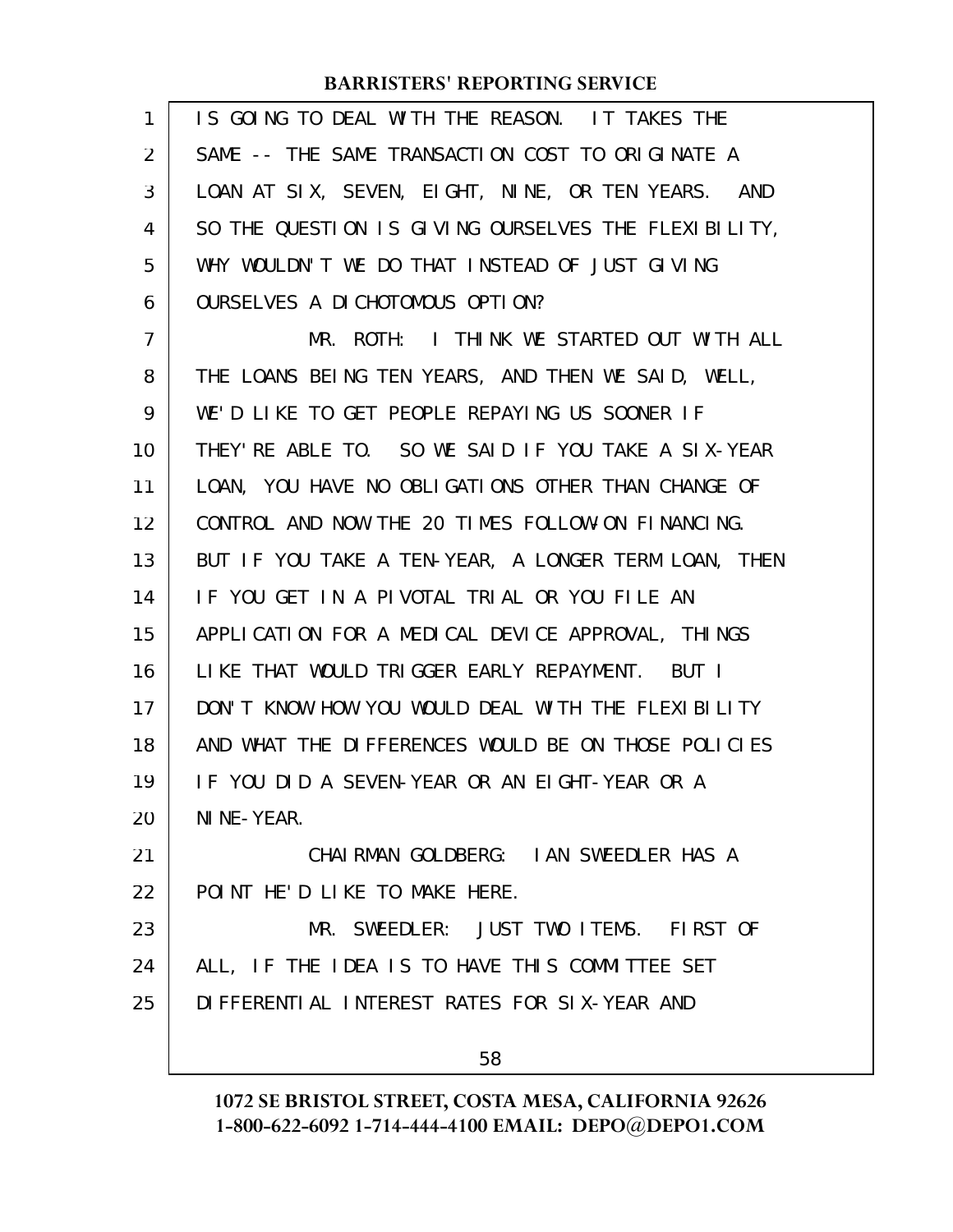IS GOING TO DEAL WITH THE REASON. IT TAKES THE SAME -- THE SAME TRANSACTION COST TO ORIGINATE A LOAN AT SIX, SEVEN, EIGHT, NINE, OR TEN YEARS. AND SO THE QUESTION IS GIVING OURSELVES THE FLEXIBILITY, WHY WOULDN'T WE DO THAT INSTEAD OF JUST GIVING OURSELVES A DICHOTOMOUS OPTION?

MR. ROTH: I THINK WE STARTED OUT WITH ALL THE LOANS BEING TEN YEARS, AND THEN WE SAID, WELL, WE'D LIKE TO GET PEOPLE REPAYING US SOONER IF THEY'RE ABLE TO. SO WE SAID IF YOU TAKE A SIX-YEAR LOAN, YOU HAVE NO OBLIGATIONS OTHER THAN CHANGE OF CONTROL AND NOW THE 20 TIMES FOLLOW-ON FINANCING. BUT IF YOU TAKE A TEN-YEAR, A LONGER TERM LOAN, THEN IF YOU GET IN A PIVOTAL TRIAL OR YOU FILE AN APPLICATION FOR A MEDICAL DEVICE APPROVAL, THINGS LIKE THAT WOULD TRIGGER EARLY REPAYMENT. BUT I DON'T KNOW HOW YOU WOULD DEAL WITH THE FLEXIBILITY AND WHAT THE DIFFERENCES WOULD BE ON THOSE POLICIES IF YOU DID A SEVEN-YEAR OR AN EIGHT-YEAR OR A NINE-YEAR.

CHAIRMAN GOLDBERG: IAN SWEEDLER HAS A POINT HE'D LIKE TO MAKE HERE.

MR. SWEEDLER: JUST TWO ITEMS. FIRST OF ALL, IF THE IDEA IS TO HAVE THIS COMMITTEE SET DIFFERENTIAL INTEREST RATES FOR SIX-YEAR AND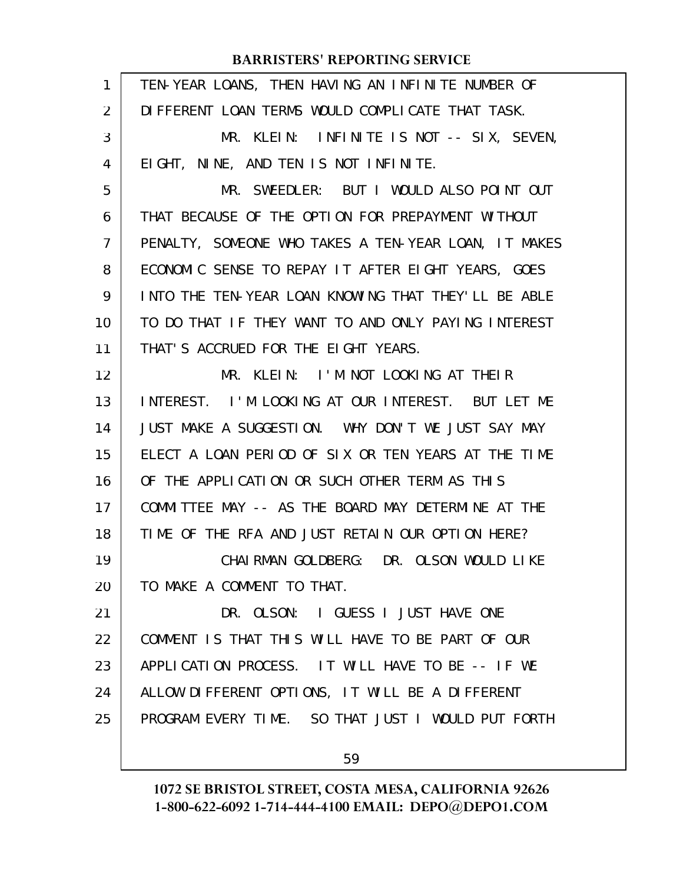TEN-YEAR LOANS, THEN HAVING AN INFINITE NUMBER OF DIFFERENT LOAN TERMS WOULD COMPLICATE THAT TASK.

MR. KLEIN: INFINITE IS NOT -- SIX, SEVEN, EIGHT, NINE, AND TEN IS NOT INFINITE.

MR. SWEEDLER: BUT I WOULD ALSO POINT OUT THAT BECAUSE OF THE OPTION FOR PREPAYMENT WITHOUT PENALTY, SOMEONE WHO TAKES A TEN-YEAR LOAN, IT MAKES ECONOMIC SENSE TO REPAY IT AFTER EIGHT YEARS, GOES INTO THE TEN-YEAR LOAN KNOWING THAT THEY'LL BE ABLE TO DO THAT IF THEY WANT TO AND ONLY PAYING INTEREST THAT'S ACCRUED FOR THE EIGHT YEARS.

MR. KLEIN: I'M NOT LOOKING AT THEIR INTEREST. I'M LOOKING AT OUR INTEREST. BUT LET ME JUST MAKE A SUGGESTION. WHY DON'T WE JUST SAY MAY ELECT A LOAN PERIOD OF SIX OR TEN YEARS AT THE TIME OF THE APPLICATION OR SUCH OTHER TERM AS THIS COMMITTEE MAY -- AS THE BOARD MAY DETERMINE AT THE TIME OF THE RFA AND JUST RETAIN OUR OPTION HERE?

CHAIRMAN GOLDBERG: DR. OLSON WOULD LIKE TO MAKE A COMMENT TO THAT.

DR. OLSON: I GUESS I JUST HAVE ONE COMMENT IS THAT THIS WILL HAVE TO BE PART OF OUR APPLICATION PROCESS. IT WILL HAVE TO BE -- IF WE ALLOW DIFFERENT OPTIONS, IT WILL BE A DIFFERENT PROGRAM EVERY TIME. SO THAT JUST I WOULD PUT FORTH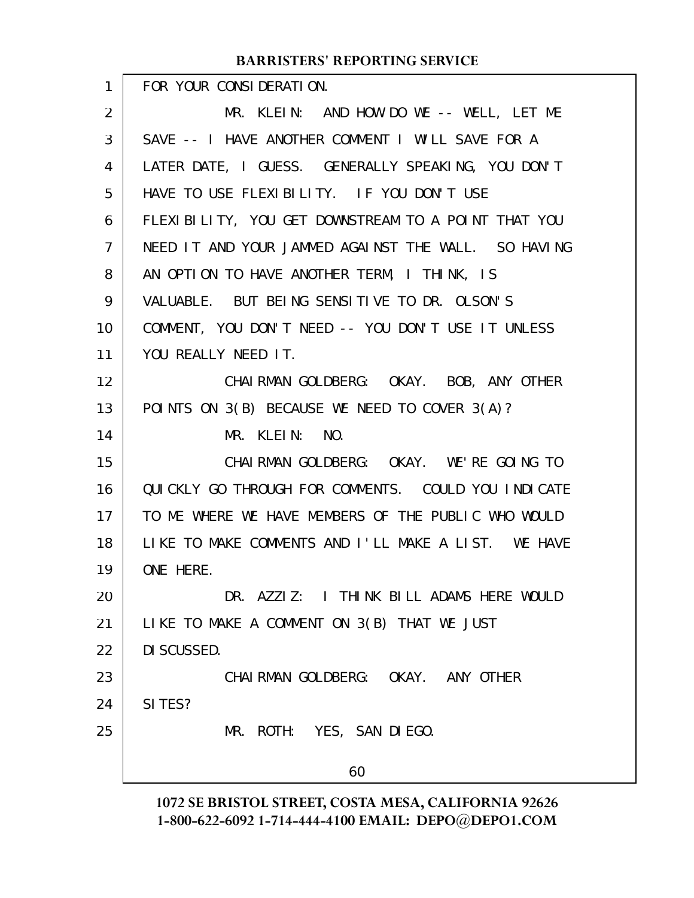FOR YOUR CONSIDERATION.

MR. KLEIN: AND HOW DO WE -- WELL, LET ME SAVE -- I HAVE ANOTHER COMMENT I WILL SAVE FOR A LATER DATE, I GUESS. GENERALLY SPEAKING, YOU DON'T HAVE TO USE FLEXIBILITY. IF YOU DON'T USE FLEXIBILITY, YOU GET DOWNSTREAM TO A POINT THAT YOU NEED IT AND YOUR JAMMED AGAINST THE WALL. SO HAVING AN OPTION TO HAVE ANOTHER TERM, I THINK, IS VALUABLE. BUT BEING SENSITIVE TO DR. OLSON'S COMMENT, YOU DON'T NEED -- YOU DON'T USE IT UNLESS YOU REALLY NEED IT.

CHAIRMAN GOLDBERG: OKAY. BOB, ANY OTHER POINTS ON 3(B) BECAUSE WE NEED TO COVER 3(A)?

MR. KLEIN: NO.

CHAIRMAN GOLDBERG: OKAY. WE'RE GOING TO QUICKLY GO THROUGH FOR COMMENTS. COULD YOU INDICATE TO ME WHERE WE HAVE MEMBERS OF THE PUBLIC WHO WOULD LIKE TO MAKE COMMENTS AND I'LL MAKE A LIST. WE HAVE ONE HERE.

DR. AZZIZ: I THINK BILL ADAMS HERE WOULD LIKE TO MAKE A COMMENT ON 3(B) THAT WE JUST DISCUSSED.

CHAIRMAN GOLDBERG: OKAY. ANY OTHER SITES?

MR. ROTH: YES, SAN DIEGO.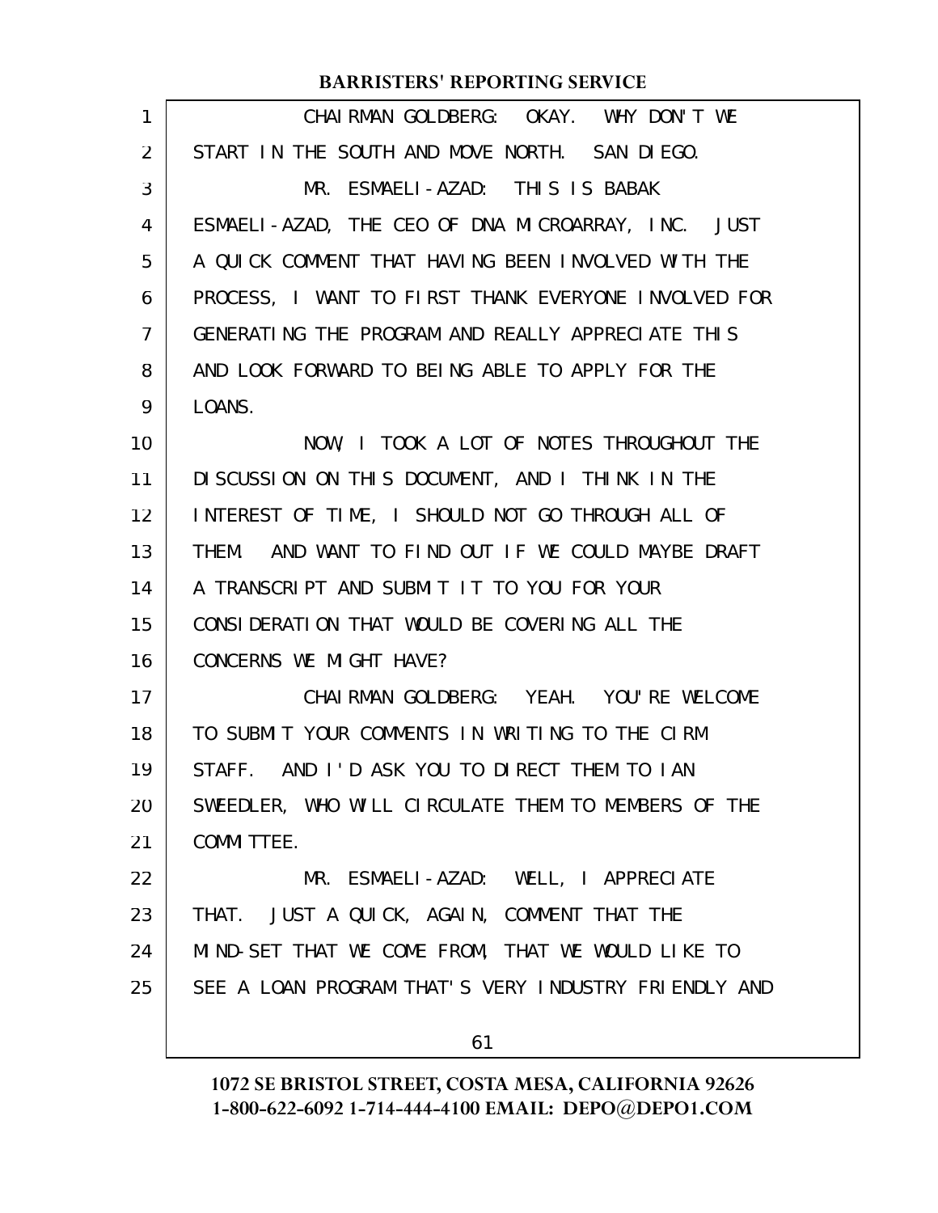CHAIRMAN GOLDBERG: OKAY. WHY DON'T WE START IN THE SOUTH AND MOVE NORTH. SAN DIEGO.

MR. ESMAELI-AZAD: THIS IS BABAK ESMAELI-AZAD, THE CEO OF DNA MICROARRAY, INC. JUST A QUICK COMMENT THAT HAVING BEEN INVOLVED WITH THE PROCESS, I WANT TO FIRST THANK EVERYONE INVOLVED FOR GENERATING THE PROGRAM AND REALLY APPRECIATE THIS AND LOOK FORWARD TO BEING ABLE TO APPLY FOR THE LOANS.

NOW, I TOOK A LOT OF NOTES THROUGHOUT THE DISCUSSION ON THIS DOCUMENT, AND I THINK IN THE INTEREST OF TIME, I SHOULD NOT GO THROUGH ALL OF THEM. AND WANT TO FIND OUT IF WE COULD MAYBE DRAFT A TRANSCRIPT AND SUBMIT IT TO YOU FOR YOUR CONSIDERATION THAT WOULD BE COVERING ALL THE CONCERNS WE MIGHT HAVE?

CHAIRMAN GOLDBERG: YEAH. YOU'RE WELCOME TO SUBMIT YOUR COMMENTS IN WRITING TO THE CIRM STAFF. AND I'D ASK YOU TO DIRECT THEM TO IAN SWEEDLER, WHO WILL CIRCULATE THEM TO MEMBERS OF THE COMMITTEE.

MR. ESMAELI-AZAD: WELL, I APPRECIATE THAT. JUST A QUICK, AGAIN, COMMENT THAT THE MIND-SET THAT WE COME FROM, THAT WE WOULD LIKE TO SEE A LOAN PROGRAM THAT'S VERY INDUSTRY FRIENDLY AND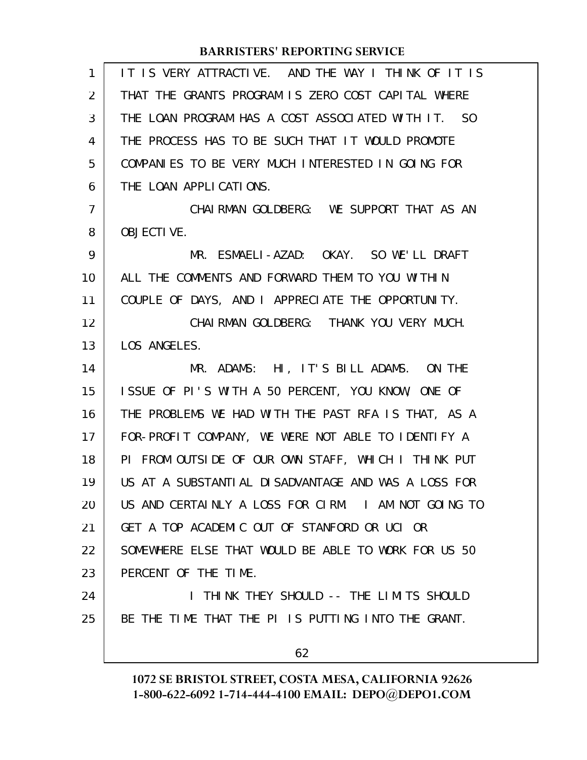IT IS VERY ATTRACTIVE. AND THE WAY I THINK OF IT IS THAT THE GRANTS PROGRAM IS ZERO COST CAPITAL WHERE THE LOAN PROGRAM HAS A COST ASSOCIATED WITH IT. SO THE PROCESS HAS TO BE SUCH THAT IT WOULD PROMOTE COMPANIES TO BE VERY MUCH INTERESTED IN GOING FOR THE LOAN APPLICATIONS.

CHAIRMAN GOLDBERG: WE SUPPORT THAT AS AN OBJECTIVE.

MR. ESMAELI-AZAD: OKAY. SO WE'LL DRAFT ALL THE COMMENTS AND FORWARD THEM TO YOU WITHIN COUPLE OF DAYS, AND I APPRECIATE THE OPPORTUNITY.

CHAIRMAN GOLDBERG: THANK YOU VERY MUCH. LOS ANGELES.

MR. ADAMS: HI, IT'S BILL ADAMS. ON THE ISSUE OF PI'S WITH A 50 PERCENT, YOU KNOW, ONE OF THE PROBLEMS WE HAD WITH THE PAST RFA IS THAT, AS A FOR-PROFIT COMPANY, WE WERE NOT ABLE TO IDENTIFY A PI FROM OUTSIDE OF OUR OWN STAFF, WHICH I THINK PUT US AT A SUBSTANTIAL DISADVANTAGE AND WAS A LOSS FOR US AND CERTAINLY A LOSS FOR CIRM. I AM NOT GOING TO GET A TOP ACADEMIC OUT OF STANFORD OR UCI OR SOMEWHERE ELSE THAT WOULD BE ABLE TO WORK FOR US 50 PERCENT OF THE TIME.

I THINK THEY SHOULD -- THE LIMITS SHOULD BE THE TIME THAT THE PI IS PUTTING INTO THE GRANT.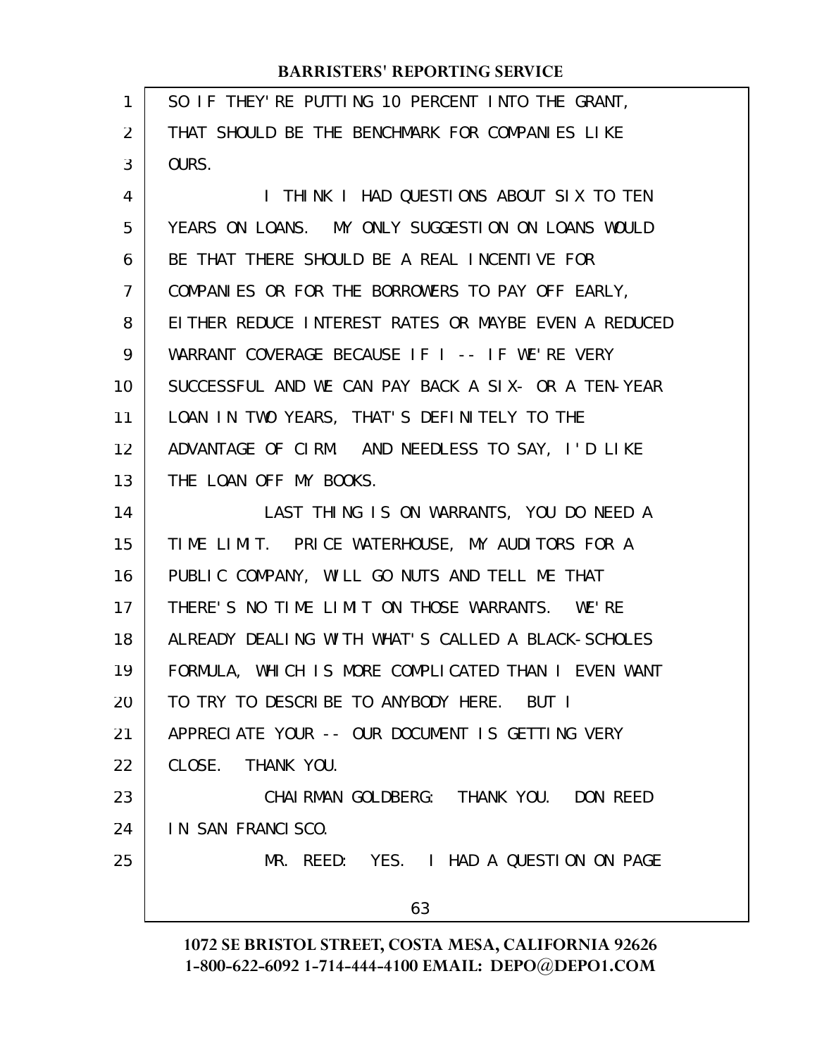SO IF THEY'RE PUTTING 10 PERCENT INTO THE GRANT, THAT SHOULD BE THE BENCHMARK FOR COMPANIES LIKE OURS.

I THINK I HAD QUESTIONS ABOUT SIX TO TEN YEARS ON LOANS. MY ONLY SUGGESTION ON LOANS WOULD BE THAT THERE SHOULD BE A REAL INCENTIVE FOR COMPANIES OR FOR THE BORROWERS TO PAY OFF EARLY, EITHER REDUCE INTEREST RATES OR MAYBE EVEN A REDUCED WARRANT COVERAGE BECAUSE IF I -- IF WE'RE VERY SUCCESSFUL AND WE CAN PAY BACK A SIX- OR A TEN-YEAR LOAN IN TWO YEARS, THAT'S DEFINITELY TO THE ADVANTAGE OF CIRM. AND NEEDLESS TO SAY, I'D LIKE THE LOAN OFF MY BOOKS.

LAST THING IS ON WARRANTS, YOU DO NEED A TIME LIMIT. PRICE WATERHOUSE, MY AUDITORS FOR A PUBLIC COMPANY, WILL GO NUTS AND TELL ME THAT THERE'S NO TIME LIMIT ON THOSE WARRANTS. WE'RE ALREADY DEALING WITH WHAT'S CALLED A BLACK-SCHOLES FORMULA, WHICH IS MORE COMPLICATED THAN I EVEN WANT TO TRY TO DESCRIBE TO ANYBODY HERE. BUT I APPRECIATE YOUR -- OUR DOCUMENT IS GETTING VERY CLOSE. THANK YOU.

CHAIRMAN GOLDBERG: THANK YOU. DON REED IN SAN FRANCISCO.

MR. REED: YES. I HAD A QUESTION ON PAGE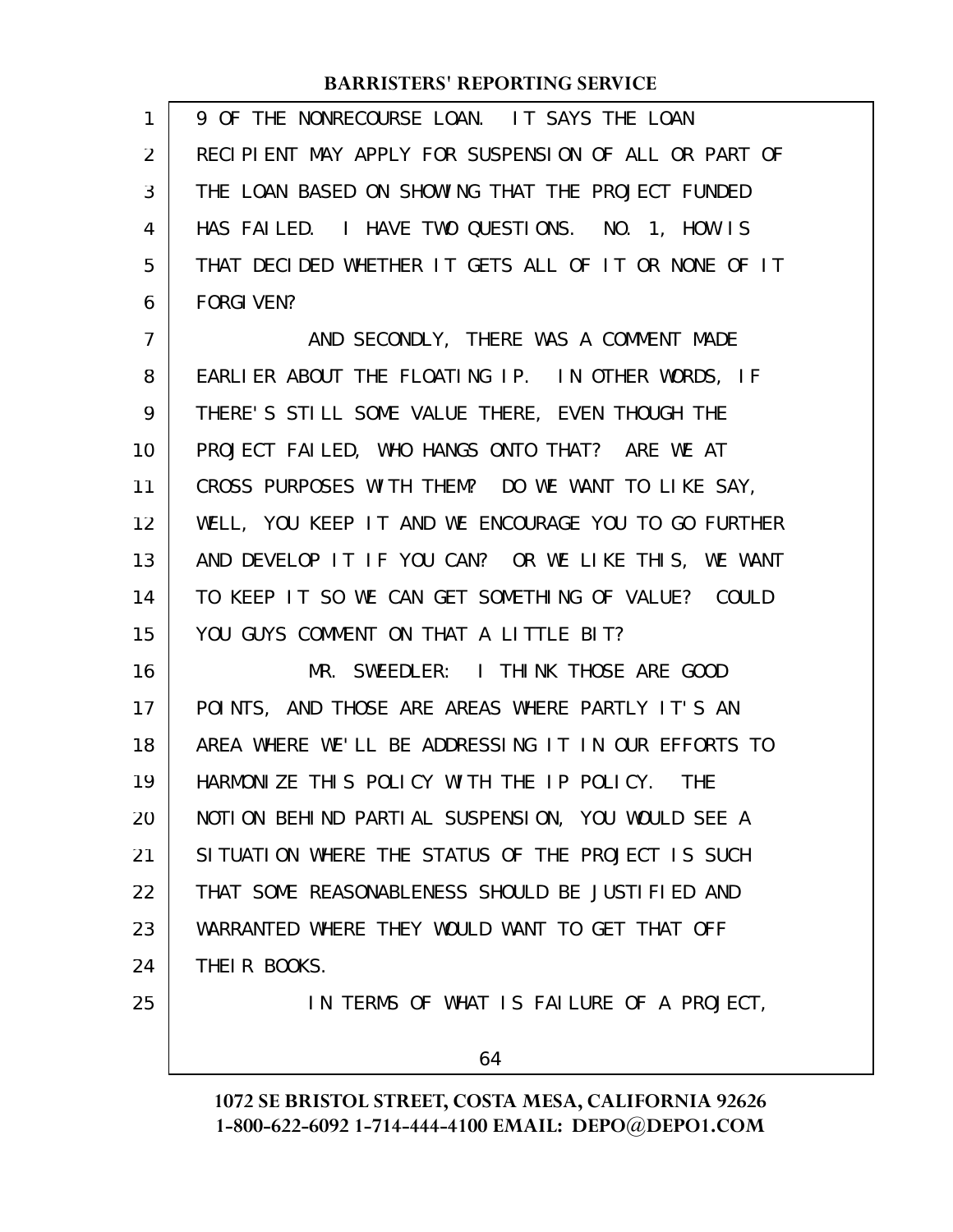9 OF THE NONRECOURSE LOAN. IT SAYS THE LOAN RECIPIENT MAY APPLY FOR SUSPENSION OF ALL OR PART OF THE LOAN BASED ON SHOWING THAT THE PROJECT FUNDED HAS FAILED. I HAVE TWO QUESTIONS. NO. 1, HOW IS THAT DECIDED WHETHER IT GETS ALL OF IT OR NONE OF IT FORGIVEN?

AND SECONDLY, THERE WAS A COMMENT MADE EARLIER ABOUT THE FLOATING IP. IN OTHER WORDS, IF THERE'S STILL SOME VALUE THERE, EVEN THOUGH THE PROJECT FAILED, WHO HANGS ONTO THAT? ARE WE AT CROSS PURPOSES WITH THEM? DO WE WANT TO LIKE SAY, WELL, YOU KEEP IT AND WE ENCOURAGE YOU TO GO FURTHER AND DEVELOP IT IF YOU CAN? OR WE LIKE THIS, WE WANT TO KEEP IT SO WE CAN GET SOMETHING OF VALUE? COULD YOU GUYS COMMENT ON THAT A LITTLE BIT?

MR. SWEEDLER: I THINK THOSE ARE GOOD POINTS, AND THOSE ARE AREAS WHERE PARTLY IT'S AN AREA WHERE WE'LL BE ADDRESSING IT IN OUR EFFORTS TO HARMONIZE THIS POLICY WITH THE IP POLICY. THE NOTION BEHIND PARTIAL SUSPENSION, YOU WOULD SEE A SITUATION WHERE THE STATUS OF THE PROJECT IS SUCH THAT SOME REASONABLENESS SHOULD BE JUSTIFIED AND WARRANTED WHERE THEY WOULD WANT TO GET THAT OFF THEIR BOOKS.

IN TERMS OF WHAT IS FAILURE OF A PROJECT,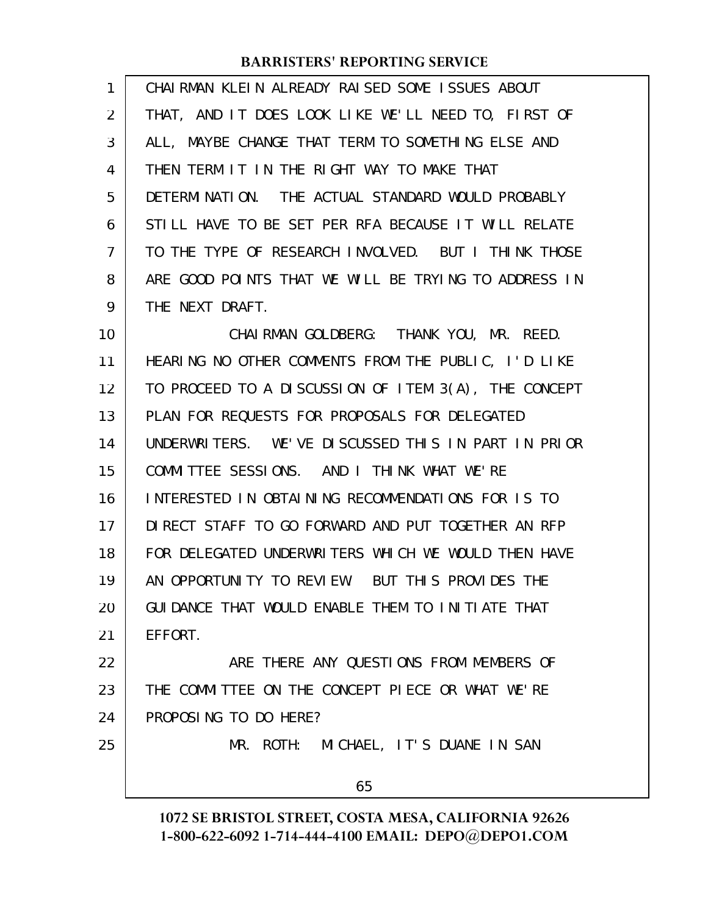CHAIRMAN KLEIN ALREADY RAISED SOME ISSUES ABOUT THAT, AND IT DOES LOOK LIKE WE'LL NEED TO, FIRST OF ALL, MAYBE CHANGE THAT TERM TO SOMETHING ELSE AND THEN TERM IT IN THE RIGHT WAY TO MAKE THAT DETERMINATION. THE ACTUAL STANDARD WOULD PROBABLY STILL HAVE TO BE SET PER RFA BECAUSE IT WILL RELATE TO THE TYPE OF RESEARCH INVOLVED. BUT I THINK THOSE ARE GOOD POINTS THAT WE WILL BE TRYING TO ADDRESS IN THE NEXT DRAFT.

CHAIRMAN GOLDBERG: THANK YOU, MR. REED. HEARING NO OTHER COMMENTS FROM THE PUBLIC, I'D LIKE TO PROCEED TO A DISCUSSION OF ITEM 3(A), THE CONCEPT PLAN FOR REQUESTS FOR PROPOSALS FOR DELEGATED UNDERWRITERS. WE'VE DISCUSSED THIS IN PART IN PRIOR COMMITTEE SESSIONS. AND I THINK WHAT WE'RE INTERESTED IN OBTAINING RECOMMENDATIONS FOR IS TO DIRECT STAFF TO GO FORWARD AND PUT TOGETHER AN RFP FOR DELEGATED UNDERWRITERS WHICH WE WOULD THEN HAVE AN OPPORTUNITY TO REVIEW. BUT THIS PROVIDES THE GUIDANCE THAT WOULD ENABLE THEM TO INITIATE THAT EFFORT.

ARE THERE ANY QUESTIONS FROM MEMBERS OF THE COMMITTEE ON THE CONCEPT PIECE OR WHAT WE'RE PROPOSING TO DO HERE?

MR. ROTH: MICHAEL, IT'S DUANE IN SAN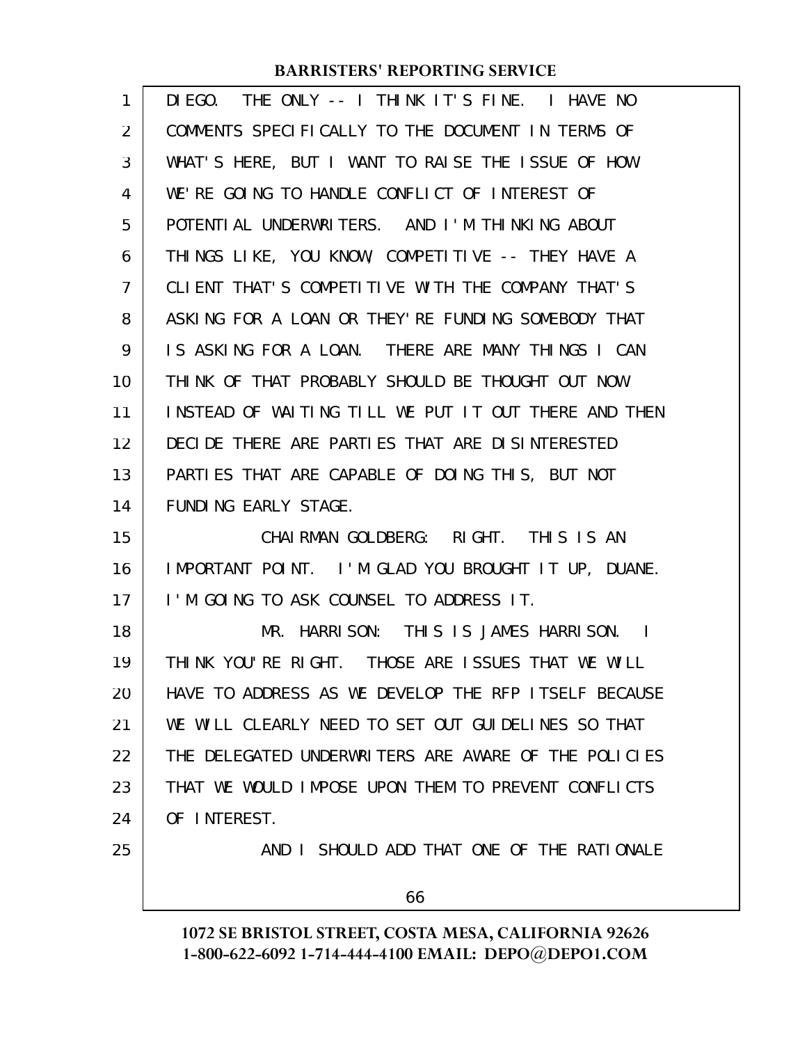DIEGO. THE ONLY -- I THINK IT'S FINE. I HAVE NO COMMENTS SPECIFICALLY TO THE DOCUMENT IN TERMS OF WHAT'S HERE, BUT I WANT TO RAISE THE ISSUE OF HOW WE'RE GOING TO HANDLE CONFLICT OF INTEREST OF POTENTIAL UNDERWRITERS. AND I'M THINKING ABOUT THINGS LIKE, YOU KNOW, COMPETITIVE -- THEY HAVE A CLIENT THAT'S COMPETITIVE WITH THE COMPANY THAT'S ASKING FOR A LOAN OR THEY'RE FUNDING SOMEBODY THAT IS ASKING FOR A LOAN. THERE ARE MANY THINGS I CAN THINK OF THAT PROBABLY SHOULD BE THOUGHT OUT NOW INSTEAD OF WAITING TILL WE PUT IT OUT THERE AND THEN DECIDE THERE ARE PARTIES THAT ARE DISINTERESTED PARTIES THAT ARE CAPABLE OF DOING THIS, BUT NOT FUNDING EARLY STAGE.

CHAIRMAN GOLDBERG: RIGHT. THIS IS AN IMPORTANT POINT. I'M GLAD YOU BROUGHT IT UP, DUANE. I'M GOING TO ASK COUNSEL TO ADDRESS IT.

MR. HARRISON: THIS IS JAMES HARRISON. I THINK YOU'RE RIGHT. THOSE ARE ISSUES THAT WE WILL HAVE TO ADDRESS AS WE DEVELOP THE RFP ITSELF BECAUSE WE WILL CLEARLY NEED TO SET OUT GUIDELINES SO THAT THE DELEGATED UNDERWRITERS ARE AWARE OF THE POLICIES THAT WE WOULD IMPOSE UPON THEM TO PREVENT CONFLICTS OF INTEREST.

AND I SHOULD ADD THAT ONE OF THE RATIONALE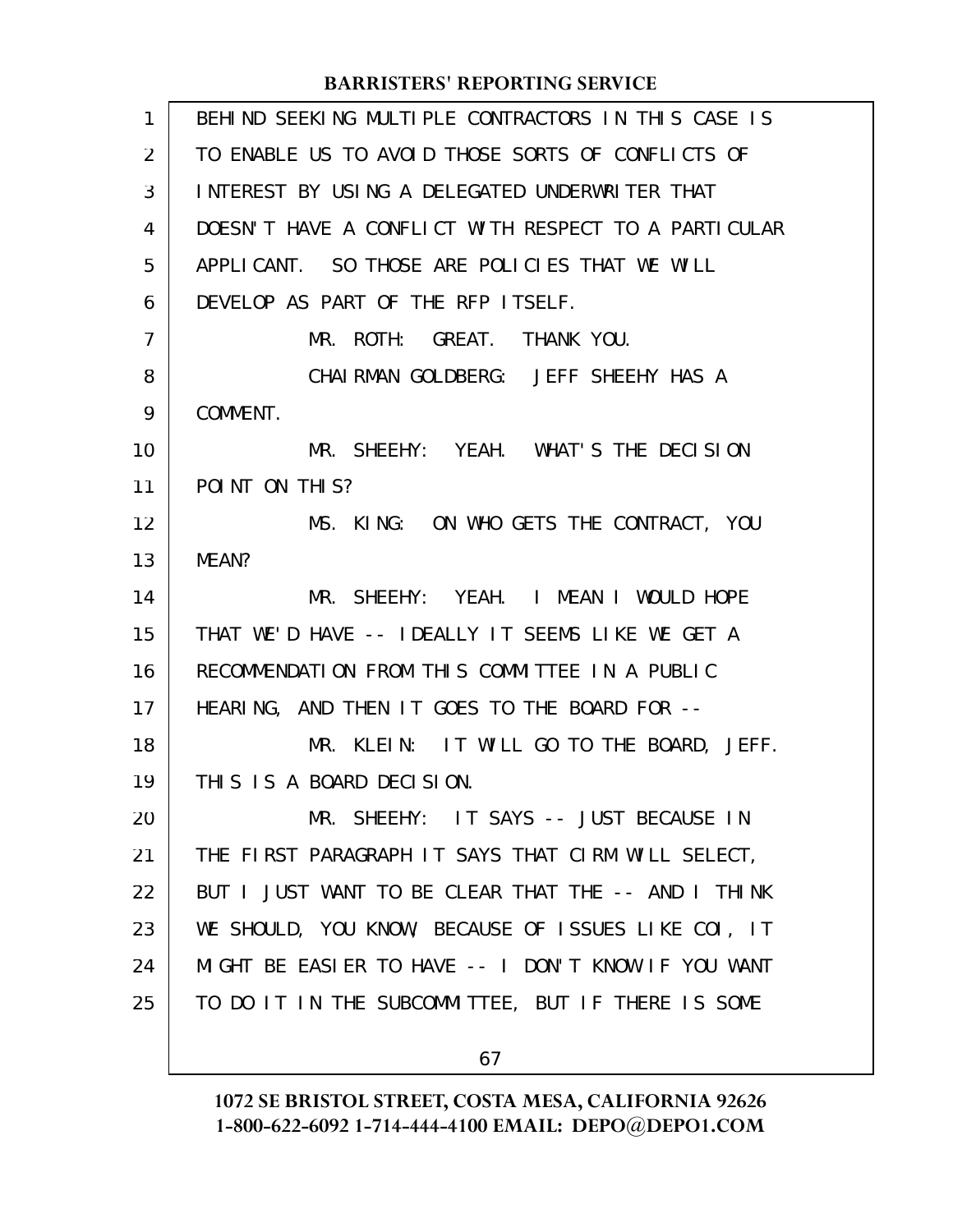BEHIND SEEKING MULTIPLE CONTRACTORS IN THIS CASE IS TO ENABLE US TO AVOID THOSE SORTS OF CONFLICTS OF INTEREST BY USING A DELEGATED UNDERWRITER THAT DOESN'T HAVE A CONFLICT WITH RESPECT TO A PARTICULAR APPLICANT. SO THOSE ARE POLICIES THAT WE WILL DEVELOP AS PART OF THE RFP ITSELF.

MR. ROTH: GREAT. THANK YOU.

CHAIRMAN GOLDBERG: JEFF SHEEHY HAS A COMMENT.

MR. SHEEHY: YEAH. WHAT'S THE DECISION POINT ON THIS?

MS. KING: ON WHO GETS THE CONTRACT, YOU MEAN?

MR. SHEEHY: YEAH. I MEAN I WOULD HOPE THAT WE'D HAVE -- IDEALLY IT SEEMS LIKE WE GET A RECOMMENDATION FROM THIS COMMITTEE IN A PUBLIC HEARING, AND THEN IT GOES TO THE BOARD FOR --

MR. KLEIN: IT WILL GO TO THE BOARD, JEFF. THIS IS A BOARD DECISION.

MR. SHEEHY: IT SAYS -- JUST BECAUSE IN THE FIRST PARAGRAPH IT SAYS THAT CIRM WILL SELECT, BUT I JUST WANT TO BE CLEAR THAT THE -- AND I THINK WE SHOULD, YOU KNOW, BECAUSE OF ISSUES LIKE COI, IT MIGHT BE EASIER TO HAVE -- I DON'T KNOW IF YOU WANT TO DO IT IN THE SUBCOMMITTEE, BUT IF THERE IS SOME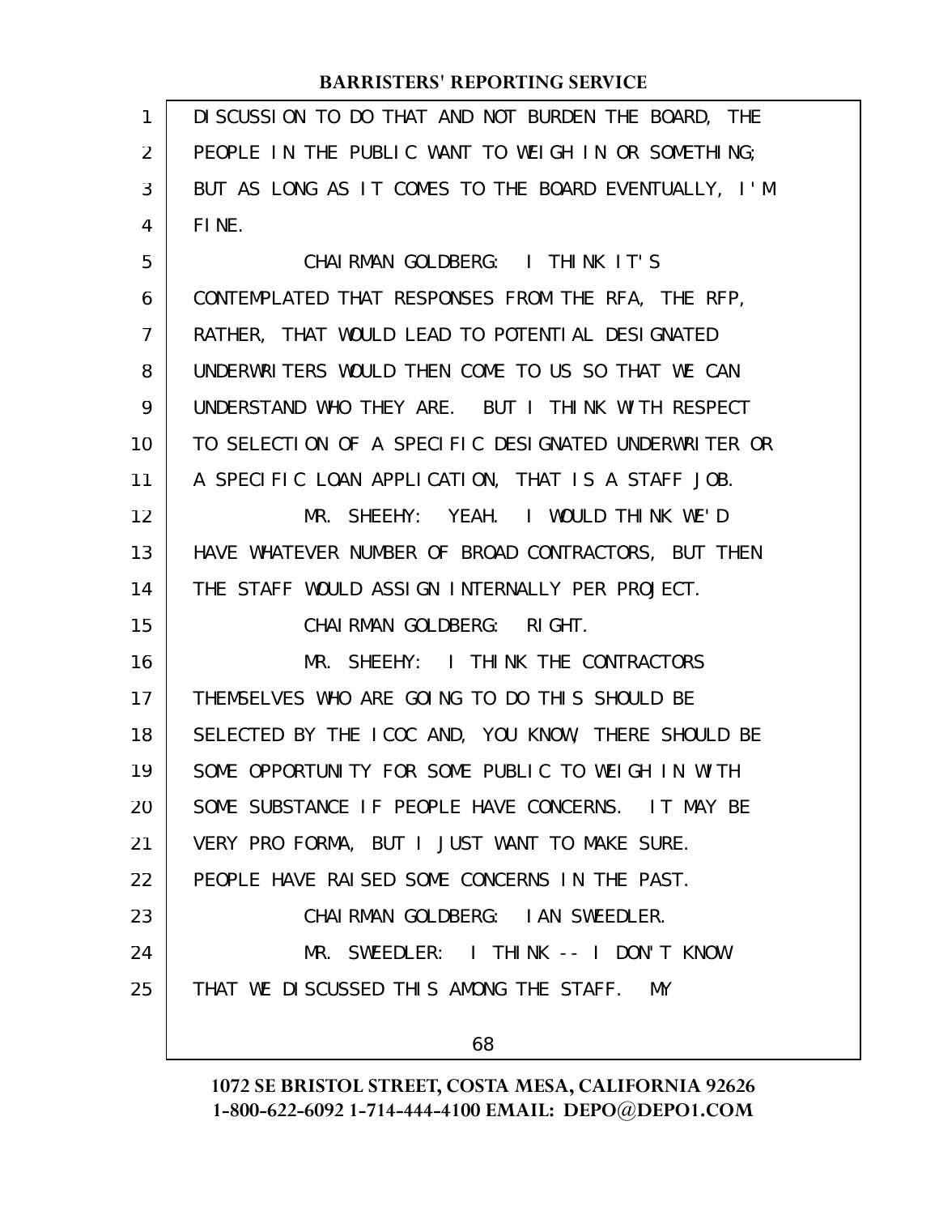DISCUSSION TO DO THAT AND NOT BURDEN THE BOARD, THE PEOPLE IN THE PUBLIC WANT TO WEIGH IN OR SOMETHING; BUT AS LONG AS IT COMES TO THE BOARD EVENTUALLY, I'M FINE.

CHAIRMAN GOLDBERG: I THINK IT'S CONTEMPLATED THAT RESPONSES FROM THE RFA, THE RFP, RATHER, THAT WOULD LEAD TO POTENTIAL DESIGNATED UNDERWRITERS WOULD THEN COME TO US SO THAT WE CAN UNDERSTAND WHO THEY ARE. BUT I THINK WITH RESPECT TO SELECTION OF A SPECIFIC DESIGNATED UNDERWRITER OR A SPECIFIC LOAN APPLICATION, THAT IS A STAFF JOB.

MR. SHEEHY: YEAH. I WOULD THINK WE'D HAVE WHATEVER NUMBER OF BROAD CONTRACTORS, BUT THEN THE STAFF WOULD ASSIGN INTERNALLY PER PROJECT.

CHAIRMAN GOLDBERG: RIGHT.

MR. SHEEHY: I THINK THE CONTRACTORS THEMSELVES WHO ARE GOING TO DO THIS SHOULD BE SELECTED BY THE ICOC AND, YOU KNOW, THERE SHOULD BE SOME OPPORTUNITY FOR SOME PUBLIC TO WEIGH IN WITH SOME SUBSTANCE IF PEOPLE HAVE CONCERNS. IT MAY BE VERY PRO FORMA, BUT I JUST WANT TO MAKE SURE. PEOPLE HAVE RAISED SOME CONCERNS IN THE PAST.

CHAIRMAN GOLDBERG: IAN SWEEDLER.

MR. SWEEDLER: I THINK -- I DON'T KNOW THAT WE DISCUSSED THIS AMONG THE STAFF. MY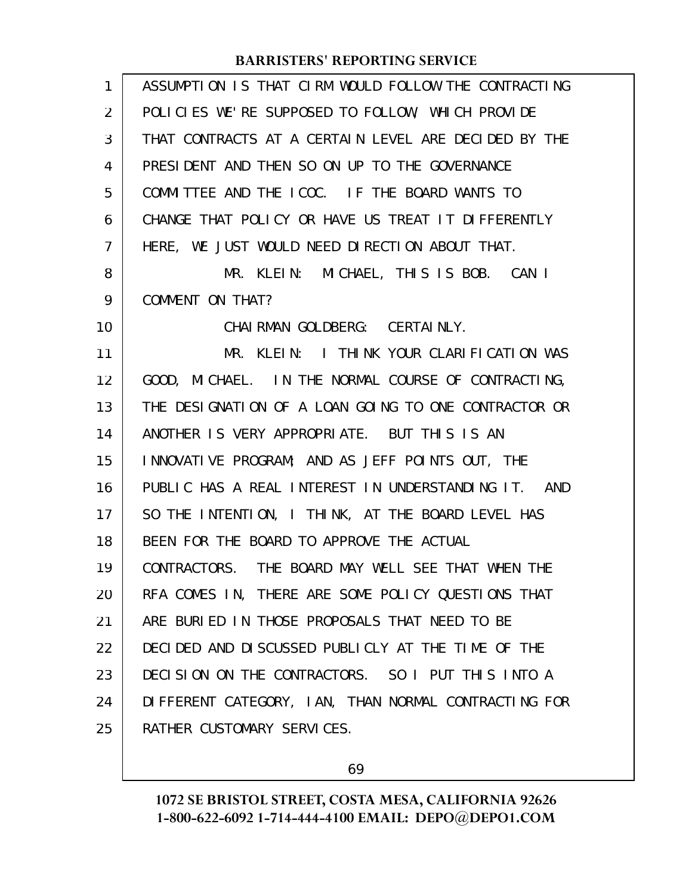ASSUMPTION IS THAT CIRM WOULD FOLLOW THE CONTRACTING POLICIES WE'RE SUPPOSED TO FOLLOW, WHICH PROVIDE THAT CONTRACTS AT A CERTAIN LEVEL ARE DECIDED BY THE PRESIDENT AND THEN SO ON UP TO THE GOVERNANCE COMMITTEE AND THE ICOC. IF THE BOARD WANTS TO CHANGE THAT POLICY OR HAVE US TREAT IT DIFFERENTLY HERE, WE JUST WOULD NEED DIRECTION ABOUT THAT.

MR. KLEIN: MICHAEL, THIS IS BOB. CAN I COMMENT ON THAT?

CHAIRMAN GOLDBERG: CERTAINLY.

MR. KLEIN: I THINK YOUR CLARIFICATION WAS GOOD, MICHAEL. IN THE NORMAL COURSE OF CONTRACTING, THE DESIGNATION OF A LOAN GOING TO ONE CONTRACTOR OR ANOTHER IS VERY APPROPRIATE. BUT THIS IS AN INNOVATIVE PROGRAM; AND AS JEFF POINTS OUT, THE PUBLIC HAS A REAL INTEREST IN UNDERSTANDING IT. AND SO THE INTENTION, I THINK, AT THE BOARD LEVEL HAS BEEN FOR THE BOARD TO APPROVE THE ACTUAL CONTRACTORS. THE BOARD MAY WELL SEE THAT WHEN THE RFA COMES IN, THERE ARE SOME POLICY QUESTIONS THAT ARE BURIED IN THOSE PROPOSALS THAT NEED TO BE DECIDED AND DISCUSSED PUBLICLY AT THE TIME OF THE DECISION ON THE CONTRACTORS. SO I PUT THIS INTO A DIFFERENT CATEGORY, IAN, THAN NORMAL CONTRACTING FOR RATHER CUSTOMARY SERVICES.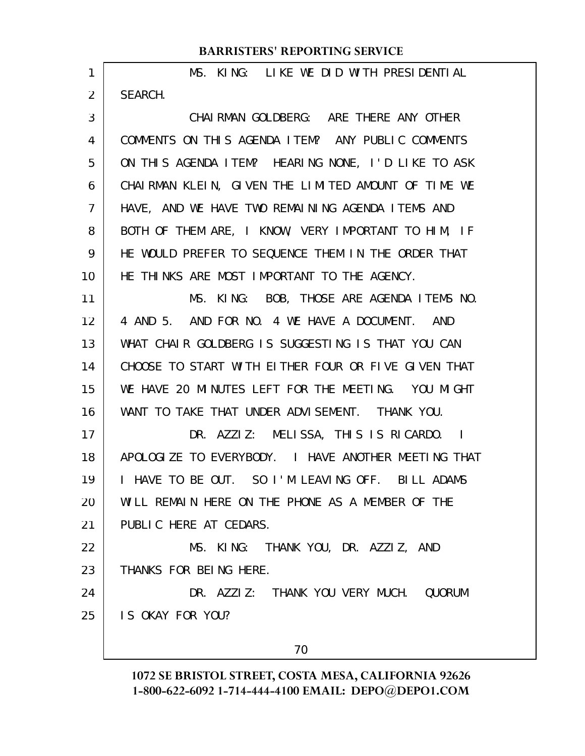MS. KING: LIKE WE DID WITH PRESIDENTIAL SEARCH.

CHAIRMAN GOLDBERG: ARE THERE ANY OTHER COMMENTS ON THIS AGENDA ITEM? ANY PUBLIC COMMENTS ON THIS AGENDA ITEM? HEARING NONE, I'D LIKE TO ASK CHAIRMAN KLEIN, GIVEN THE LIMITED AMOUNT OF TIME WE HAVE, AND WE HAVE TWO REMAINING AGENDA ITEMS AND BOTH OF THEM ARE, I KNOW, VERY IMPORTANT TO HIM, IF HE WOULD PREFER TO SEQUENCE THEM IN THE ORDER THAT HE THINKS ARE MOST IMPORTANT TO THE AGENCY.

MS. KING: BOB, THOSE ARE AGENDA ITEMS NO. 4 AND 5. AND FOR NO. 4 WE HAVE A DOCUMENT. AND WHAT CHAIR GOLDBERG IS SUGGESTING IS THAT YOU CAN CHOOSE TO START WITH EITHER FOUR OR FIVE GIVEN THAT WE HAVE 20 MINUTES LEFT FOR THE MEETING. YOU MIGHT WANT TO TAKE THAT UNDER ADVISEMENT. THANK YOU.

DR. AZZIZ: MELISSA, THIS IS RICARDO. I APOLOGIZE TO EVERYBODY. I HAVE ANOTHER MEETING THAT I HAVE TO BE OUT. SO I'M LEAVING OFF. BILL ADAMS WILL REMAIN HERE ON THE PHONE AS A MEMBER OF THE PUBLIC HERE AT CEDARS.

MS. KING: THANK YOU, DR. AZZIZ, AND THANKS FOR BEING HERE.

DR. AZZIZ: THANK YOU VERY MUCH. QUORUM IS OKAY FOR YOU?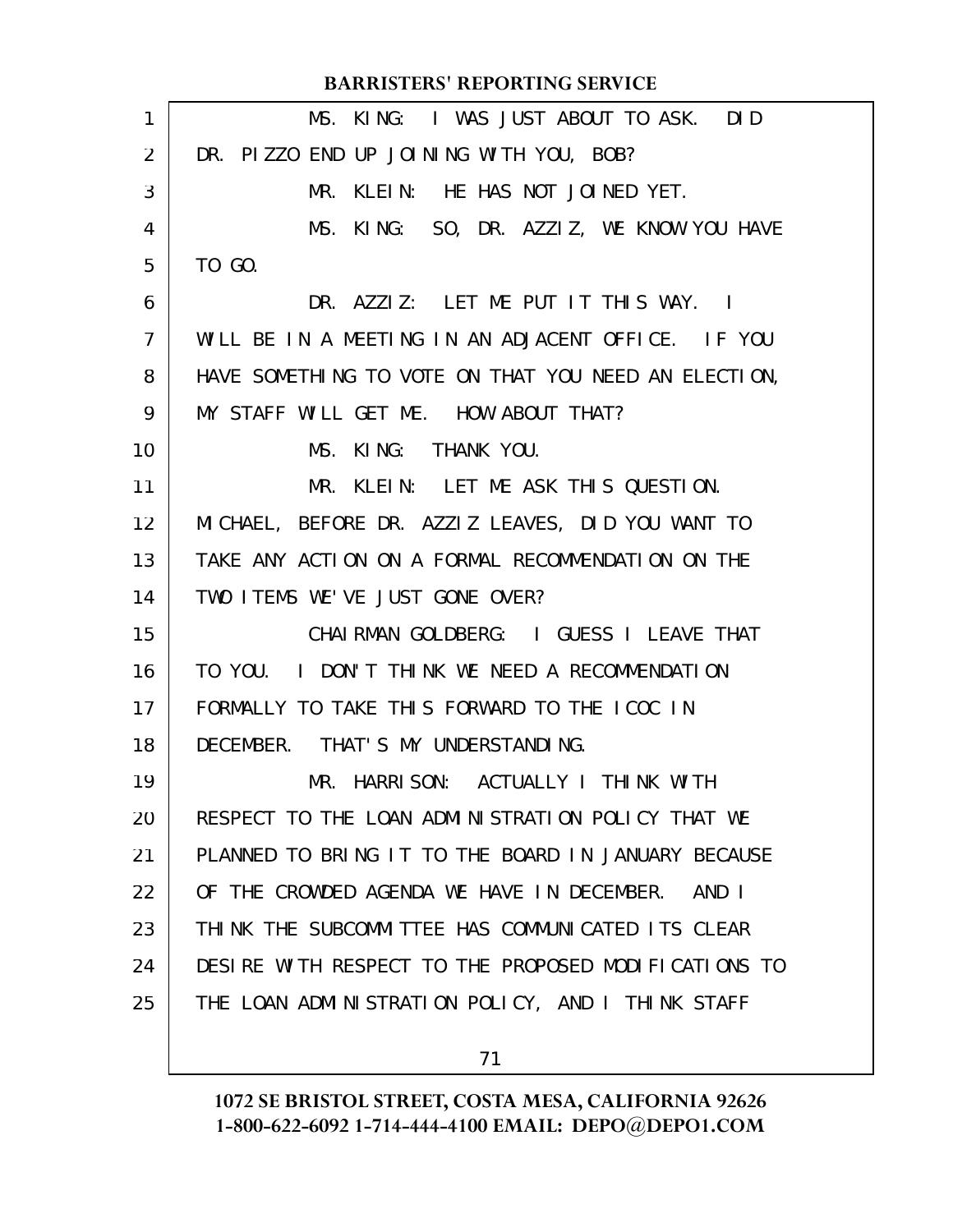MS. KING: I WAS JUST ABOUT TO ASK. DID DR. PIZZO END UP JOINING WITH YOU, BOB?

MR. KLEIN: HE HAS NOT JOINED YET.

MS. KING: SO, DR. AZZIZ, WE KNOW YOU HAVE TO GO.

DR. AZZIZ: LET ME PUT IT THIS WAY. I WILL BE IN A MEETING IN AN ADJACENT OFFICE. IF YOU HAVE SOMETHING TO VOTE ON THAT YOU NEED AN ELECTION, MY STAFF WILL GET ME. HOW ABOUT THAT?

MS. KING: THANK YOU.

MR. KLEIN: LET ME ASK THIS QUESTION. MICHAEL, BEFORE DR. AZZIZ LEAVES, DID YOU WANT TO TAKE ANY ACTION ON A FORMAL RECOMMENDATION ON THE TWO ITEMS WE'VE JUST GONE OVER?

CHAIRMAN GOLDBERG: I GUESS I LEAVE THAT TO YOU. I DON'T THINK WE NEED A RECOMMENDATION FORMALLY TO TAKE THIS FORWARD TO THE ICOC IN DECEMBER. THAT'S MY UNDERSTANDING.

MR. HARRISON: ACTUALLY I THINK WITH RESPECT TO THE LOAN ADMINISTRATION POLICY THAT WE PLANNED TO BRING IT TO THE BOARD IN JANUARY BECAUSE OF THE CROWDED AGENDA WE HAVE IN DECEMBER. AND I THINK THE SUBCOMMITTEE HAS COMMUNICATED ITS CLEAR DESIRE WITH RESPECT TO THE PROPOSED MODIFICATIONS TO THE LOAN ADMINISTRATION POLICY, AND I THINK STAFF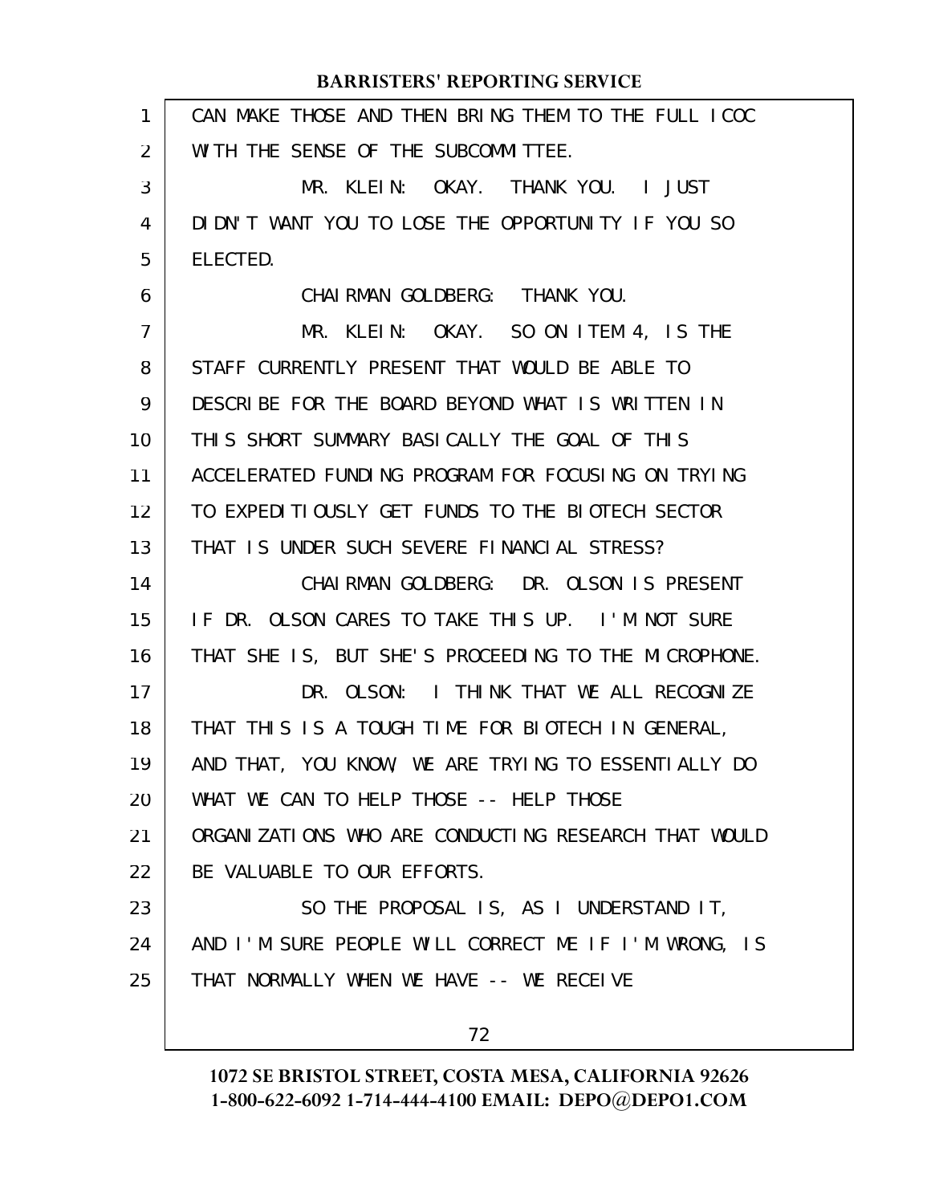CAN MAKE THOSE AND THEN BRING THEM TO THE FULL ICOC WITH THE SENSE OF THE SUBCOMMITTEE.

MR. KLEIN: OKAY. THANK YOU. I JUST DIDN'T WANT YOU TO LOSE THE OPPORTUNITY IF YOU SO ELECTED.

CHAIRMAN GOLDBERG: THANK YOU.

MR. KLEIN: OKAY. SO ON ITEM 4, IS THE STAFF CURRENTLY PRESENT THAT WOULD BE ABLE TO DESCRIBE FOR THE BOARD BEYOND WHAT IS WRITTEN IN THIS SHORT SUMMARY BASICALLY THE GOAL OF THIS ACCELERATED FUNDING PROGRAM FOR FOCUSING ON TRYING TO EXPEDITIOUSLY GET FUNDS TO THE BIOTECH SECTOR THAT IS UNDER SUCH SEVERE FINANCIAL STRESS?

CHAIRMAN GOLDBERG: DR. OLSON IS PRESENT IF DR. OLSON CARES TO TAKE THIS UP. I'M NOT SURE THAT SHE IS, BUT SHE'S PROCEEDING TO THE MICROPHONE.

DR. OLSON: I THINK THAT WE ALL RECOGNIZE THAT THIS IS A TOUGH TIME FOR BIOTECH IN GENERAL, AND THAT, YOU KNOW, WE ARE TRYING TO ESSENTIALLY DO WHAT WE CAN TO HELP THOSE -- HELP THOSE ORGANIZATIONS WHO ARE CONDUCTING RESEARCH THAT WOULD BE VALUABLE TO OUR EFFORTS.

SO THE PROPOSAL IS, AS I UNDERSTAND IT, AND I'M SURE PEOPLE WILL CORRECT ME IF I'M WRONG, IS THAT NORMALLY WHEN WE HAVE -- WE RECEIVE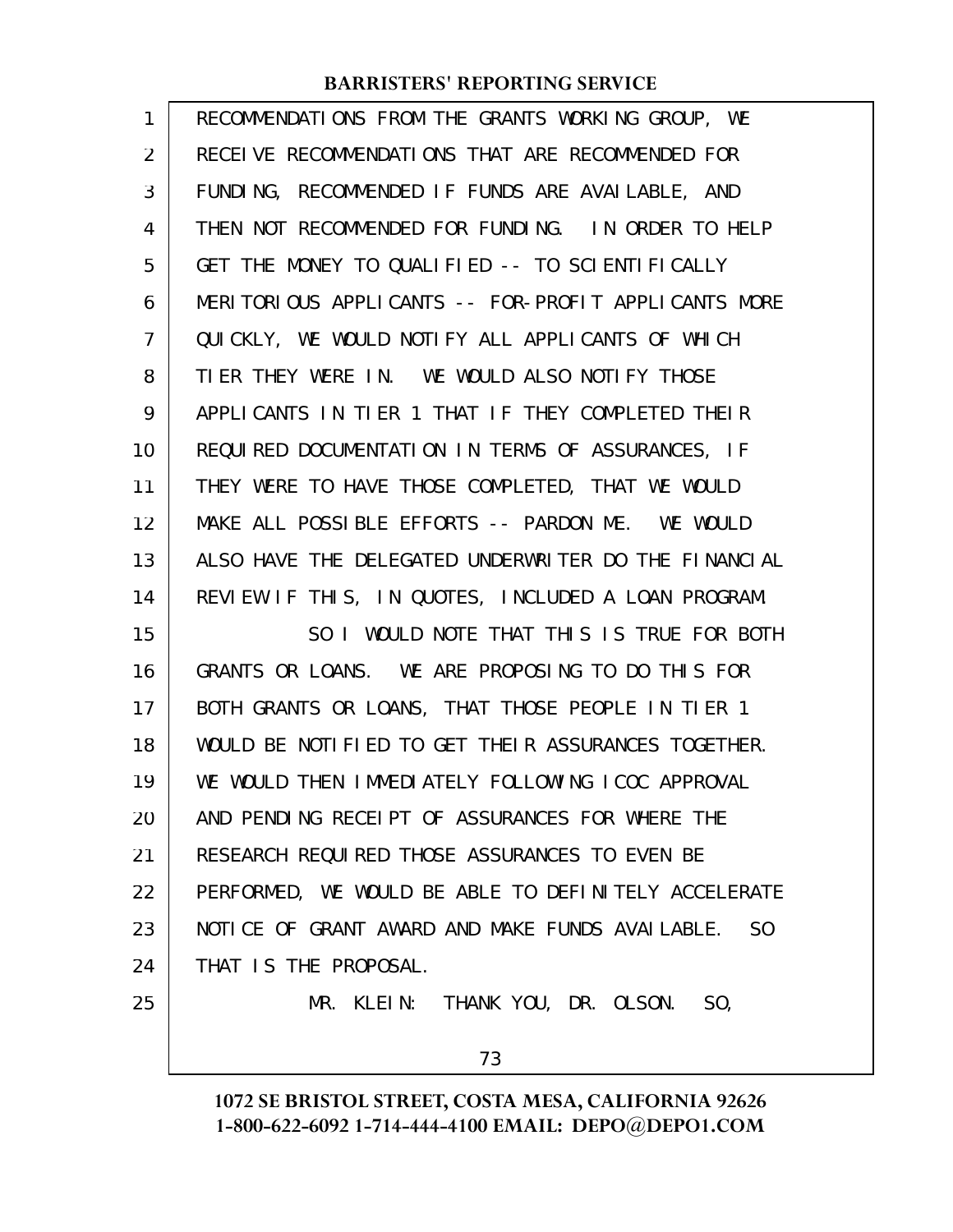RECOMMENDATIONS FROM THE GRANTS WORKING GROUP, WE RECEIVE RECOMMENDATIONS THAT ARE RECOMMENDED FOR FUNDING, RECOMMENDED IF FUNDS ARE AVAILABLE, AND THEN NOT RECOMMENDED FOR FUNDING. IN ORDER TO HELP GET THE MONEY TO QUALIFIED -- TO SCIENTIFICALLY MERITORIOUS APPLICANTS -- FOR-PROFIT APPLICANTS MORE QUICKLY, WE WOULD NOTIFY ALL APPLICANTS OF WHICH TIER THEY WERE IN. WE WOULD ALSO NOTIFY THOSE APPLICANTS IN TIER 1 THAT IF THEY COMPLETED THEIR REQUIRED DOCUMENTATION IN TERMS OF ASSURANCES, IF THEY WERE TO HAVE THOSE COMPLETED, THAT WE WOULD MAKE ALL POSSIBLE EFFORTS -- PARDON ME. WE WOULD ALSO HAVE THE DELEGATED UNDERWRITER DO THE FINANCIAL REVIEW IF THIS, IN QUOTES, INCLUDED A LOAN PROGRAM.

SO I WOULD NOTE THAT THIS IS TRUE FOR BOTH GRANTS OR LOANS. WE ARE PROPOSING TO DO THIS FOR BOTH GRANTS OR LOANS, THAT THOSE PEOPLE IN TIER 1 WOULD BE NOTIFIED TO GET THEIR ASSURANCES TOGETHER. WE WOULD THEN IMMEDIATELY FOLLOWING ICOC APPROVAL AND PENDING RECEIPT OF ASSURANCES FOR WHERE THE RESEARCH REQUIRED THOSE ASSURANCES TO EVEN BE PERFORMED, WE WOULD BE ABLE TO DEFINITELY ACCELERATE NOTICE OF GRANT AWARD AND MAKE FUNDS AVAILABLE. SO THAT IS THE PROPOSAL.

MR. KLEIN: THANK YOU, DR. OLSON. SO,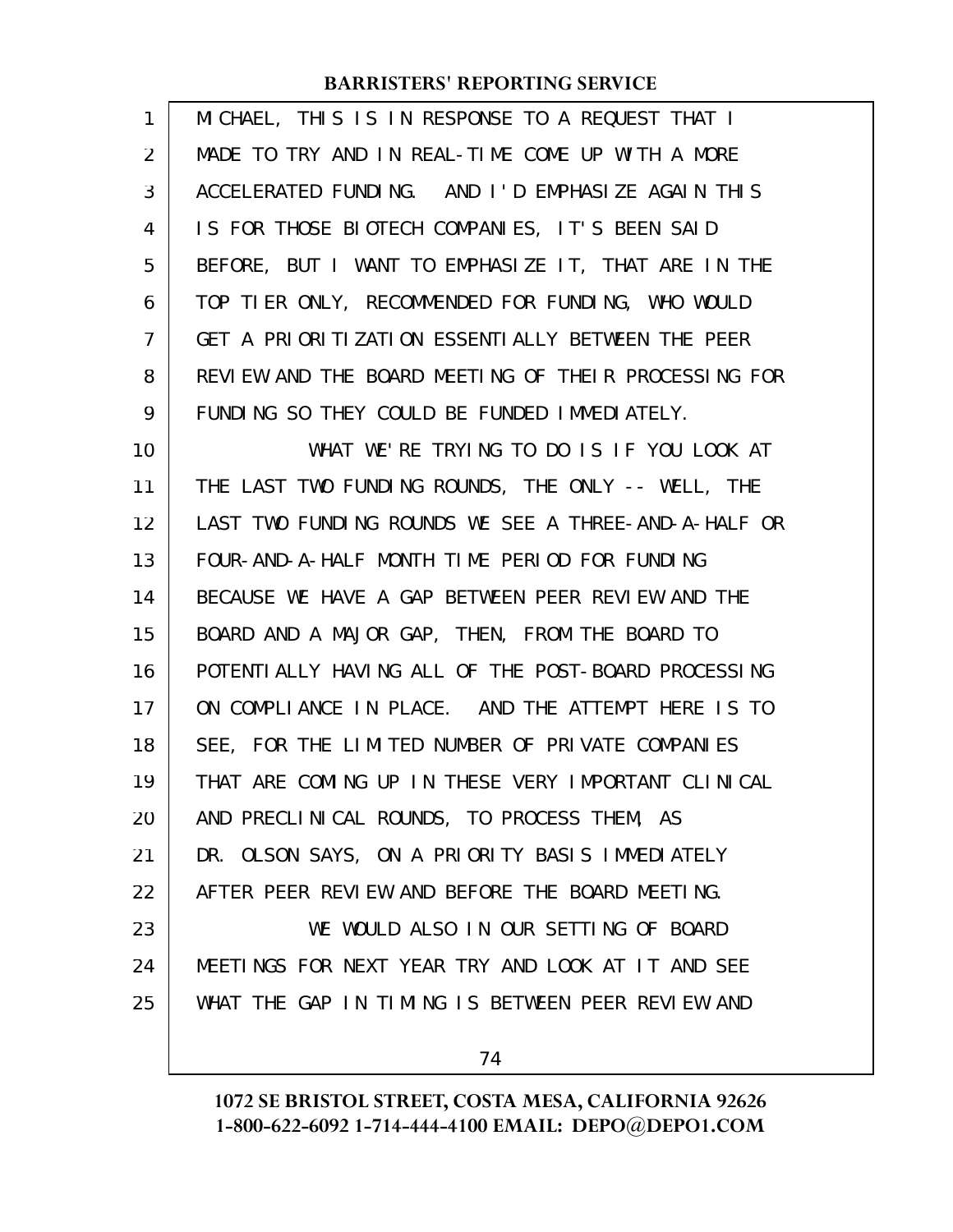MICHAEL, THIS IS IN RESPONSE TO A REQUEST THAT I MADE TO TRY AND IN REAL-TIME COME UP WITH A MORE ACCELERATED FUNDING. AND I'D EMPHASIZE AGAIN THIS IS FOR THOSE BIOTECH COMPANIES, IT'S BEEN SAID BEFORE, BUT I WANT TO EMPHASIZE IT, THAT ARE IN THE TOP TIER ONLY, RECOMMENDED FOR FUNDING, WHO WOULD GET A PRIORITIZATION ESSENTIALLY BETWEEN THE PEER REVIEW AND THE BOARD MEETING OF THEIR PROCESSING FOR FUNDING SO THEY COULD BE FUNDED IMMEDIATELY.

WHAT WE'RE TRYING TO DO IS IF YOU LOOK AT THE LAST TWO FUNDING ROUNDS, THE ONLY -- WELL, THE LAST TWO FUNDING ROUNDS WE SEE A THREE-AND-A-HALF OR FOUR-AND-A-HALF MONTH TIME PERIOD FOR FUNDING BECAUSE WE HAVE A GAP BETWEEN PEER REVIEW AND THE BOARD AND A MAJOR GAP, THEN, FROM THE BOARD TO POTENTIALLY HAVING ALL OF THE POST-BOARD PROCESSING ON COMPLIANCE IN PLACE. AND THE ATTEMPT HERE IS TO SEE, FOR THE LIMITED NUMBER OF PRIVATE COMPANIES THAT ARE COMING UP IN THESE VERY IMPORTANT CLINICAL AND PRECLINICAL ROUNDS, TO PROCESS THEM, AS DR. OLSON SAYS, ON A PRIORITY BASIS IMMEDIATELY AFTER PEER REVIEW AND BEFORE THE BOARD MEETING.

WE WOULD ALSO IN OUR SETTING OF BOARD MEETINGS FOR NEXT YEAR TRY AND LOOK AT IT AND SEE WHAT THE GAP IN TIMING IS BETWEEN PEER REVIEW AND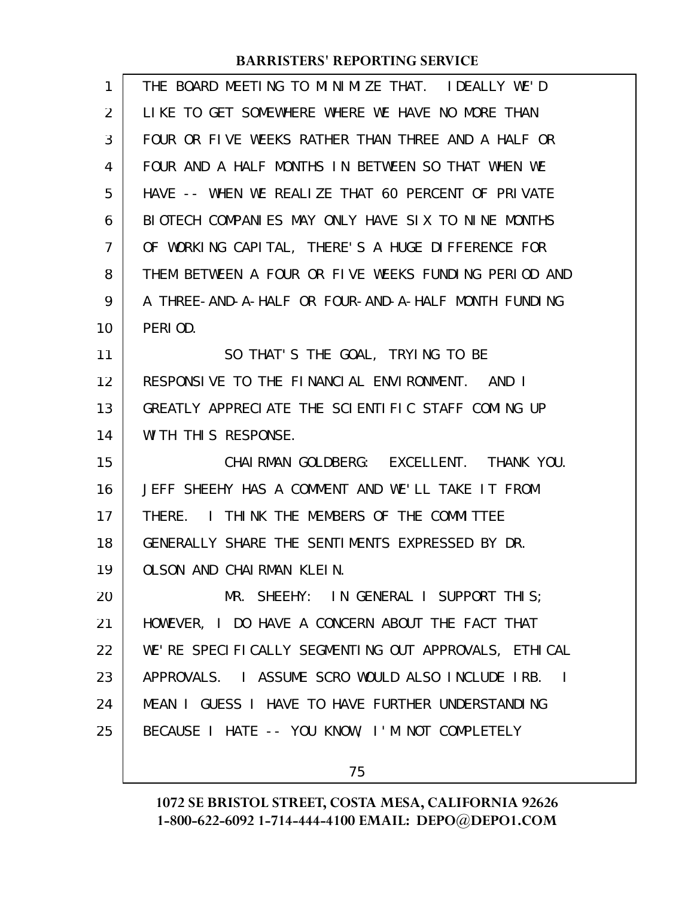THE BOARD MEETING TO MINIMIZE THAT. IDEALLY WE'D LIKE TO GET SOMEWHERE WHERE WE HAVE NO MORE THAN FOUR OR FIVE WEEKS RATHER THAN THREE AND A HALF OR FOUR AND A HALF MONTHS IN BETWEEN SO THAT WHEN WE HAVE -- WHEN WE REALIZE THAT 60 PERCENT OF PRIVATE BIOTECH COMPANIES MAY ONLY HAVE SIX TO NINE MONTHS OF WORKING CAPITAL, THERE'S A HUGE DIFFERENCE FOR THEM BETWEEN A FOUR OR FIVE WEEKS FUNDING PERIOD AND A THREE-AND-A-HALF OR FOUR-AND-A-HALF MONTH FUNDING PERIOD.

SO THAT'S THE GOAL, TRYING TO BE RESPONSIVE TO THE FINANCIAL ENVIRONMENT. AND I GREATLY APPRECIATE THE SCIENTIFIC STAFF COMING UP WITH THIS RESPONSE.

CHAIRMAN GOLDBERG: EXCELLENT. THANK YOU. JEFF SHEEHY HAS A COMMENT AND WE'LL TAKE IT FROM THERE. I THINK THE MEMBERS OF THE COMMITTEE GENERALLY SHARE THE SENTIMENTS EXPRESSED BY DR. OLSON AND CHAIRMAN KLEIN.

MR. SHEEHY: IN GENERAL I SUPPORT THIS; HOWEVER, I DO HAVE A CONCERN ABOUT THE FACT THAT WE'RE SPECIFICALLY SEGMENTING OUT APPROVALS, ETHICAL APPROVALS. I ASSUME SCRO WOULD ALSO INCLUDE IRB. I MEAN I GUESS I HAVE TO HAVE FURTHER UNDERSTANDING BECAUSE I HATE -- YOU KNOW, I'M NOT COMPLETELY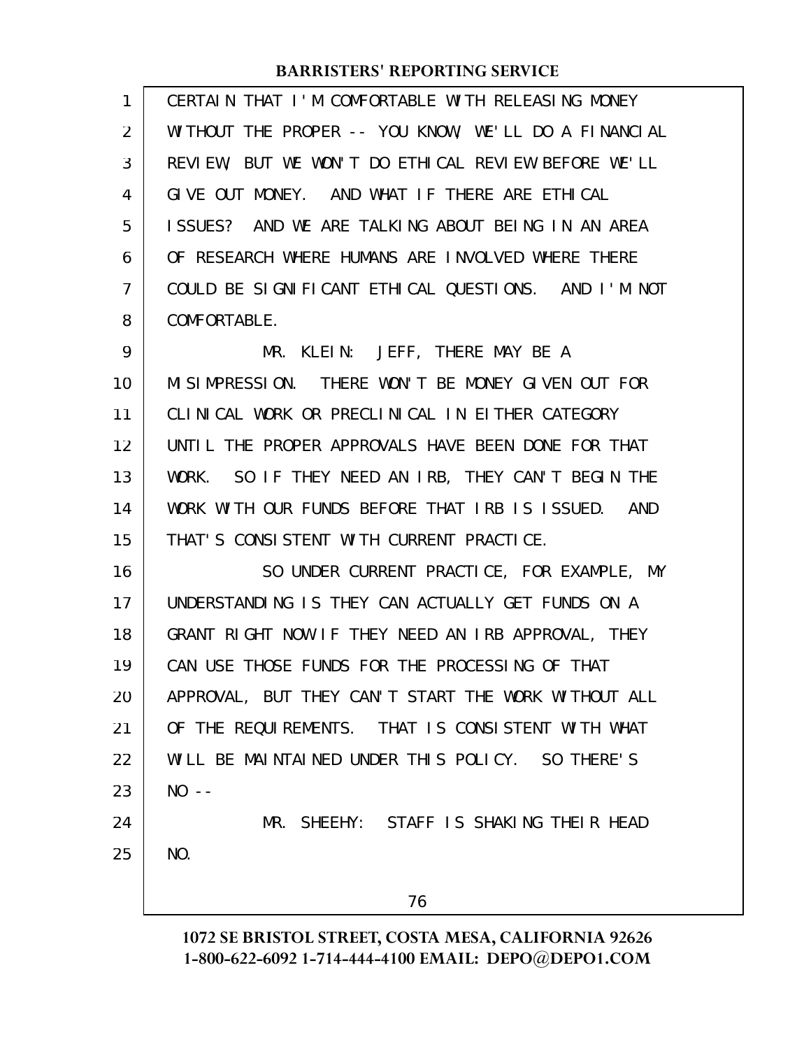CERTAIN THAT I'M COMFORTABLE WITH RELEASING MONEY WITHOUT THE PROPER -- YOU KNOW, WE'LL DO A FINANCIAL REVIEW, BUT WE WON'T DO ETHICAL REVIEW BEFORE WE'LL GIVE OUT MONEY. AND WHAT IF THERE ARE ETHICAL ISSUES? AND WE ARE TALKING ABOUT BEING IN AN AREA OF RESEARCH WHERE HUMANS ARE INVOLVED WHERE THERE COULD BE SIGNIFICANT ETHICAL QUESTIONS. AND I'M NOT COMFORTABLE.

MR. KLEIN: JEFF, THERE MAY BE A MISIMPRESSION. THERE WON'T BE MONEY GIVEN OUT FOR CLINICAL WORK OR PRECLINICAL IN EITHER CATEGORY UNTIL THE PROPER APPROVALS HAVE BEEN DONE FOR THAT WORK. SO IF THEY NEED AN IRB, THEY CAN'T BEGIN THE WORK WITH OUR FUNDS BEFORE THAT IRB IS ISSUED. AND THAT'S CONSISTENT WITH CURRENT PRACTICE.

SO UNDER CURRENT PRACTICE, FOR EXAMPLE, MY UNDERSTANDING IS THEY CAN ACTUALLY GET FUNDS ON A GRANT RIGHT NOW IF THEY NEED AN IRB APPROVAL, THEY CAN USE THOSE FUNDS FOR THE PROCESSING OF THAT APPROVAL, BUT THEY CAN'T START THE WORK WITHOUT ALL OF THE REQUIREMENTS. THAT IS CONSISTENT WITH WHAT WILL BE MAINTAINED UNDER THIS POLICY. SO THERE'S NO --

MR. SHEEHY: STAFF IS SHAKING THEIR HEAD NO.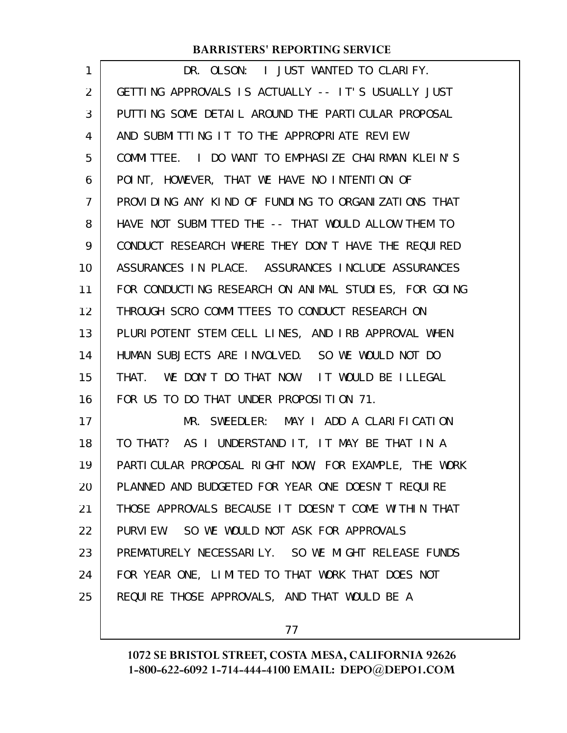DR. OLSON: I JUST WANTED TO CLARIFY. GETTING APPROVALS IS ACTUALLY -- IT'S USUALLY JUST PUTTING SOME DETAIL AROUND THE PARTICULAR PROPOSAL AND SUBMITTING IT TO THE APPROPRIATE REVIEW COMMITTEE. I DO WANT TO EMPHASIZE CHAIRMAN KLEIN'S POINT, HOWEVER, THAT WE HAVE NO INTENTION OF PROVIDING ANY KIND OF FUNDING TO ORGANIZATIONS THAT HAVE NOT SUBMITTED THE -- THAT WOULD ALLOW THEM TO CONDUCT RESEARCH WHERE THEY DON'T HAVE THE REQUIRED ASSURANCES IN PLACE. ASSURANCES INCLUDE ASSURANCES FOR CONDUCTING RESEARCH ON ANIMAL STUDIES, FOR GOING THROUGH SCRO COMMITTEES TO CONDUCT RESEARCH ON PLURIPOTENT STEM CELL LINES, AND IRB APPROVAL WHEN HUMAN SUBJECTS ARE INVOLVED. SO WE WOULD NOT DO THAT. WE DON'T DO THAT NOW. IT WOULD BE ILLEGAL FOR US TO DO THAT UNDER PROPOSITION 71.

MR. SWEEDLER: MAY I ADD A CLARIFICATION TO THAT? AS I UNDERSTAND IT, IT MAY BE THAT IN A PARTICULAR PROPOSAL RIGHT NOW, FOR EXAMPLE, THE WORK PLANNED AND BUDGETED FOR YEAR ONE DOESN'T REQUIRE THOSE APPROVALS BECAUSE IT DOESN'T COME WITHIN THAT PURVIEW. SO WE WOULD NOT ASK FOR APPROVALS PREMATURELY NECESSARILY. SO WE MIGHT RELEASE FUNDS FOR YEAR ONE, LIMITED TO THAT WORK THAT DOES NOT REQUIRE THOSE APPROVALS, AND THAT WOULD BE A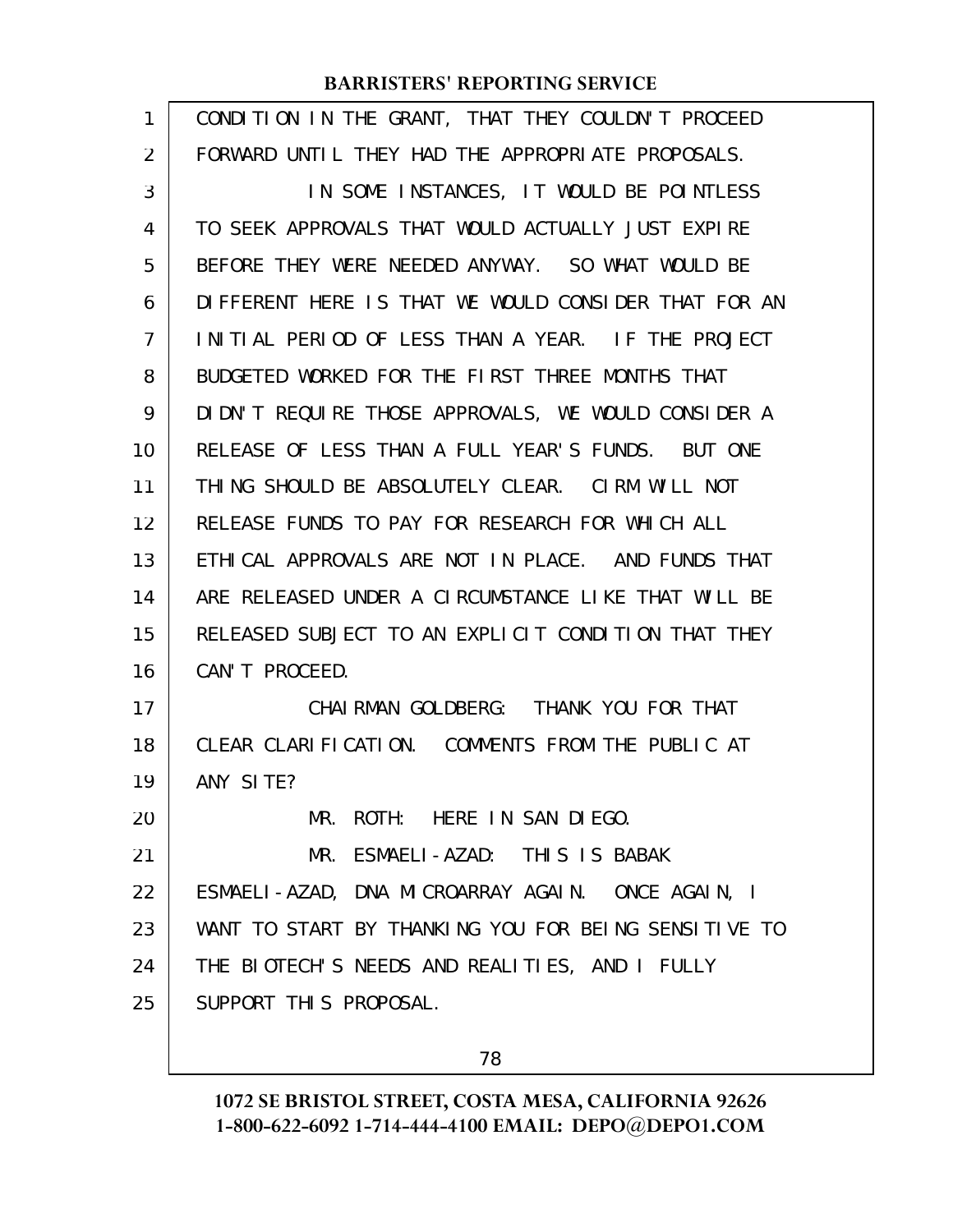CONDITION IN THE GRANT, THAT THEY COULDN'T PROCEED FORWARD UNTIL THEY HAD THE APPROPRIATE PROPOSALS.

IN SOME INSTANCES, IT WOULD BE POINTLESS TO SEEK APPROVALS THAT WOULD ACTUALLY JUST EXPIRE BEFORE THEY WERE NEEDED ANYWAY. SO WHAT WOULD BE DIFFERENT HERE IS THAT WE WOULD CONSIDER THAT FOR AN INITIAL PERIOD OF LESS THAN A YEAR. IF THE PROJECT BUDGETED WORKED FOR THE FIRST THREE MONTHS THAT DIDN'T REQUIRE THOSE APPROVALS, WE WOULD CONSIDER A RELEASE OF LESS THAN A FULL YEAR'S FUNDS. BUT ONE THING SHOULD BE ABSOLUTELY CLEAR. CIRM WILL NOT RELEASE FUNDS TO PAY FOR RESEARCH FOR WHICH ALL ETHICAL APPROVALS ARE NOT IN PLACE. AND FUNDS THAT ARE RELEASED UNDER A CIRCUMSTANCE LIKE THAT WILL BE RELEASED SUBJECT TO AN EXPLICIT CONDITION THAT THEY CAN'T PROCEED.

CHAIRMAN GOLDBERG: THANK YOU FOR THAT CLEAR CLARIFICATION. COMMENTS FROM THE PUBLIC AT ANY SITE?

MR. ROTH: HERE IN SAN DIEGO.

MR. ESMAELI-AZAD: THIS IS BABAK ESMAELI-AZAD, DNA MICROARRAY AGAIN. ONCE AGAIN, I WANT TO START BY THANKING YOU FOR BEING SENSITIVE TO THE BIOTECH'S NEEDS AND REALITIES, AND I FULLY SUPPORT THIS PROPOSAL.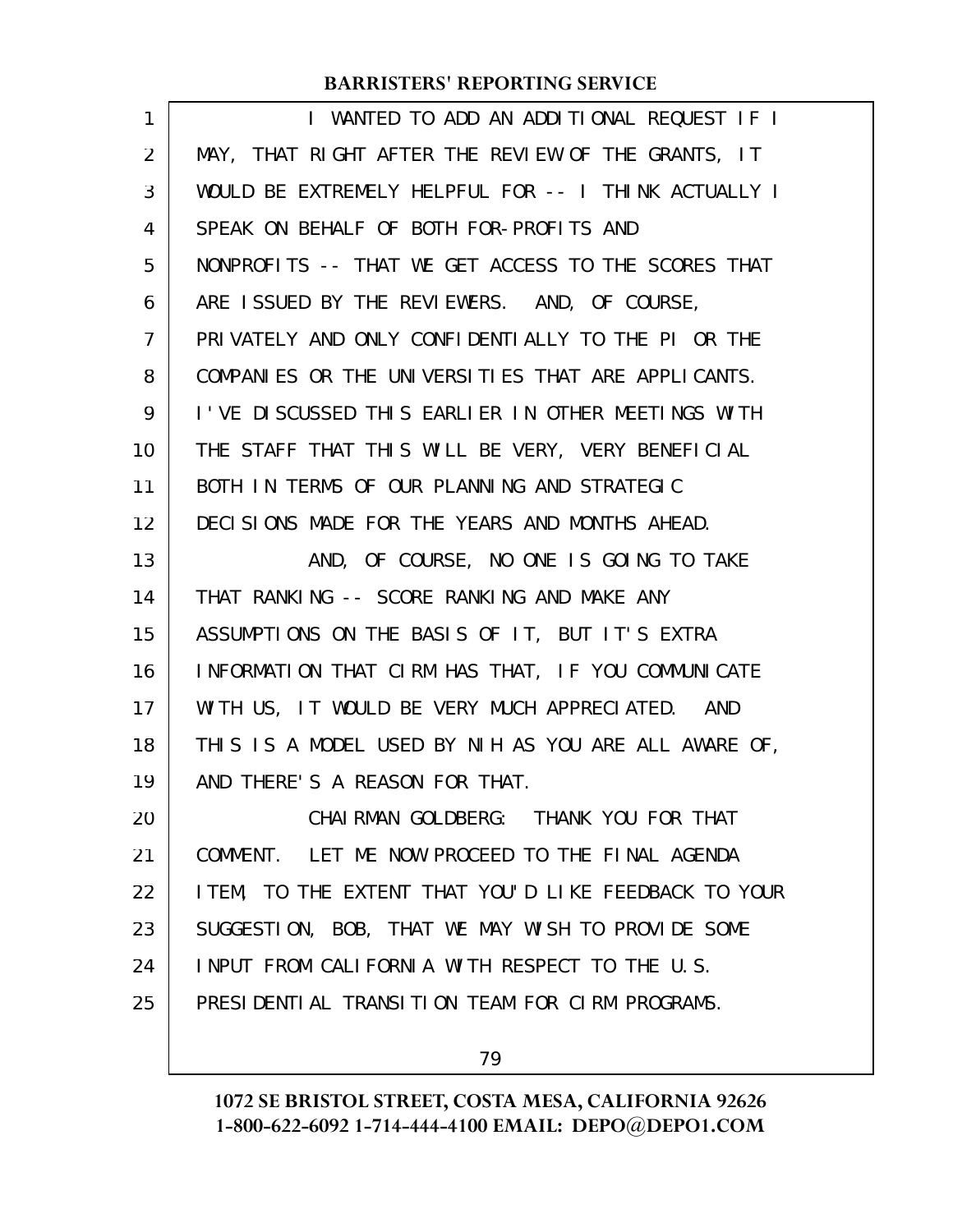I WANTED TO ADD AN ADDITIONAL REQUEST IF I MAY, THAT RIGHT AFTER THE REVIEW OF THE GRANTS, IT WOULD BE EXTREMELY HELPFUL FOR -- I THINK ACTUALLY I SPEAK ON BEHALF OF BOTH FOR-PROFITS AND NONPROFITS -- THAT WE GET ACCESS TO THE SCORES THAT ARE ISSUED BY THE REVIEWERS. AND, OF COURSE, PRIVATELY AND ONLY CONFIDENTIALLY TO THE PI OR THE COMPANIES OR THE UNIVERSITIES THAT ARE APPLICANTS. I'VE DISCUSSED THIS EARLIER IN OTHER MEETINGS WITH THE STAFF THAT THIS WILL BE VERY, VERY BENEFICIAL BOTH IN TERMS OF OUR PLANNING AND STRATEGIC DECISIONS MADE FOR THE YEARS AND MONTHS AHEAD.

AND, OF COURSE, NO ONE IS GOING TO TAKE THAT RANKING -- SCORE RANKING AND MAKE ANY ASSUMPTIONS ON THE BASIS OF IT, BUT IT'S EXTRA INFORMATION THAT CIRM HAS THAT, IF YOU COMMUNICATE WITH US, IT WOULD BE VERY MUCH APPRECIATED. AND THIS IS A MODEL USED BY NIH AS YOU ARE ALL AWARE OF, AND THERE'S A REASON FOR THAT.

CHAIRMAN GOLDBERG: THANK YOU FOR THAT COMMENT. LET ME NOW PROCEED TO THE FINAL AGENDA ITEM, TO THE EXTENT THAT YOU'D LIKE FEEDBACK TO YOUR SUGGESTION, BOB, THAT WE MAY WISH TO PROVIDE SOME INPUT FROM CALIFORNIA WITH RESPECT TO THE U.S. PRESIDENTIAL TRANSITION TEAM FOR CIRM PROGRAMS.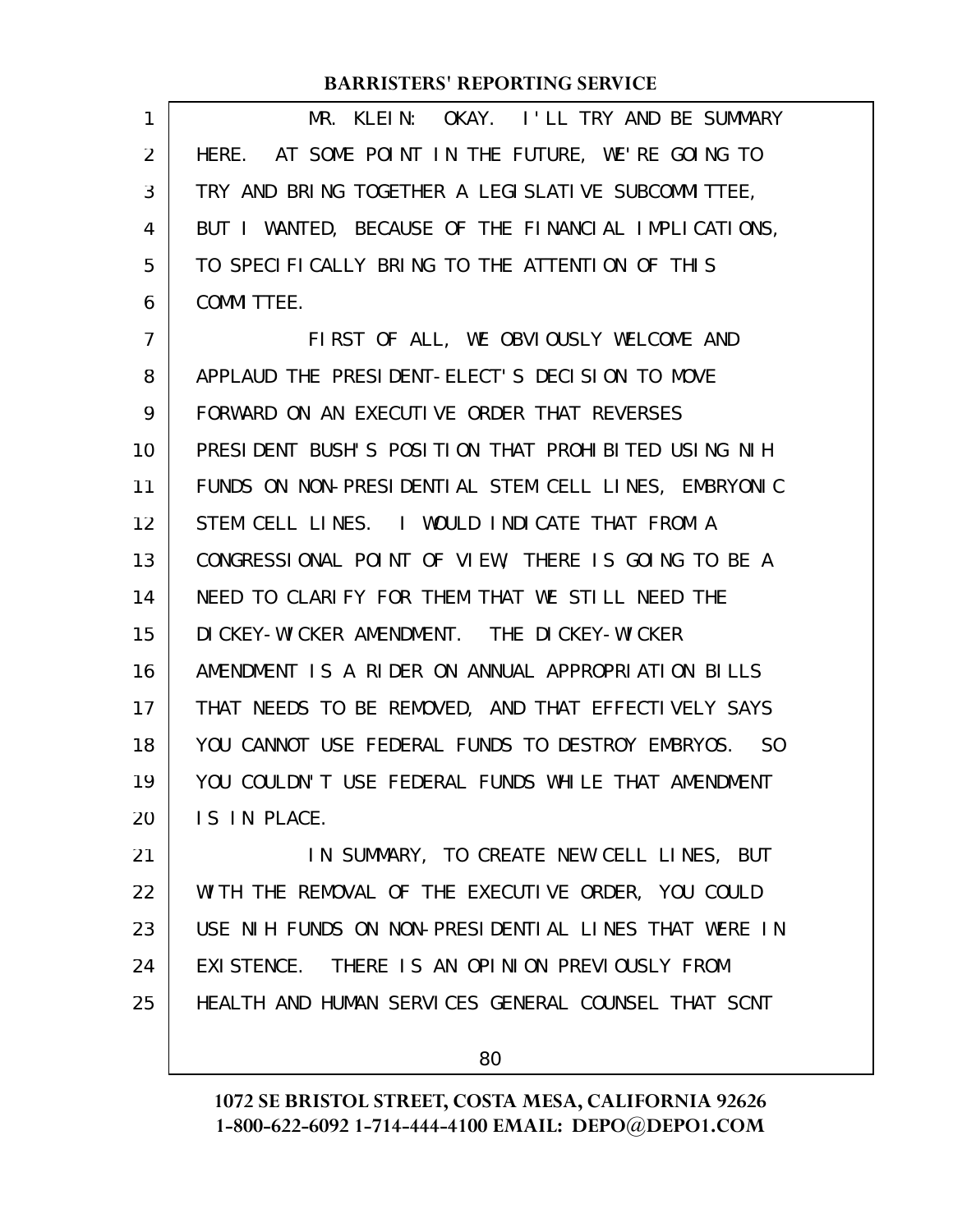MR. KLEIN: OKAY. I'LL TRY AND BE SUMMARY HERE. AT SOME POINT IN THE FUTURE, WE'RE GOING TO TRY AND BRING TOGETHER A LEGISLATIVE SUBCOMMITTEE, BUT I WANTED, BECAUSE OF THE FINANCIAL IMPLICATIONS, TO SPECIFICALLY BRING TO THE ATTENTION OF THIS COMMITTEE.

FIRST OF ALL, WE OBVIOUSLY WELCOME AND APPLAUD THE PRESIDENT-ELECT'S DECISION TO MOVE FORWARD ON AN EXECUTIVE ORDER THAT REVERSES PRESIDENT BUSH'S POSITION THAT PROHIBITED USING NIH FUNDS ON NON-PRESIDENTIAL STEM CELL LINES, EMBRYONIC STEM CELL LINES. I WOULD INDICATE THAT FROM A CONGRESSIONAL POINT OF VIEW, THERE IS GOING TO BE A NEED TO CLARIFY FOR THEM THAT WE STILL NEED THE DICKEY-WICKER AMENDMENT. THE DICKEY-WICKER AMENDMENT IS A RIDER ON ANNUAL APPROPRIATION BILLS THAT NEEDS TO BE REMOVED, AND THAT EFFECTIVELY SAYS YOU CANNOT USE FEDERAL FUNDS TO DESTROY EMBRYOS. SO YOU COULDN'T USE FEDERAL FUNDS WHILE THAT AMENDMENT IS IN PLACE.

IN SUMMARY, TO CREATE NEW CELL LINES, BUT WITH THE REMOVAL OF THE EXECUTIVE ORDER, YOU COULD USE NIH FUNDS ON NON-PRESIDENTIAL LINES THAT WERE IN EXISTENCE. THERE IS AN OPINION PREVIOUSLY FROM HEALTH AND HUMAN SERVICES GENERAL COUNSEL THAT SCNT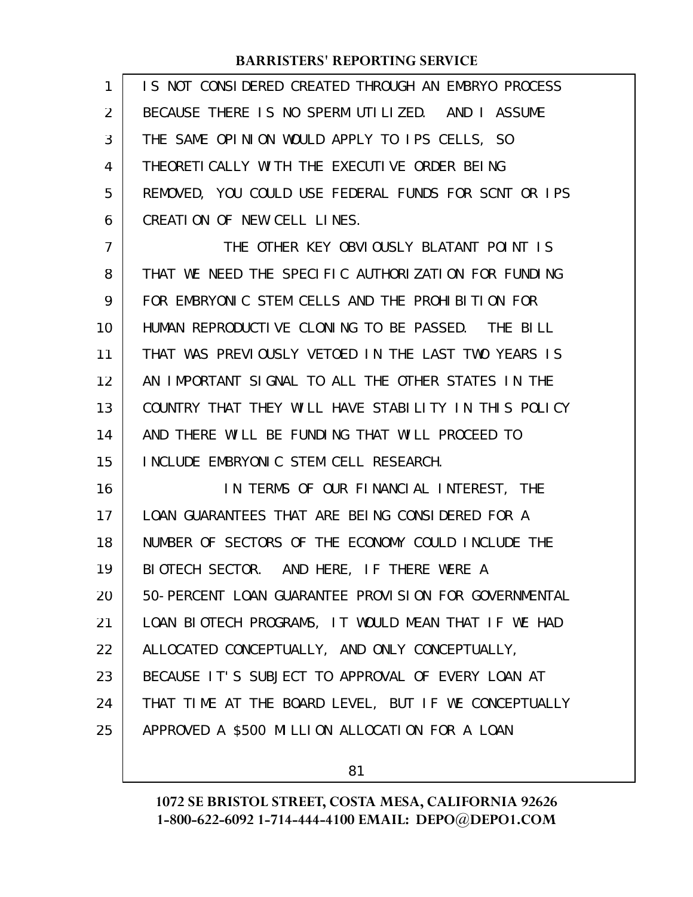IS NOT CONSIDERED CREATED THROUGH AN EMBRYO PROCESS BECAUSE THERE IS NO SPERM UTILIZED. AND I ASSUME THE SAME OPINION WOULD APPLY TO IPS CELLS, SO THEORETICALLY WITH THE EXECUTIVE ORDER BEING REMOVED, YOU COULD USE FEDERAL FUNDS FOR SCNT OR IPS CREATION OF NEW CELL LINES.

THE OTHER KEY OBVIOUSLY BLATANT POINT IS THAT WE NEED THE SPECIFIC AUTHORIZATION FOR FUNDING FOR EMBRYONIC STEM CELLS AND THE PROHIBITION FOR HUMAN REPRODUCTIVE CLONING TO BE PASSED. THE BILL THAT WAS PREVIOUSLY VETOED IN THE LAST TWO YEARS IS AN IMPORTANT SIGNAL TO ALL THE OTHER STATES IN THE COUNTRY THAT THEY WILL HAVE STABILITY IN THIS POLICY AND THERE WILL BE FUNDING THAT WILL PROCEED TO INCLUDE EMBRYONIC STEM CELL RESEARCH.

IN TERMS OF OUR FINANCIAL INTEREST, THE LOAN GUARANTEES THAT ARE BEING CONSIDERED FOR A NUMBER OF SECTORS OF THE ECONOMY COULD INCLUDE THE BIOTECH SECTOR. AND HERE, IF THERE WERE A 50-PERCENT LOAN GUARANTEE PROVISION FOR GOVERNMENTAL LOAN BIOTECH PROGRAMS, IT WOULD MEAN THAT IF WE HAD ALLOCATED CONCEPTUALLY, AND ONLY CONCEPTUALLY, BECAUSE IT'S SUBJECT TO APPROVAL OF EVERY LOAN AT THAT TIME AT THE BOARD LEVEL, BUT IF WE CONCEPTUALLY APPROVED A $500 MILLION ALLOCATION FOR A LOAN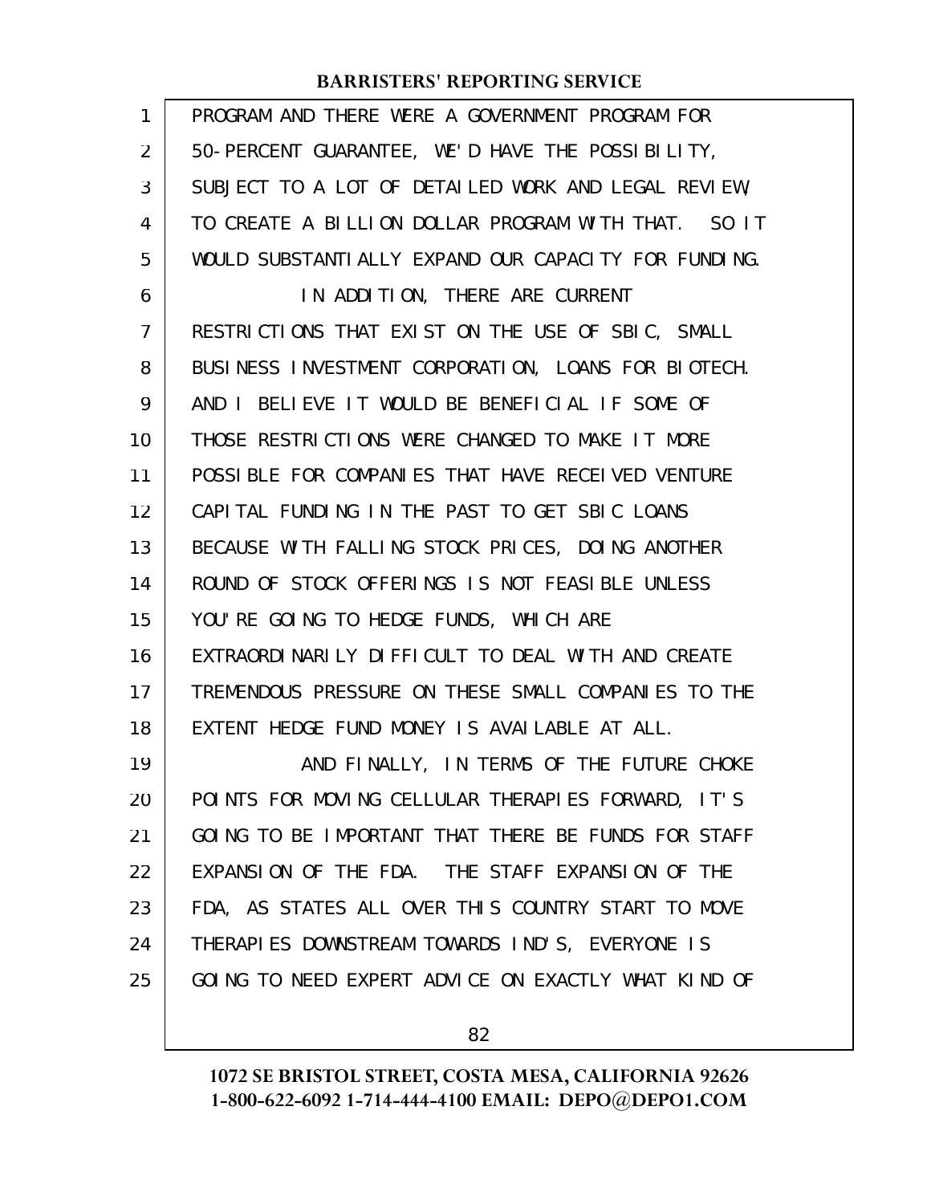PROGRAM AND THERE WERE A GOVERNMENT PROGRAM FOR 50-PERCENT GUARANTEE, WE'D HAVE THE POSSIBILITY, SUBJECT TO A LOT OF DETAILED WORK AND LEGAL REVIEW, TO CREATE A BILLION DOLLAR PROGRAM WITH THAT. SO IT WOULD SUBSTANTIALLY EXPAND OUR CAPACITY FOR FUNDING.

IN ADDITION, THERE ARE CURRENT RESTRICTIONS THAT EXIST ON THE USE OF SBIC, SMALL BUSINESS INVESTMENT CORPORATION, LOANS FOR BIOTECH. AND I BELIEVE IT WOULD BE BENEFICIAL IF SOME OF THOSE RESTRICTIONS WERE CHANGED TO MAKE IT MORE POSSIBLE FOR COMPANIES THAT HAVE RECEIVED VENTURE CAPITAL FUNDING IN THE PAST TO GET SBIC LOANS BECAUSE WITH FALLING STOCK PRICES, DOING ANOTHER ROUND OF STOCK OFFERINGS IS NOT FEASIBLE UNLESS YOU'RE GOING TO HEDGE FUNDS, WHICH ARE EXTRAORDINARILY DIFFICULT TO DEAL WITH AND CREATE TREMENDOUS PRESSURE ON THESE SMALL COMPANIES TO THE EXTENT HEDGE FUND MONEY IS AVAILABLE AT ALL.

AND FINALLY, IN TERMS OF THE FUTURE CHOKE POINTS FOR MOVING CELLULAR THERAPIES FORWARD, IT'S GOING TO BE IMPORTANT THAT THERE BE FUNDS FOR STAFF EXPANSION OF THE FDA. THE STAFF EXPANSION OF THE FDA, AS STATES ALL OVER THIS COUNTRY START TO MOVE THERAPIES DOWNSTREAM TOWARDS IND'S, EVERYONE IS GOING TO NEED EXPERT ADVICE ON EXACTLY WHAT KIND OF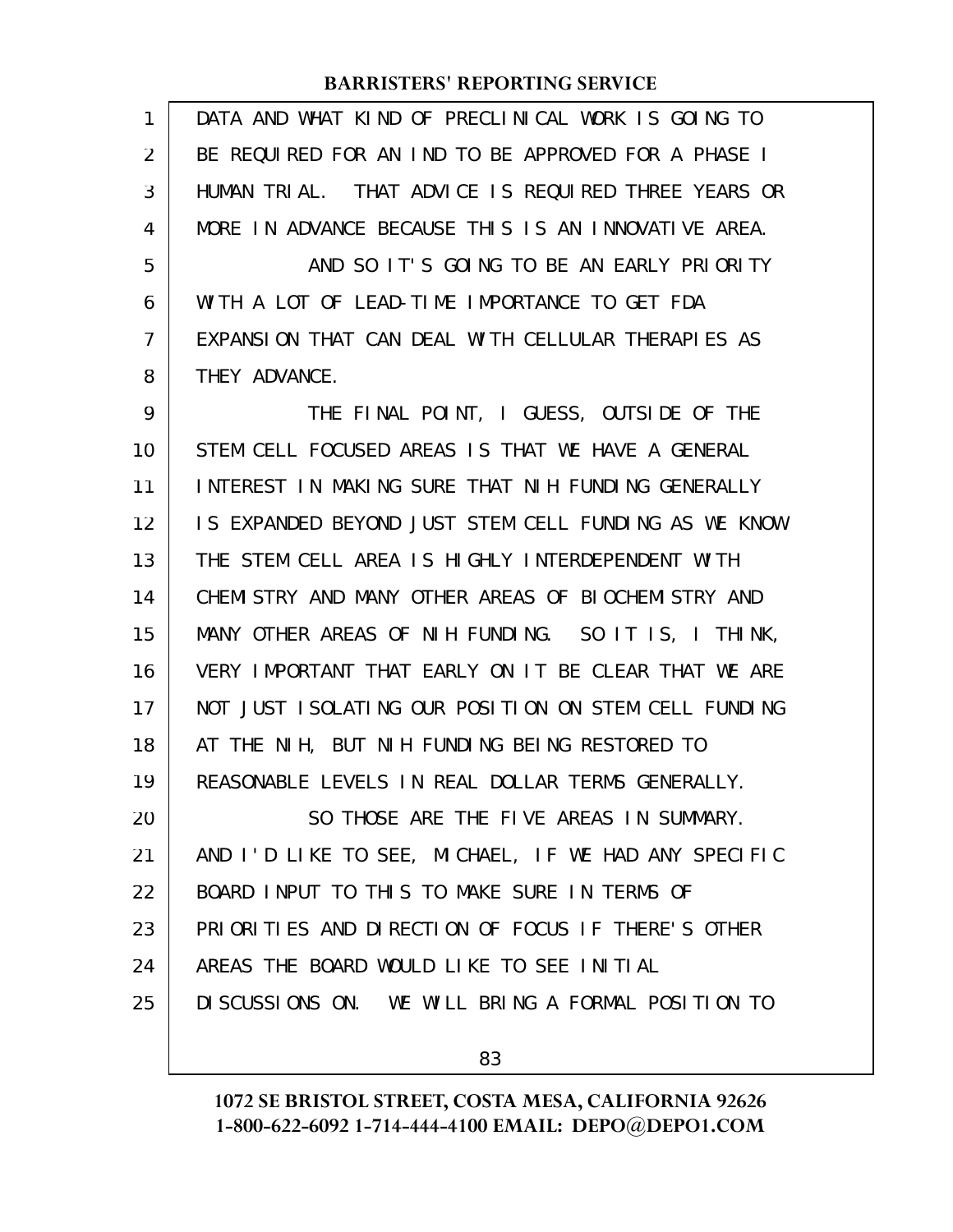DATA AND WHAT KIND OF PRECLINICAL WORK IS GOING TO BE REQUIRED FOR AN IND TO BE APPROVED FOR A PHASE I HUMAN TRIAL. THAT ADVICE IS REQUIRED THREE YEARS OR MORE IN ADVANCE BECAUSE THIS IS AN INNOVATIVE AREA.

AND SO IT'S GOING TO BE AN EARLY PRIORITY WITH A LOT OF LEAD-TIME IMPORTANCE TO GET FDA EXPANSION THAT CAN DEAL WITH CELLULAR THERAPIES AS THEY ADVANCE.

THE FINAL POINT, I GUESS, OUTSIDE OF THE STEM CELL FOCUSED AREAS IS THAT WE HAVE A GENERAL INTEREST IN MAKING SURE THAT NIH FUNDING GENERALLY IS EXPANDED BEYOND JUST STEM CELL FUNDING AS WE KNOW THE STEM CELL AREA IS HIGHLY INTERDEPENDENT WITH CHEMISTRY AND MANY OTHER AREAS OF BIOCHEMISTRY AND MANY OTHER AREAS OF NIH FUNDING. SO IT IS, I THINK, VERY IMPORTANT THAT EARLY ON IT BE CLEAR THAT WE ARE NOT JUST ISOLATING OUR POSITION ON STEM CELL FUNDING AT THE NIH, BUT NIH FUNDING BEING RESTORED TO REASONABLE LEVELS IN REAL DOLLAR TERMS GENERALLY.

SO THOSE ARE THE FIVE AREAS IN SUMMARY. AND I'D LIKE TO SEE, MICHAEL, IF WE HAD ANY SPECIFIC BOARD INPUT TO THIS TO MAKE SURE IN TERMS OF PRIORITIES AND DIRECTION OF FOCUS IF THERE'S OTHER AREAS THE BOARD WOULD LIKE TO SEE INITIAL DISCUSSIONS ON. WE WILL BRING A FORMAL POSITION TO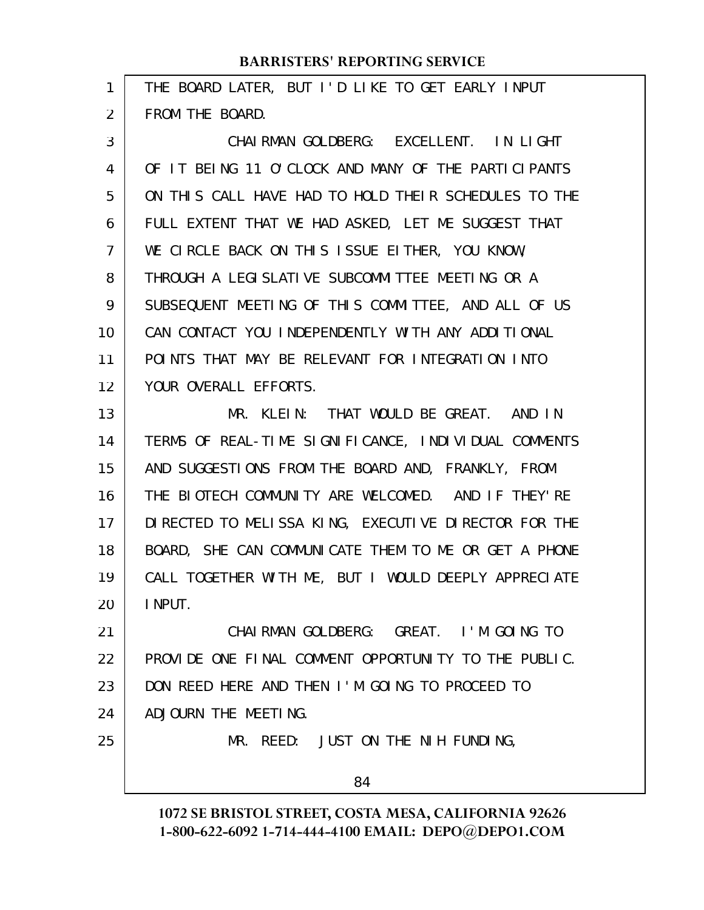THE BOARD LATER, BUT I'D LIKE TO GET EARLY INPUT FROM THE BOARD.

CHAIRMAN GOLDBERG: EXCELLENT. IN LIGHT OF IT BEING 11 O'CLOCK AND MANY OF THE PARTICIPANTS ON THIS CALL HAVE HAD TO HOLD THEIR SCHEDULES TO THE FULL EXTENT THAT WE HAD ASKED, LET ME SUGGEST THAT WE CIRCLE BACK ON THIS ISSUE EITHER, YOU KNOW, THROUGH A LEGISLATIVE SUBCOMMITTEE MEETING OR A SUBSEQUENT MEETING OF THIS COMMITTEE, AND ALL OF US CAN CONTACT YOU INDEPENDENTLY WITH ANY ADDITIONAL POINTS THAT MAY BE RELEVANT FOR INTEGRATION INTO YOUR OVERALL EFFORTS.

MR. KLEIN: THAT WOULD BE GREAT. AND IN TERMS OF REAL-TIME SIGNIFICANCE, INDIVIDUAL COMMENTS AND SUGGESTIONS FROM THE BOARD AND, FRANKLY, FROM THE BIOTECH COMMUNITY ARE WELCOMED. AND IF THEY'RE DIRECTED TO MELISSA KING, EXECUTIVE DIRECTOR FOR THE BOARD, SHE CAN COMMUNICATE THEM TO ME OR GET A PHONE CALL TOGETHER WITH ME, BUT I WOULD DEEPLY APPRECIATE INPUT.

CHAIRMAN GOLDBERG: GREAT. I'M GOING TO PROVIDE ONE FINAL COMMENT OPPORTUNITY TO THE PUBLIC. DON REED HERE AND THEN I'M GOING TO PROCEED TO ADJOURN THE MEETING.

MR. REED: JUST ON THE NIH FUNDING,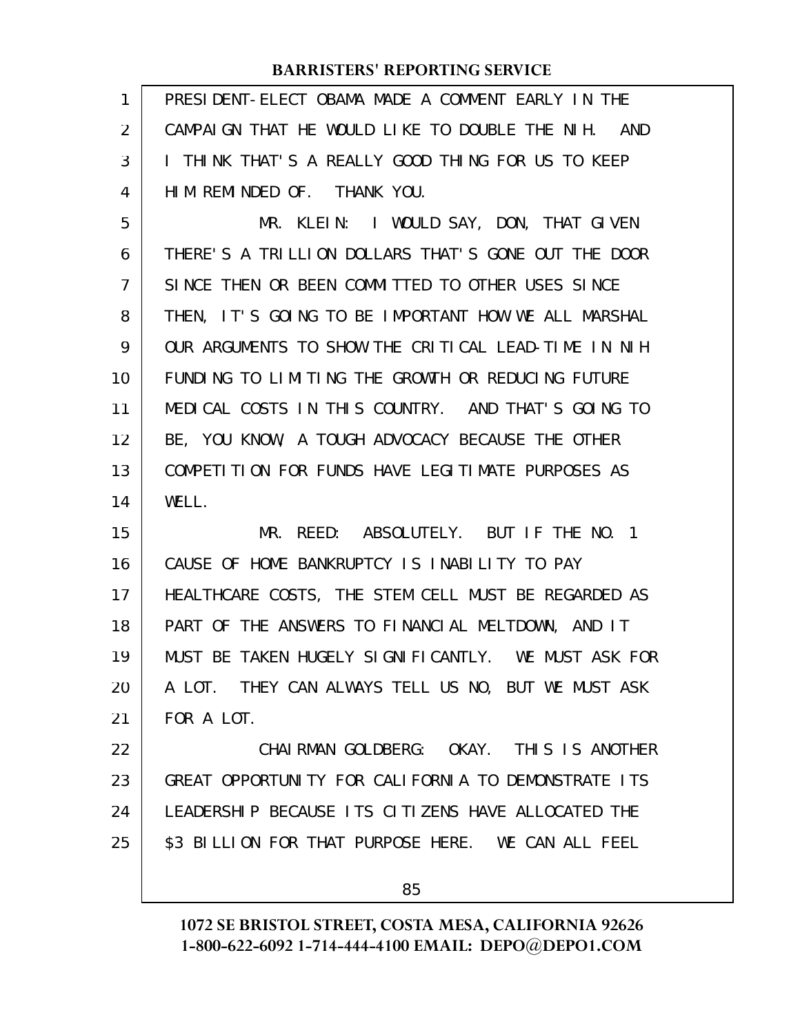PRESIDENT-ELECT OBAMA MADE A COMMENT EARLY IN THE CAMPAIGN THAT HE WOULD LIKE TO DOUBLE THE NIH. AND I THINK THAT'S A REALLY GOOD THING FOR US TO KEEP HIM REMINDED OF. THANK YOU.

MR. KLEIN: I WOULD SAY, DON, THAT GIVEN THERE'S A TRILLION DOLLARS THAT'S GONE OUT THE DOOR SINCE THEN OR BEEN COMMITTED TO OTHER USES SINCE THEN, IT'S GOING TO BE IMPORTANT HOW WE ALL MARSHAL OUR ARGUMENTS TO SHOW THE CRITICAL LEAD-TIME IN NIH FUNDING TO LIMITING THE GROWTH OR REDUCING FUTURE MEDICAL COSTS IN THIS COUNTRY. AND THAT'S GOING TO BE, YOU KNOW, A TOUGH ADVOCACY BECAUSE THE OTHER COMPETITION FOR FUNDS HAVE LEGITIMATE PURPOSES AS WELL.

MR. REED: ABSOLUTELY. BUT IF THE NO. 1 CAUSE OF HOME BANKRUPTCY IS INABILITY TO PAY HEALTHCARE COSTS, THE STEM CELL MUST BE REGARDED AS PART OF THE ANSWERS TO FINANCIAL MELTDOWN, AND IT MUST BE TAKEN HUGELY SIGNIFICANTLY. WE MUST ASK FOR A LOT. THEY CAN ALWAYS TELL US NO, BUT WE MUST ASK FOR A LOT.

CHAIRMAN GOLDBERG: OKAY. THIS IS ANOTHER GREAT OPPORTUNITY FOR CALIFORNIA TO DEMONSTRATE ITS LEADERSHIP BECAUSE ITS CITIZENS HAVE ALLOCATED THE $3 BILLION FOR THAT PURPOSE HERE. WE CAN ALL FEEL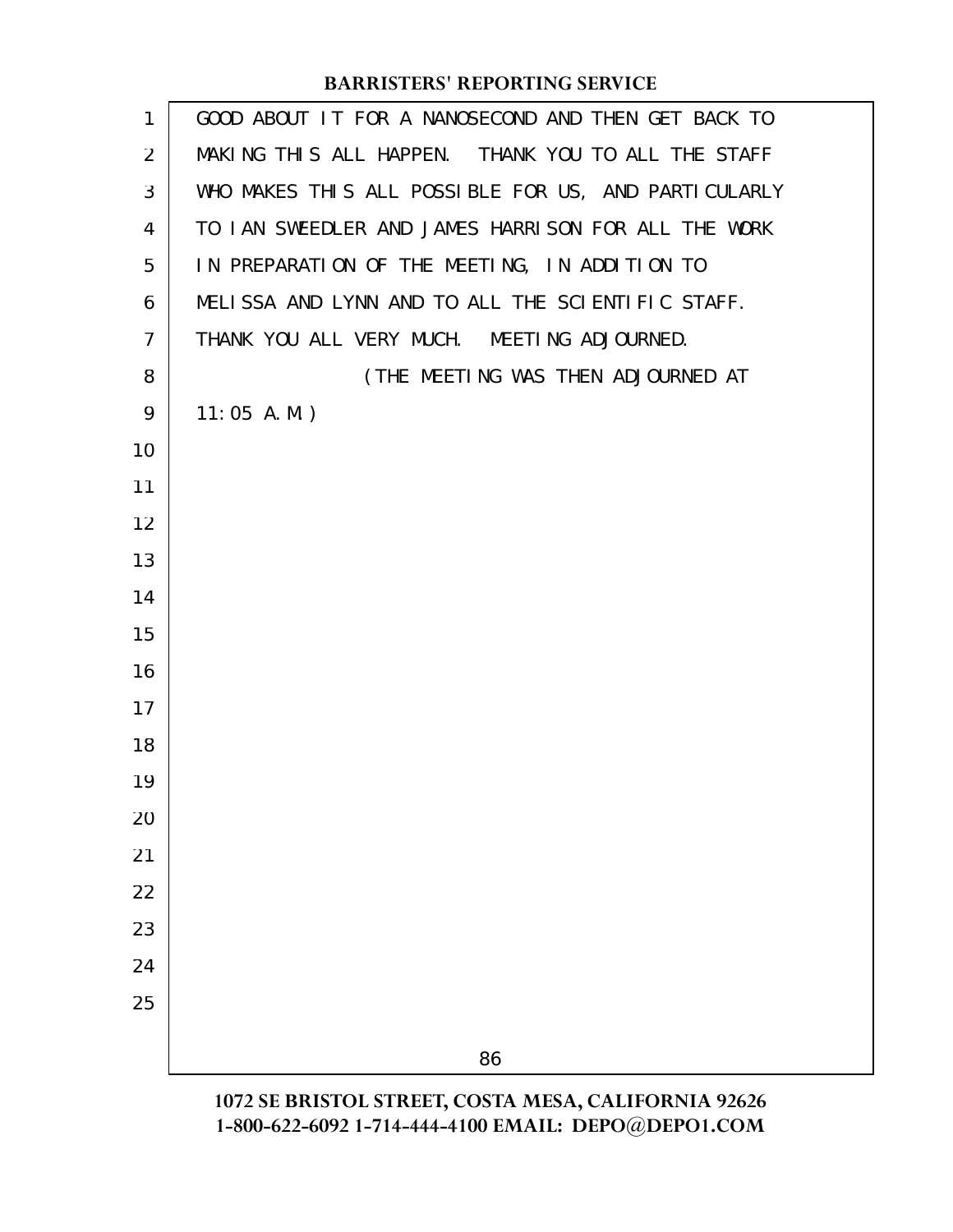GOOD ABOUT IT FOR A NANOSECOND AND THEN GET BACK TO MAKING THIS ALL HAPPEN. THANK YOU TO ALL THE STAFF WHO MAKES THIS ALL POSSIBLE FOR US, AND PARTICULARLY TO IAN SWEEDLER AND JAMES HARRISON FOR ALL THE WORK IN PREPARATION OF THE MEETING, IN ADDITION TO MELISSA AND LYNN AND TO ALL THE SCIENTIFIC STAFF. THANK YOU ALL VERY MUCH. MEETING ADJOURNED.

(THE MEETING WAS THEN ADJOURNED AT 11:05 A.M.)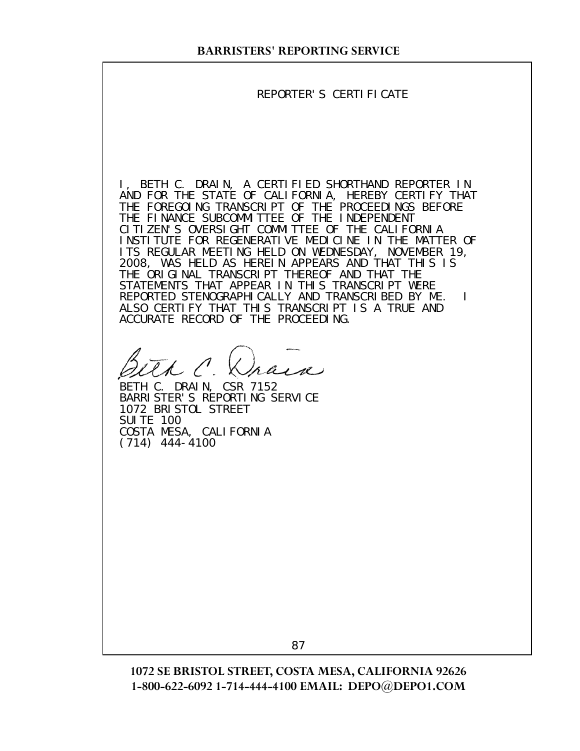REPORTER'S CERTIFICATE

I, BETH C. DRAIN, A CERTIFIED SHORTHAND REPORTER IN AND FOR THE STATE OF CALIFORNIA, HEREBY CERTIFY THAT THE FOREGOING TRANSCRIPT OF THE PROCEEDINGS BEFORE THE FINANCE SUBCOMMITTEE OF THE INDEPENDENT CITIZEN'S OVERSIGHT COMMITTEE OF THE CALIFORNIA INSTITUTE FOR REGENERATIVE MEDICINE IN THE MATTER OF ITS REGULAR MEETING HELD ON WEDNESDAY, NOVEMBER 19, 2008, WAS HELD AS HEREIN APPEARS AND THAT THIS IS THE ORIGINAL TRANSCRIPT THEREOF AND THAT THE STATEMENTS THAT APPEAR IN THIS TRANSCRIPT WERE REPORTED STENOGRAPHICALLY AND TRANSCRIBED BY ME. I ALSO CERTIFY THAT THIS TRANSCRIPT IS A TRUE AND ACCURATE RECORD OF THE PROCEEDING.

BETH C. DRAIN, CSR 7152
BARRISTER'S REPORTING SERVICE
1072 BRISTOL STREET
SUITE 100
COSTA MESA, CALIFORNIA
(714) 444-4100